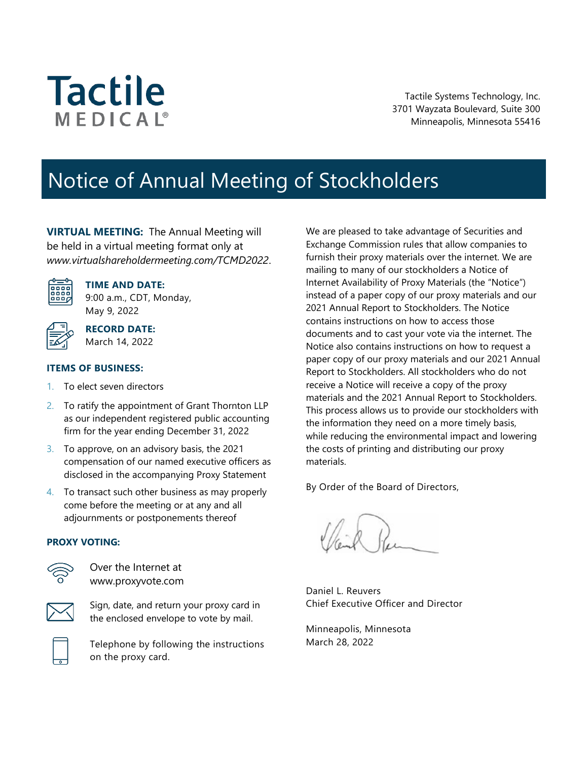Tactile MEDICAL®

Tactile Systems Technology, Inc.
3701 Wayzata Boulevard, Suite 300
Minneapolis, Minnesota 55416

# Notice of Annual Meeting of Stockholders

**VIRTUAL MEETING:** The Annual Meeting will be held in a virtual meeting format only at *www.virtualshareholdermeeting.com/TCMD2022*.

**TIME AND DATE:**
9:00 a.m., CDT, Monday, May 9, 2022

**RECORD DATE:**
March 14, 2022

**ITEMS OF BUSINESS:**

1. To elect seven directors
2. To ratify the appointment of Grant Thornton LLP as our independent registered public accounting firm for the year ending December 31, 2022
3. To approve, on an advisory basis, the 2021 compensation of our named executive officers as disclosed in the accompanying Proxy Statement
4. To transact such other business as may properly come before the meeting or at any and all adjournments or postponements thereof

**PROXY VOTING:**

Over the Internet at www.proxyvote.com

Sign, date, and return your proxy card in the enclosed envelope to vote by mail.

Telephone by following the instructions on the proxy card.

We are pleased to take advantage of Securities and Exchange Commission rules that allow companies to furnish their proxy materials over the internet. We are mailing to many of our stockholders a Notice of Internet Availability of Proxy Materials (the "Notice") instead of a paper copy of our proxy materials and our 2021 Annual Report to Stockholders. The Notice contains instructions on how to access those documents and to cast your vote via the internet. The Notice also contains instructions on how to request a paper copy of our proxy materials and our 2021 Annual Report to Stockholders. All stockholders who do not receive a Notice will receive a copy of the proxy materials and the 2021 Annual Report to Stockholders. This process allows us to provide our stockholders with the information they need on a more timely basis, while reducing the environmental impact and lowering the costs of printing and distributing our proxy materials.

By Order of the Board of Directors,

Daniel L. Reuvers
Chief Executive Officer and Director

Minneapolis, Minnesota
March 28, 2022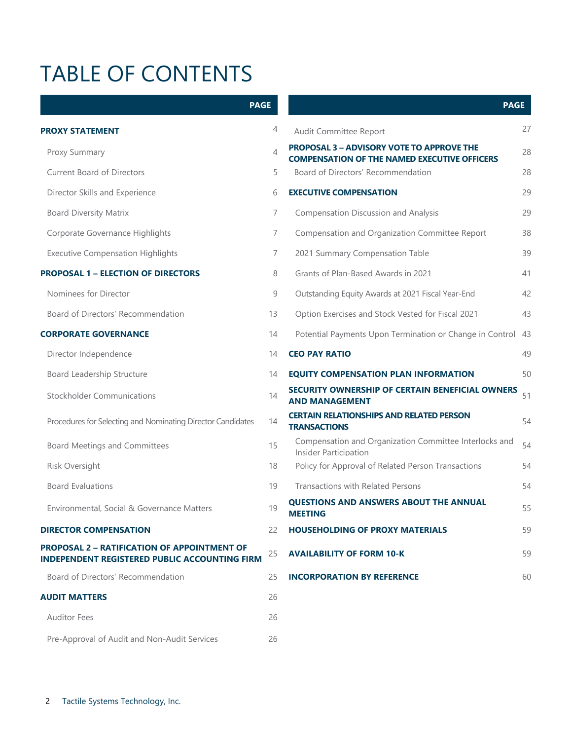# TABLE OF CONTENTS

| | PAGE |
|---|---|
| **PROXY STATEMENT** | 4 |
| Proxy Summary | 4 |
| Current Board of Directors | 5 |
| Director Skills and Experience | 6 |
| Board Diversity Matrix | 7 |
| Corporate Governance Highlights | 7 |
| Executive Compensation Highlights | 7 |
| **PROPOSAL 1 – ELECTION OF DIRECTORS** | 8 |
| Nominees for Director | 9 |
| Board of Directors' Recommendation | 13 |
| **CORPORATE GOVERNANCE** | 14 |
| Director Independence | 14 |
| Board Leadership Structure | 14 |
| Stockholder Communications | 14 |
| Procedures for Selecting and Nominating Director Candidates | 14 |
| Board Meetings and Committees | 15 |
| Risk Oversight | 18 |
| Board Evaluations | 19 |
| Environmental, Social & Governance Matters | 19 |
| **DIRECTOR COMPENSATION** | 22 |
| **PROPOSAL 2 – RATIFICATION OF APPOINTMENT OF INDEPENDENT REGISTERED PUBLIC ACCOUNTING FIRM** | 25 |
| Board of Directors' Recommendation | 25 |
| **AUDIT MATTERS** | 26 |
| Auditor Fees | 26 |
| Pre-Approval of Audit and Non-Audit Services | 26 |
| Audit Committee Report | 27 |
| **PROPOSAL 3 – ADVISORY VOTE TO APPROVE THE COMPENSATION OF THE NAMED EXECUTIVE OFFICERS** | 28 |
| Board of Directors' Recommendation | 28 |
| **EXECUTIVE COMPENSATION** | 29 |
| Compensation Discussion and Analysis | 29 |
| Compensation and Organization Committee Report | 38 |
| 2021 Summary Compensation Table | 39 |
| Grants of Plan-Based Awards in 2021 | 41 |
| Outstanding Equity Awards at 2021 Fiscal Year-End | 42 |
| Option Exercises and Stock Vested for Fiscal 2021 | 43 |
| Potential Payments Upon Termination or Change in Control | 43 |
| **CEO PAY RATIO** | 49 |
| **EQUITY COMPENSATION PLAN INFORMATION** | 50 |
| **SECURITY OWNERSHIP OF CERTAIN BENEFICIAL OWNERS AND MANAGEMENT** | 51 |
| **CERTAIN RELATIONSHIPS AND RELATED PERSON TRANSACTIONS** | 54 |
| Compensation and Organization Committee Interlocks and Insider Participation | 54 |
| Policy for Approval of Related Person Transactions | 54 |
| Transactions with Related Persons | 54 |
| **QUESTIONS AND ANSWERS ABOUT THE ANNUAL MEETING** | 55 |
| **HOUSEHOLDING OF PROXY MATERIALS** | 59 |
| **AVAILABILITY OF FORM 10-K** | 59 |
| **INCORPORATION BY REFERENCE** | 60 |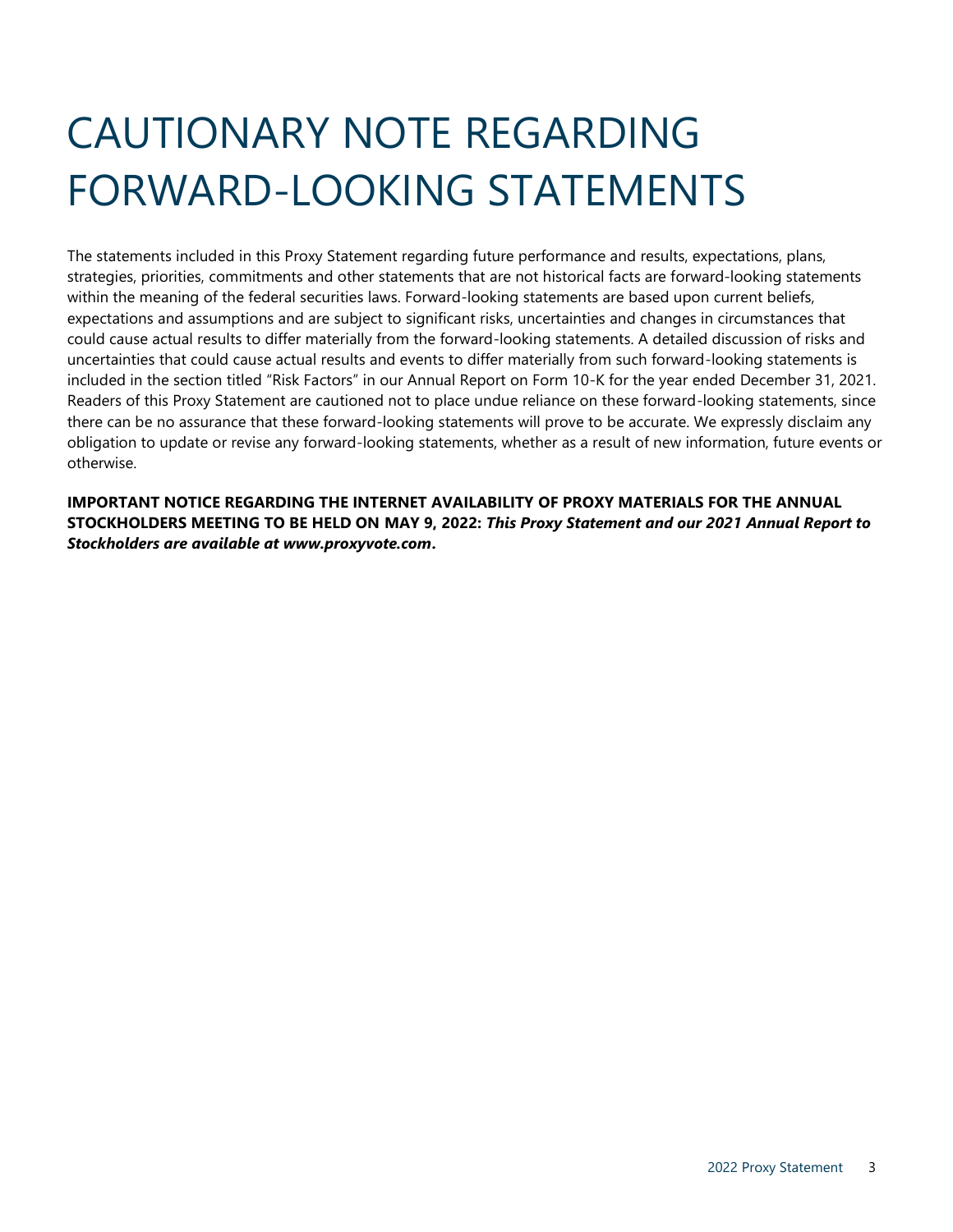# CAUTIONARY NOTE REGARDING FORWARD-LOOKING STATEMENTS

The statements included in this Proxy Statement regarding future performance and results, expectations, plans, strategies, priorities, commitments and other statements that are not historical facts are forward-looking statements within the meaning of the federal securities laws. Forward-looking statements are based upon current beliefs, expectations and assumptions and are subject to significant risks, uncertainties and changes in circumstances that could cause actual results to differ materially from the forward-looking statements. A detailed discussion of risks and uncertainties that could cause actual results and events to differ materially from such forward-looking statements is included in the section titled "Risk Factors" in our Annual Report on Form 10-K for the year ended December 31, 2021. Readers of this Proxy Statement are cautioned not to place undue reliance on these forward-looking statements, since there can be no assurance that these forward-looking statements will prove to be accurate. We expressly disclaim any obligation to update or revise any forward-looking statements, whether as a result of new information, future events or otherwise.

**IMPORTANT NOTICE REGARDING THE INTERNET AVAILABILITY OF PROXY MATERIALS FOR THE ANNUAL STOCKHOLDERS MEETING TO BE HELD ON MAY 9, 2022:** ***This Proxy Statement and our 2021 Annual Report to Stockholders are available at www.proxyvote.com*****.**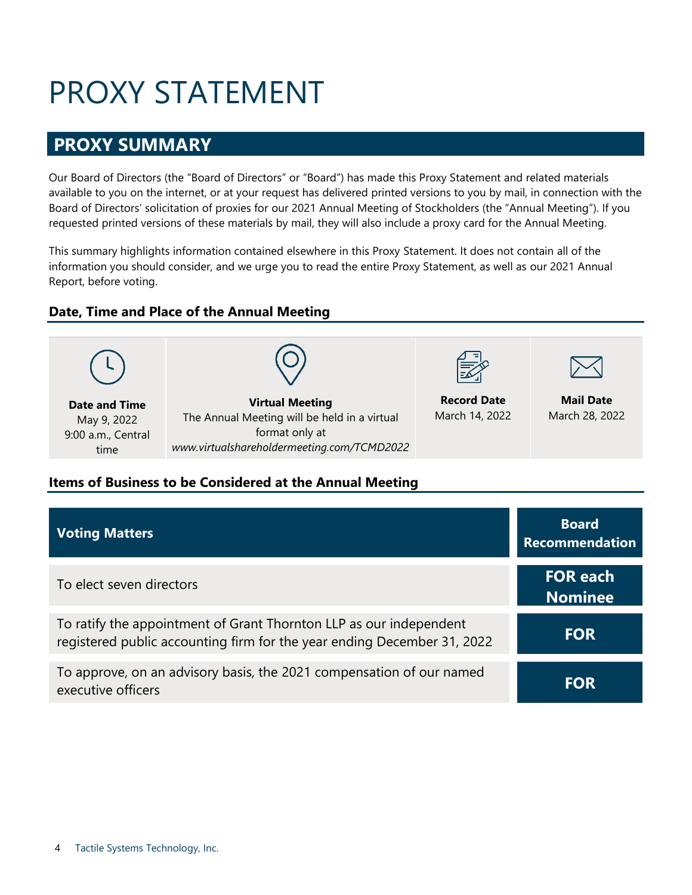# PROXY STATEMENT

## PROXY SUMMARY

Our Board of Directors (the "Board of Directors" or "Board") has made this Proxy Statement and related materials available to you on the internet, or at your request has delivered printed versions to you by mail, in connection with the Board of Directors' solicitation of proxies for our 2021 Annual Meeting of Stockholders (the "Annual Meeting"). If you requested printed versions of these materials by mail, they will also include a proxy card for the Annual Meeting.

This summary highlights information contained elsewhere in this Proxy Statement. It does not contain all of the information you should consider, and we urge you to read the entire Proxy Statement, as well as our 2021 Annual Report, before voting.

### Date, Time and Place of the Annual Meeting

| Date and Time | Virtual Meeting | Record Date | Mail Date |
|---|---|---|---|
| May 9, 2022<br>9:00 a.m., Central time | The Annual Meeting will be held in a virtual format only at *www.virtualshareholdermeeting.com/TCMD2022* | March 14, 2022 | March 28, 2022 |

### Items of Business to be Considered at the Annual Meeting

| Voting Matters | Board Recommendation |
|---|---|
| To elect seven directors | **FOR each Nominee** |
| To ratify the appointment of Grant Thornton LLP as our independent registered public accounting firm for the year ending December 31, 2022 | **FOR** |
| To approve, on an advisory basis, the 2021 compensation of our named executive officers | **FOR** |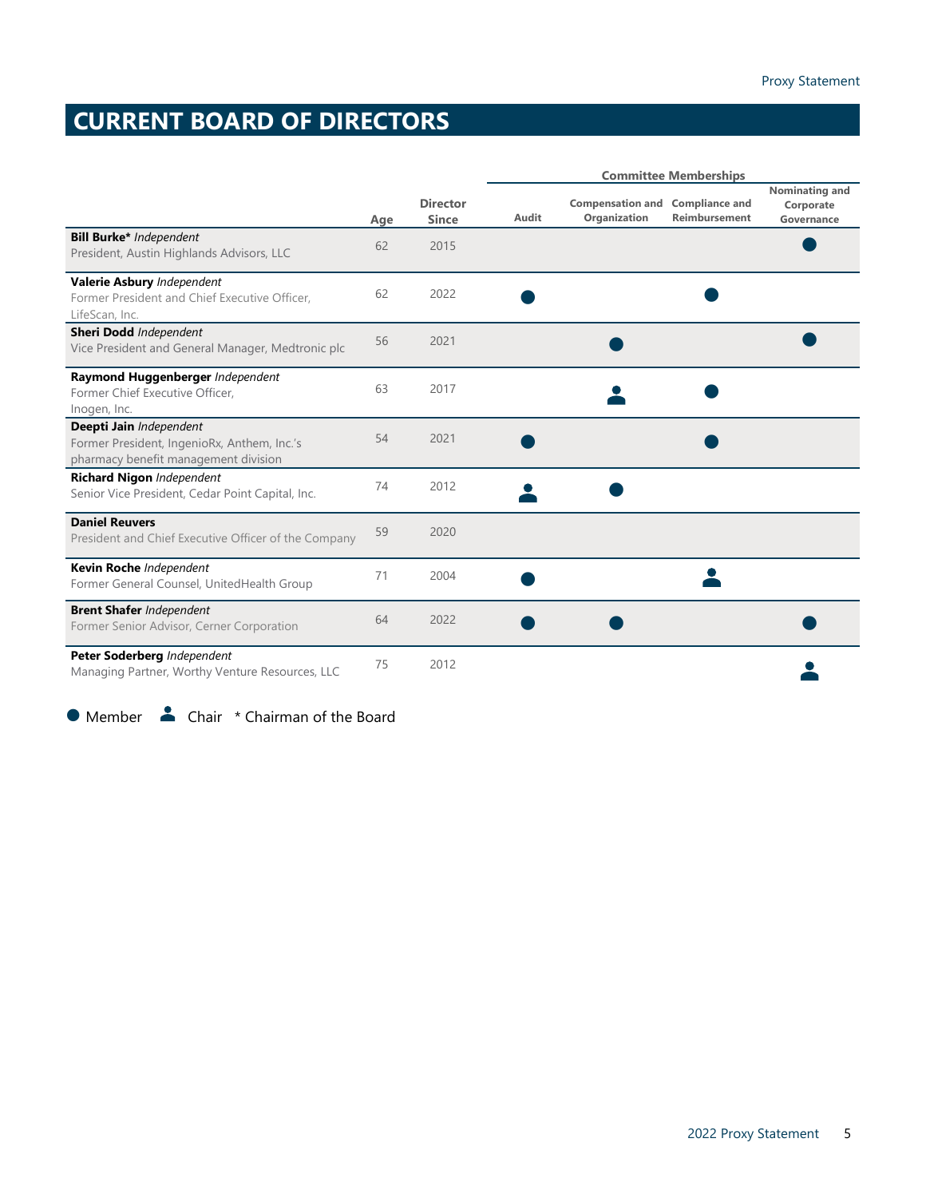# CURRENT BOARD OF DIRECTORS

| | Age | Director Since | Committee Memberships | | | |
|---|---|---|---|---|---|---|
| | | | Audit | Compensation and Organization | Compliance and Reimbursement | Nominating and Corporate Governance |
| **Bill Burke*** *Independent*<br>President, Austin Highlands Advisors, LLC | 62 | 2015 | | | | Member |
| **Valerie Asbury** *Independent*<br>Former President and Chief Executive Officer, LifeScan, Inc. | 62 | 2022 | Member | | Member | |
| **Sheri Dodd** *Independent*<br>Vice President and General Manager, Medtronic plc | 56 | 2021 | | Member | | Member |
| **Raymond Huggenberger** *Independent*<br>Former Chief Executive Officer, Inogen, Inc. | 63 | 2017 | | Chair | Member | |
| **Deepti Jain** *Independent*<br>Former President, IngenioRx, Anthem, Inc.'s pharmacy benefit management division | 54 | 2021 | Member | | Member | |
| **Richard Nigon** *Independent*<br>Senior Vice President, Cedar Point Capital, Inc. | 74 | 2012 | Chair | Member | | |
| **Daniel Reuvers**<br>President and Chief Executive Officer of the Company | 59 | 2020 | | | | |
| **Kevin Roche** *Independent*<br>Former General Counsel, UnitedHealth Group | 71 | 2004 | Member | | Chair | |
| **Brent Shafer** *Independent*<br>Former Senior Advisor, Cerner Corporation | 64 | 2022 | Member | Member | | Member |
| **Peter Soderberg** *Independent*<br>Managing Partner, Worthy Venture Resources, LLC | 75 | 2012 | | | | Chair |

● Member ⬤ Chair * Chairman of the Board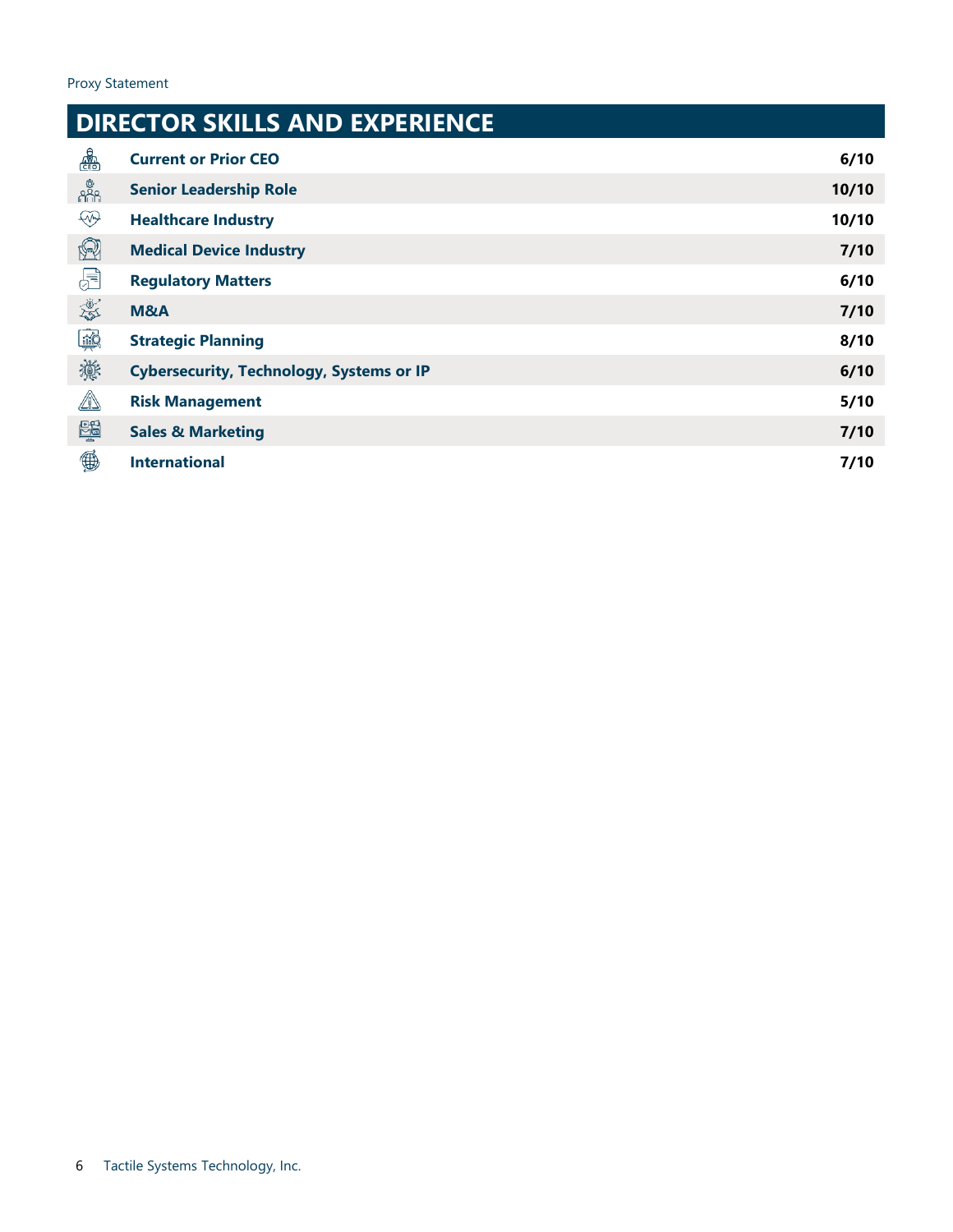## DIRECTOR SKILLS AND EXPERIENCE

| Skill | Directors |
|---|---|
| **Current or Prior CEO** | **6/10** |
| **Senior Leadership Role** | **10/10** |
| **Healthcare Industry** | **10/10** |
| **Medical Device Industry** | **7/10** |
| **Regulatory Matters** | **6/10** |
| **M&A** | **7/10** |
| **Strategic Planning** | **8/10** |
| **Cybersecurity, Technology, Systems or IP** | **6/10** |
| **Risk Management** | **5/10** |
| **Sales & Marketing** | **7/10** |
| **International** | **7/10** |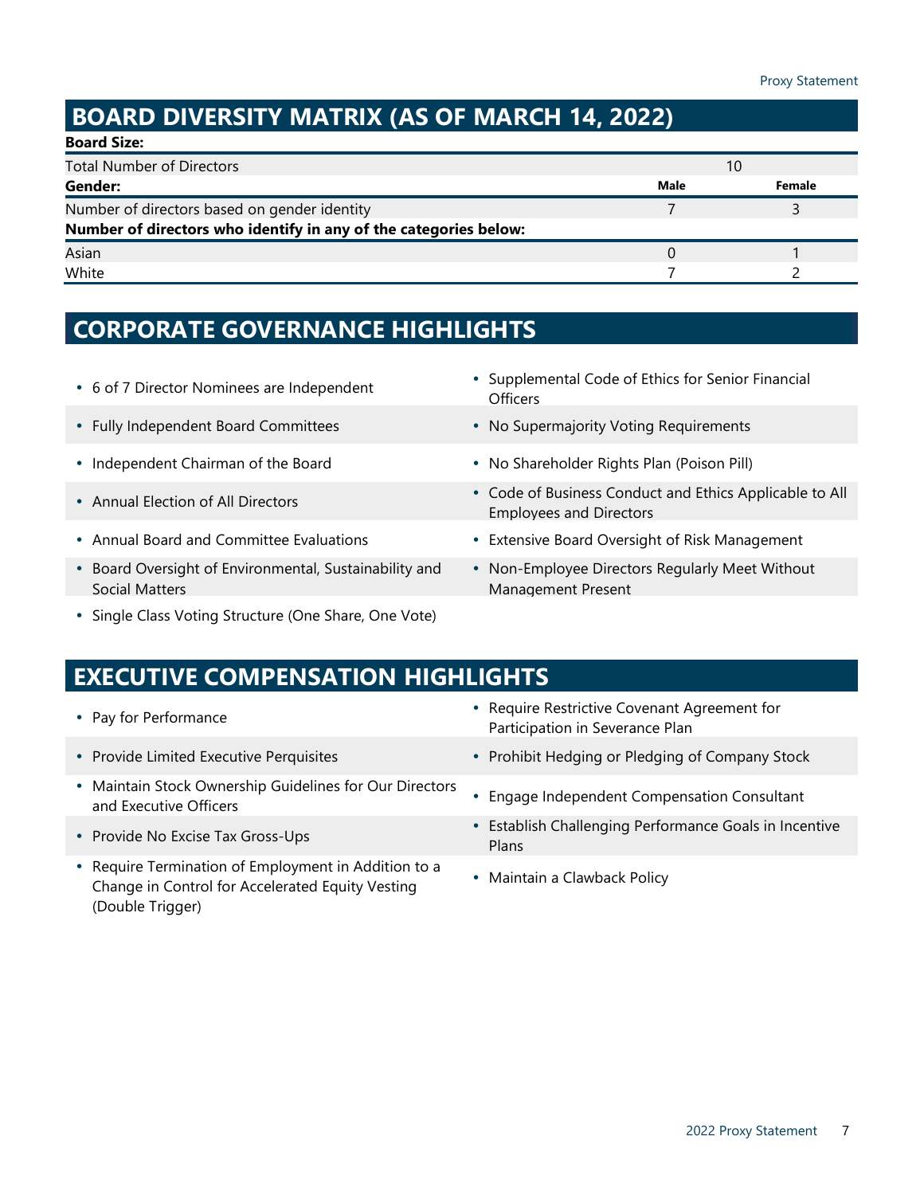## BOARD DIVERSITY MATRIX (AS OF MARCH 14, 2022)

| **Board Size:** | | |
|---|---|---|
| Total Number of Directors | 10 | |
| **Gender:** | **Male** | **Female** |
| Number of directors based on gender identity | 7 | 3 |
| **Number of directors who identify in any of the categories below:** | | |
| Asian | 0 | 1 |
| White | 7 | 2 |

## CORPORATE GOVERNANCE HIGHLIGHTS

- 6 of 7 Director Nominees are Independent
- Fully Independent Board Committees
- Independent Chairman of the Board
- Annual Election of All Directors
- Annual Board and Committee Evaluations
- Board Oversight of Environmental, Sustainability and Social Matters
- Single Class Voting Structure (One Share, One Vote)
- Supplemental Code of Ethics for Senior Financial Officers
- No Supermajority Voting Requirements
- No Shareholder Rights Plan (Poison Pill)
- Code of Business Conduct and Ethics Applicable to All Employees and Directors
- Extensive Board Oversight of Risk Management
- Non-Employee Directors Regularly Meet Without Management Present

## EXECUTIVE COMPENSATION HIGHLIGHTS

- Pay for Performance
- Provide Limited Executive Perquisites
- Maintain Stock Ownership Guidelines for Our Directors and Executive Officers
- Provide No Excise Tax Gross-Ups
- Require Termination of Employment in Addition to a Change in Control for Accelerated Equity Vesting (Double Trigger)
- Require Restrictive Covenant Agreement for Participation in Severance Plan
- Prohibit Hedging or Pledging of Company Stock
- Engage Independent Compensation Consultant
- Establish Challenging Performance Goals in Incentive Plans
- Maintain a Clawback Policy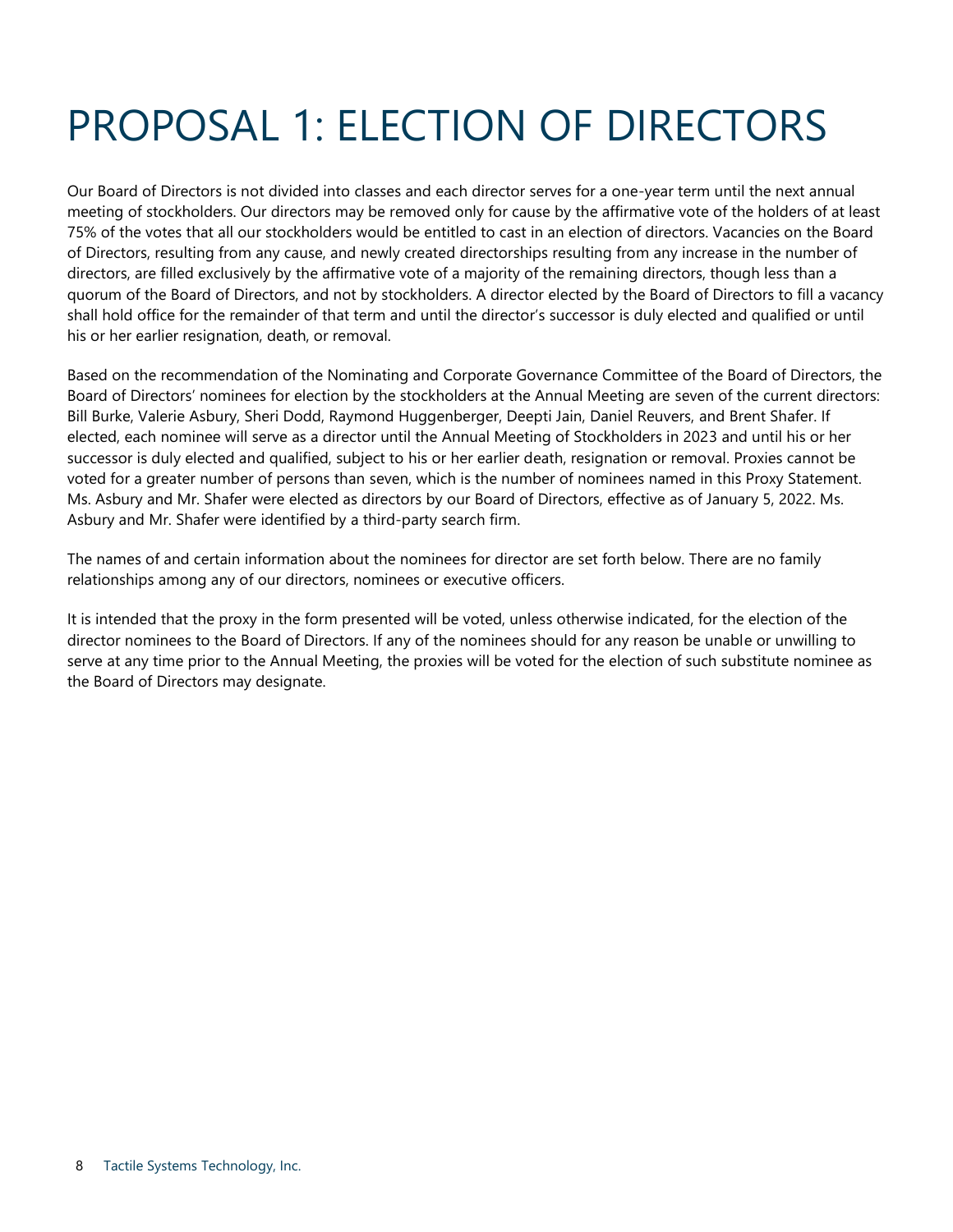# PROPOSAL 1: ELECTION OF DIRECTORS

Our Board of Directors is not divided into classes and each director serves for a one-year term until the next annual meeting of stockholders. Our directors may be removed only for cause by the affirmative vote of the holders of at least 75% of the votes that all our stockholders would be entitled to cast in an election of directors. Vacancies on the Board of Directors, resulting from any cause, and newly created directorships resulting from any increase in the number of directors, are filled exclusively by the affirmative vote of a majority of the remaining directors, though less than a quorum of the Board of Directors, and not by stockholders. A director elected by the Board of Directors to fill a vacancy shall hold office for the remainder of that term and until the director's successor is duly elected and qualified or until his or her earlier resignation, death, or removal.

Based on the recommendation of the Nominating and Corporate Governance Committee of the Board of Directors, the Board of Directors' nominees for election by the stockholders at the Annual Meeting are seven of the current directors: Bill Burke, Valerie Asbury, Sheri Dodd, Raymond Huggenberger, Deepti Jain, Daniel Reuvers, and Brent Shafer. If elected, each nominee will serve as a director until the Annual Meeting of Stockholders in 2023 and until his or her successor is duly elected and qualified, subject to his or her earlier death, resignation or removal. Proxies cannot be voted for a greater number of persons than seven, which is the number of nominees named in this Proxy Statement. Ms. Asbury and Mr. Shafer were elected as directors by our Board of Directors, effective as of January 5, 2022. Ms. Asbury and Mr. Shafer were identified by a third-party search firm.

The names of and certain information about the nominees for director are set forth below. There are no family relationships among any of our directors, nominees or executive officers.

It is intended that the proxy in the form presented will be voted, unless otherwise indicated, for the election of the director nominees to the Board of Directors. If any of the nominees should for any reason be unable or unwilling to serve at any time prior to the Annual Meeting, the proxies will be voted for the election of such substitute nominee as the Board of Directors may designate.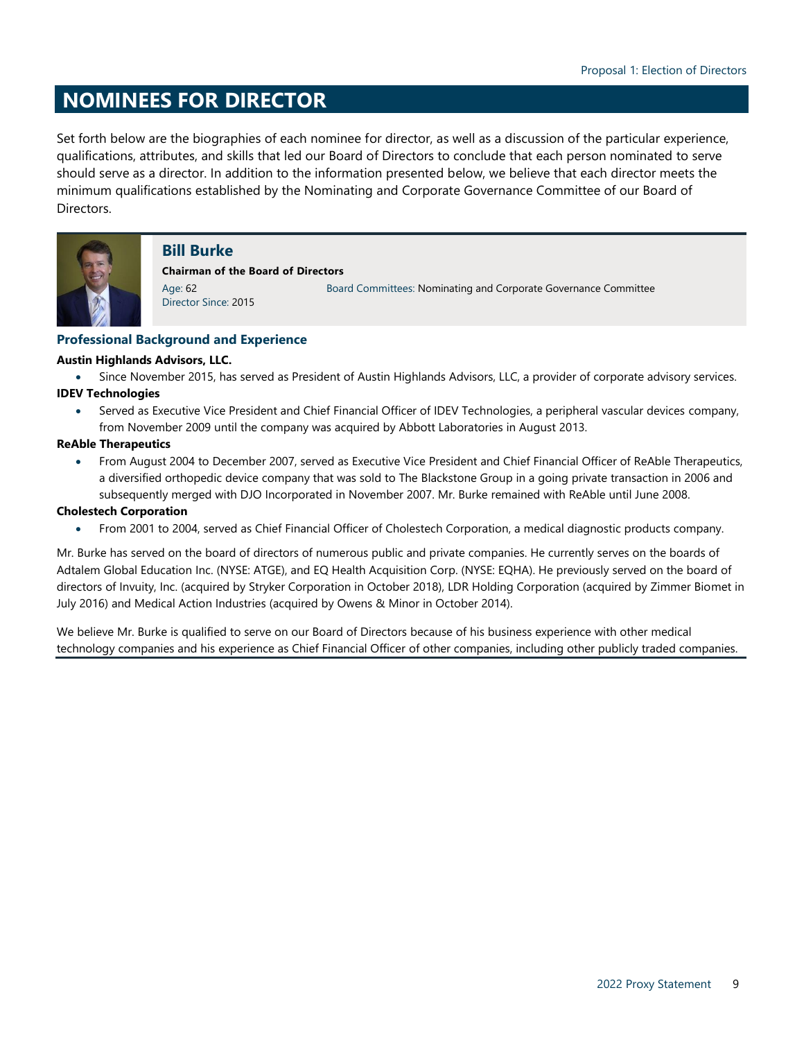# NOMINEES FOR DIRECTOR

Set forth below are the biographies of each nominee for director, as well as a discussion of the particular experience, qualifications, attributes, and skills that led our Board of Directors to conclude that each person nominated to serve should serve as a director. In addition to the information presented below, we believe that each director meets the minimum qualifications established by the Nominating and Corporate Governance Committee of our Board of Directors.

## Bill Burke

**Chairman of the Board of Directors**

Age: 62
Director Since: 2015

Board Committees: Nominating and Corporate Governance Committee

### Professional Background and Experience

**Austin Highlands Advisors, LLC.**

- Since November 2015, has served as President of Austin Highlands Advisors, LLC, a provider of corporate advisory services.

**IDEV Technologies**

- Served as Executive Vice President and Chief Financial Officer of IDEV Technologies, a peripheral vascular devices company, from November 2009 until the company was acquired by Abbott Laboratories in August 2013.

**ReAble Therapeutics**

- From August 2004 to December 2007, served as Executive Vice President and Chief Financial Officer of ReAble Therapeutics, a diversified orthopedic device company that was sold to The Blackstone Group in a going private transaction in 2006 and subsequently merged with DJO Incorporated in November 2007. Mr. Burke remained with ReAble until June 2008.

**Cholestech Corporation**

- From 2001 to 2004, served as Chief Financial Officer of Cholestech Corporation, a medical diagnostic products company.

Mr. Burke has served on the board of directors of numerous public and private companies. He currently serves on the boards of Adtalem Global Education Inc. (NYSE: ATGE), and EQ Health Acquisition Corp. (NYSE: EQHA). He previously served on the board of directors of Invuity, Inc. (acquired by Stryker Corporation in October 2018), LDR Holding Corporation (acquired by Zimmer Biomet in July 2016) and Medical Action Industries (acquired by Owens & Minor in October 2014).

We believe Mr. Burke is qualified to serve on our Board of Directors because of his business experience with other medical technology companies and his experience as Chief Financial Officer of other companies, including other publicly traded companies.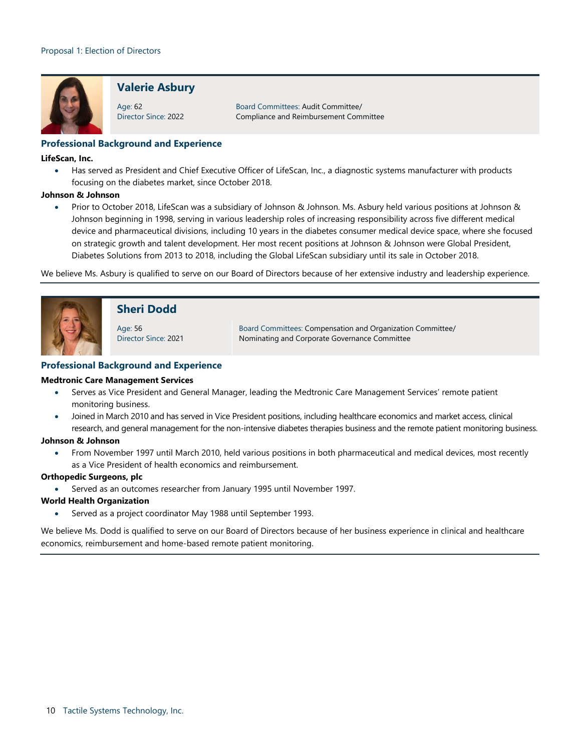## Valerie Asbury

Age: 62
Director Since: 2022

Board Committees: Audit Committee/ Compliance and Reimbursement Committee

### Professional Background and Experience

**LifeScan, Inc.**

- Has served as President and Chief Executive Officer of LifeScan, Inc., a diagnostic systems manufacturer with products focusing on the diabetes market, since October 2018.

**Johnson & Johnson**

- Prior to October 2018, LifeScan was a subsidiary of Johnson & Johnson. Ms. Asbury held various positions at Johnson & Johnson beginning in 1998, serving in various leadership roles of increasing responsibility across five different medical device and pharmaceutical divisions, including 10 years in the diabetes consumer medical device space, where she focused on strategic growth and talent development. Her most recent positions at Johnson & Johnson were Global President, Diabetes Solutions from 2013 to 2018, including the Global LifeScan subsidiary until its sale in October 2018.

We believe Ms. Asbury is qualified to serve on our Board of Directors because of her extensive industry and leadership experience.

## Sheri Dodd

Age: 56
Director Since: 2021

Board Committees: Compensation and Organization Committee/ Nominating and Corporate Governance Committee

### Professional Background and Experience

**Medtronic Care Management Services**

- Serves as Vice President and General Manager, leading the Medtronic Care Management Services' remote patient monitoring business.
- Joined in March 2010 and has served in Vice President positions, including healthcare economics and market access, clinical research, and general management for the non-intensive diabetes therapies business and the remote patient monitoring business.

**Johnson & Johnson**

- From November 1997 until March 2010, held various positions in both pharmaceutical and medical devices, most recently as a Vice President of health economics and reimbursement.

**Orthopedic Surgeons, plc**

- Served as an outcomes researcher from January 1995 until November 1997.

**World Health Organization**

- Served as a project coordinator May 1988 until September 1993.

We believe Ms. Dodd is qualified to serve on our Board of Directors because of her business experience in clinical and healthcare economics, reimbursement and home-based remote patient monitoring.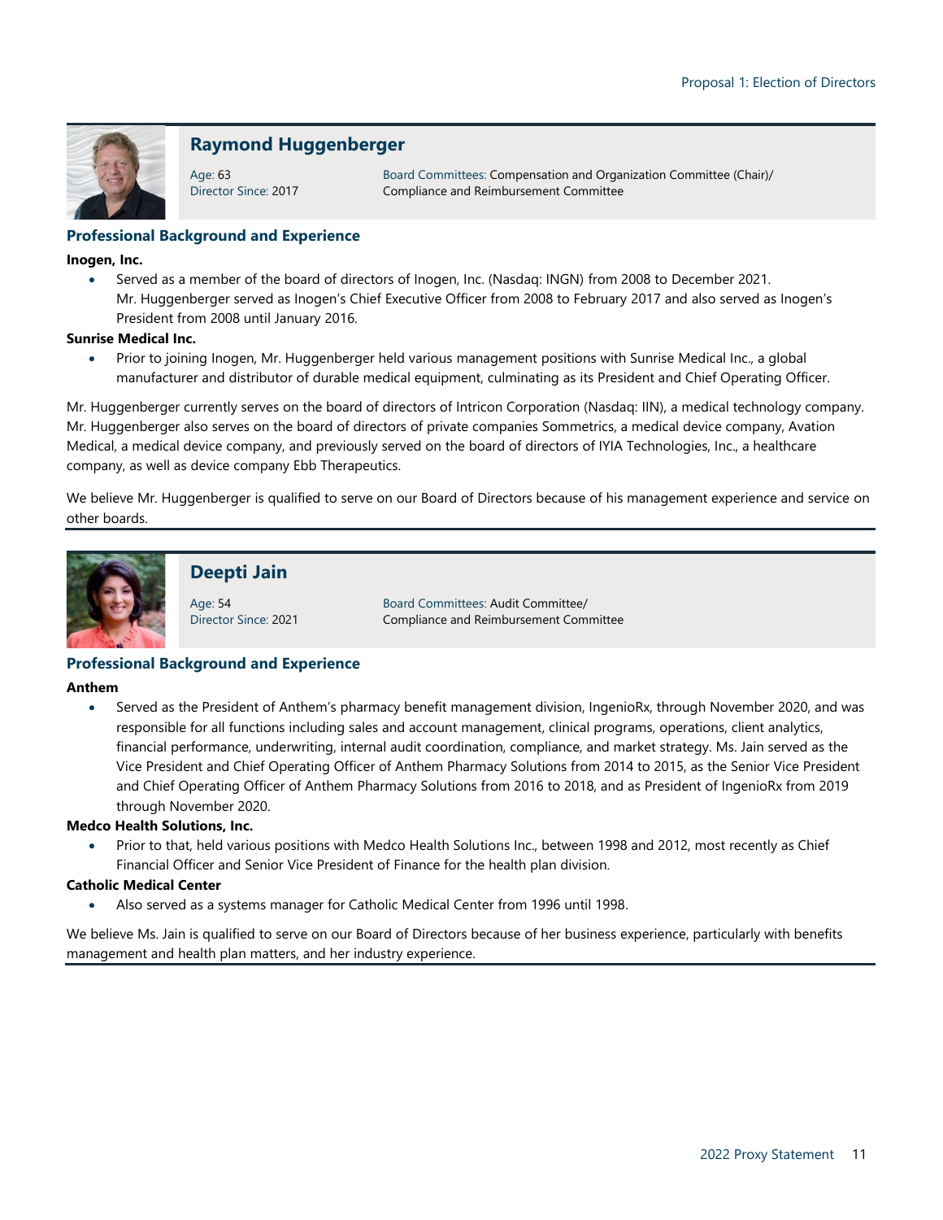## Raymond Huggenberger

Age: 63
Director Since: 2017

Board Committees: Compensation and Organization Committee (Chair)/ Compliance and Reimbursement Committee

### Professional Background and Experience

**Inogen, Inc.**

- Served as a member of the board of directors of Inogen, Inc. (Nasdaq: INGN) from 2008 to December 2021. Mr. Huggenberger served as Inogen's Chief Executive Officer from 2008 to February 2017 and also served as Inogen's President from 2008 until January 2016.

**Sunrise Medical Inc.**

- Prior to joining Inogen, Mr. Huggenberger held various management positions with Sunrise Medical Inc., a global manufacturer and distributor of durable medical equipment, culminating as its President and Chief Operating Officer.

Mr. Huggenberger currently serves on the board of directors of Intricon Corporation (Nasdaq: IIN), a medical technology company. Mr. Huggenberger also serves on the board of directors of private companies Sommetrics, a medical device company, Avation Medical, a medical device company, and previously served on the board of directors of IYIA Technologies, Inc., a healthcare company, as well as device company Ebb Therapeutics.

We believe Mr. Huggenberger is qualified to serve on our Board of Directors because of his management experience and service on other boards.

## Deepti Jain

Age: 54
Director Since: 2021

Board Committees: Audit Committee/ Compliance and Reimbursement Committee

### Professional Background and Experience

**Anthem**

- Served as the President of Anthem's pharmacy benefit management division, IngenioRx, through November 2020, and was responsible for all functions including sales and account management, clinical programs, operations, client analytics, financial performance, underwriting, internal audit coordination, compliance, and market strategy. Ms. Jain served as the Vice President and Chief Operating Officer of Anthem Pharmacy Solutions from 2014 to 2015, as the Senior Vice President and Chief Operating Officer of Anthem Pharmacy Solutions from 2016 to 2018, and as President of IngenioRx from 2019 through November 2020.

**Medco Health Solutions, Inc.**

- Prior to that, held various positions with Medco Health Solutions Inc., between 1998 and 2012, most recently as Chief Financial Officer and Senior Vice President of Finance for the health plan division.

**Catholic Medical Center**

- Also served as a systems manager for Catholic Medical Center from 1996 until 1998.

We believe Ms. Jain is qualified to serve on our Board of Directors because of her business experience, particularly with benefits management and health plan matters, and her industry experience.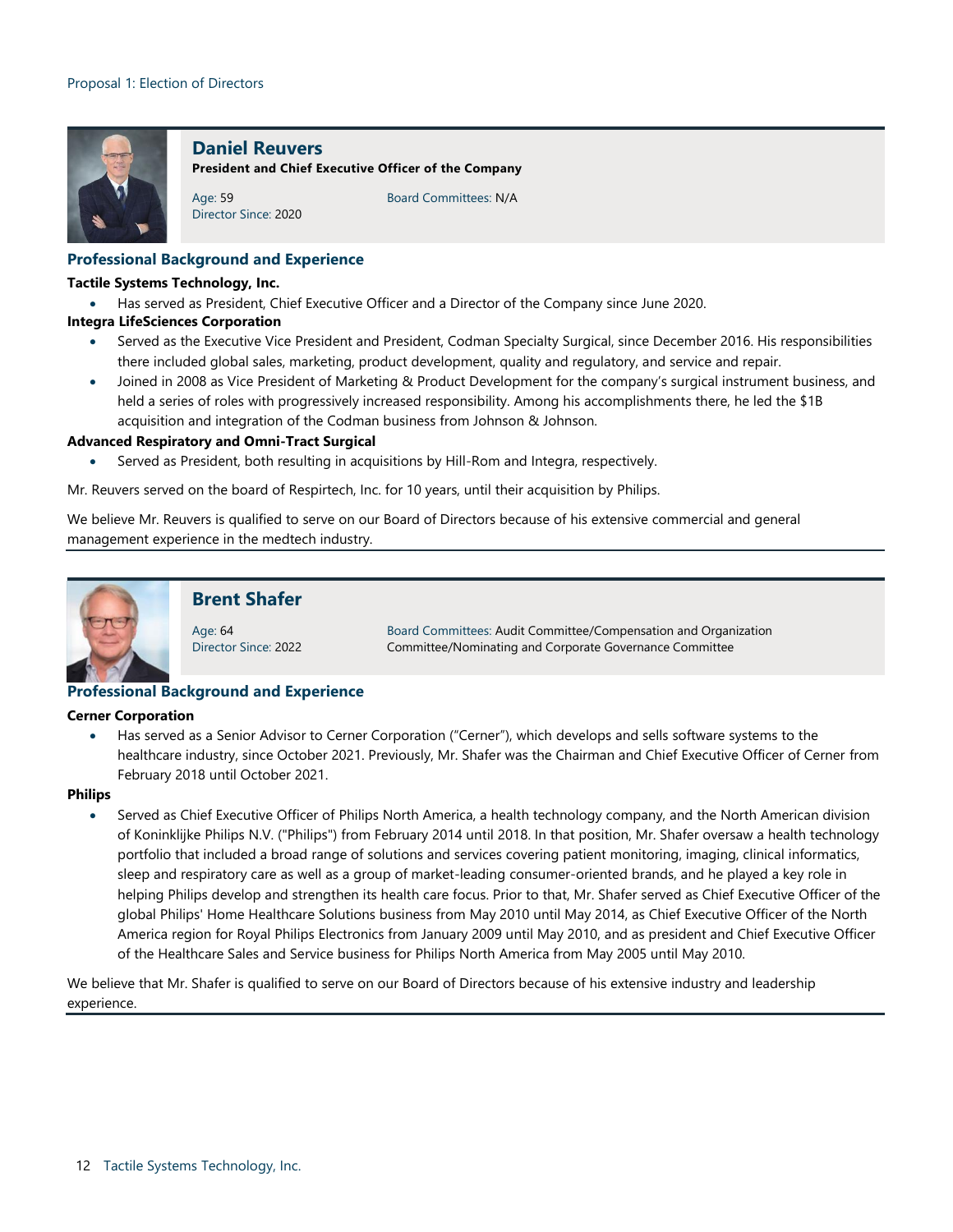## Daniel Reuvers

**President and Chief Executive Officer of the Company**

Age: 59
Director Since: 2020

Board Committees: N/A

### Professional Background and Experience

**Tactile Systems Technology, Inc.**

- Has served as President, Chief Executive Officer and a Director of the Company since June 2020.

**Integra LifeSciences Corporation**

- Served as the Executive Vice President and President, Codman Specialty Surgical, since December 2016. His responsibilities there included global sales, marketing, product development, quality and regulatory, and service and repair.
- Joined in 2008 as Vice President of Marketing & Product Development for the company's surgical instrument business, and held a series of roles with progressively increased responsibility. Among his accomplishments there, he led the $1B acquisition and integration of the Codman business from Johnson & Johnson.

**Advanced Respiratory and Omni-Tract Surgical**

- Served as President, both resulting in acquisitions by Hill-Rom and Integra, respectively.

Mr. Reuvers served on the board of Respirtech, Inc. for 10 years, until their acquisition by Philips.

We believe Mr. Reuvers is qualified to serve on our Board of Directors because of his extensive commercial and general management experience in the medtech industry.

## Brent Shafer

Age: 64
Director Since: 2022

Board Committees: Audit Committee/Compensation and Organization Committee/Nominating and Corporate Governance Committee

### Professional Background and Experience

**Cerner Corporation**

- Has served as a Senior Advisor to Cerner Corporation ("Cerner"), which develops and sells software systems to the healthcare industry, since October 2021. Previously, Mr. Shafer was the Chairman and Chief Executive Officer of Cerner from February 2018 until October 2021.

**Philips**

- Served as Chief Executive Officer of Philips North America, a health technology company, and the North American division of Koninklijke Philips N.V. ("Philips") from February 2014 until 2018. In that position, Mr. Shafer oversaw a health technology portfolio that included a broad range of solutions and services covering patient monitoring, imaging, clinical informatics, sleep and respiratory care as well as a group of market-leading consumer-oriented brands, and he played a key role in helping Philips develop and strengthen its health care focus. Prior to that, Mr. Shafer served as Chief Executive Officer of the global Philips' Home Healthcare Solutions business from May 2010 until May 2014, as Chief Executive Officer of the North America region for Royal Philips Electronics from January 2009 until May 2010, and as president and Chief Executive Officer of the Healthcare Sales and Service business for Philips North America from May 2005 until May 2010.

We believe that Mr. Shafer is qualified to serve on our Board of Directors because of his extensive industry and leadership experience.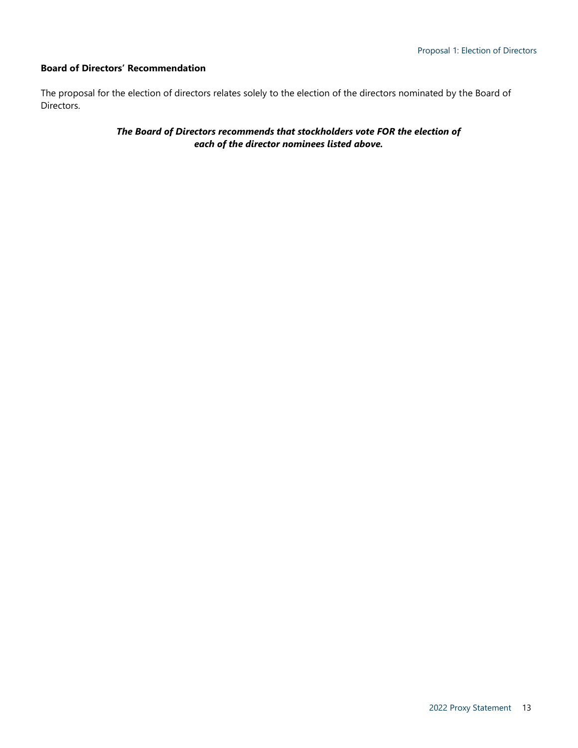### Board of Directors’ Recommendation

The proposal for the election of directors relates solely to the election of the directors nominated by the Board of Directors.

***The Board of Directors recommends that stockholders vote FOR the election of each of the director nominees listed above.***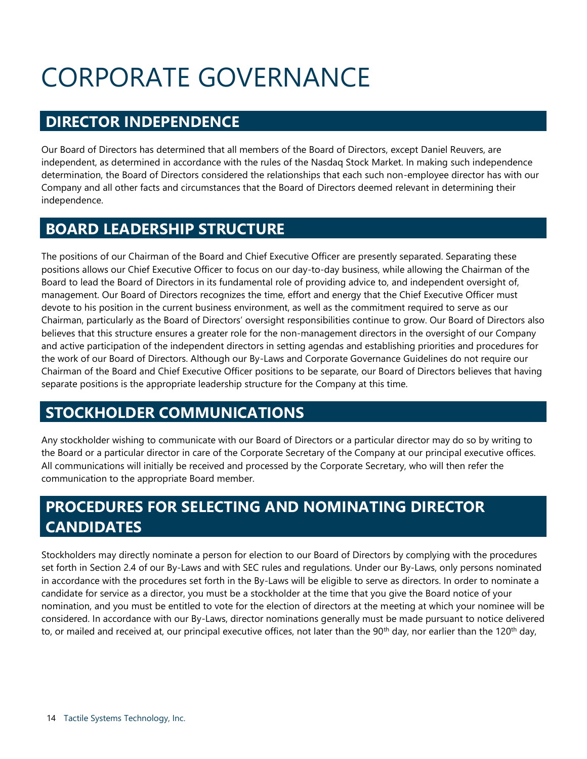# CORPORATE GOVERNANCE

## DIRECTOR INDEPENDENCE

Our Board of Directors has determined that all members of the Board of Directors, except Daniel Reuvers, are independent, as determined in accordance with the rules of the Nasdaq Stock Market. In making such independence determination, the Board of Directors considered the relationships that each such non-employee director has with our Company and all other facts and circumstances that the Board of Directors deemed relevant in determining their independence.

## BOARD LEADERSHIP STRUCTURE

The positions of our Chairman of the Board and Chief Executive Officer are presently separated. Separating these positions allows our Chief Executive Officer to focus on our day-to-day business, while allowing the Chairman of the Board to lead the Board of Directors in its fundamental role of providing advice to, and independent oversight of, management. Our Board of Directors recognizes the time, effort and energy that the Chief Executive Officer must devote to his position in the current business environment, as well as the commitment required to serve as our Chairman, particularly as the Board of Directors' oversight responsibilities continue to grow. Our Board of Directors also believes that this structure ensures a greater role for the non-management directors in the oversight of our Company and active participation of the independent directors in setting agendas and establishing priorities and procedures for the work of our Board of Directors. Although our By-Laws and Corporate Governance Guidelines do not require our Chairman of the Board and Chief Executive Officer positions to be separate, our Board of Directors believes that having separate positions is the appropriate leadership structure for the Company at this time.

## STOCKHOLDER COMMUNICATIONS

Any stockholder wishing to communicate with our Board of Directors or a particular director may do so by writing to the Board or a particular director in care of the Corporate Secretary of the Company at our principal executive offices. All communications will initially be received and processed by the Corporate Secretary, who will then refer the communication to the appropriate Board member.

## PROCEDURES FOR SELECTING AND NOMINATING DIRECTOR CANDIDATES

Stockholders may directly nominate a person for election to our Board of Directors by complying with the procedures set forth in Section 2.4 of our By-Laws and with SEC rules and regulations. Under our By-Laws, only persons nominated in accordance with the procedures set forth in the By-Laws will be eligible to serve as directors. In order to nominate a candidate for service as a director, you must be a stockholder at the time that you give the Board notice of your nomination, and you must be entitled to vote for the election of directors at the meeting at which your nominee will be considered. In accordance with our By-Laws, director nominations generally must be made pursuant to notice delivered to, or mailed and received at, our principal executive offices, not later than the 90th day, nor earlier than the 120th day,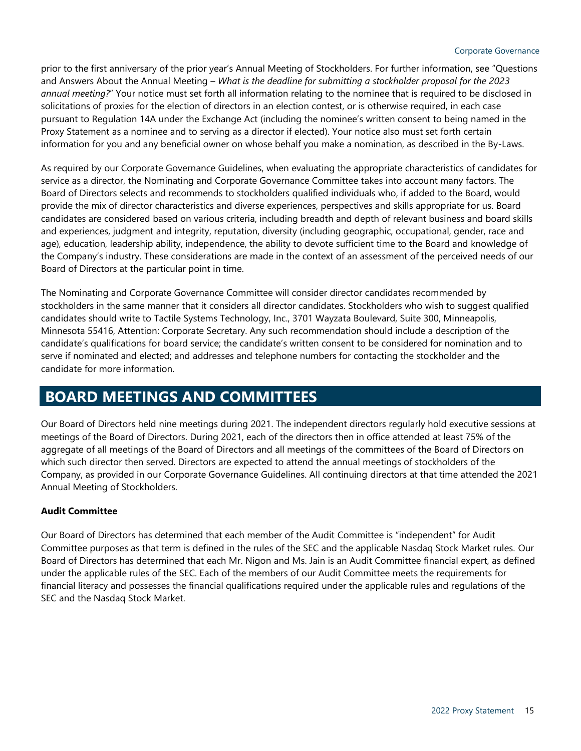prior to the first anniversary of the prior year's Annual Meeting of Stockholders. For further information, see "Questions and Answers About the Annual Meeting – *What is the deadline for submitting a stockholder proposal for the 2023 annual meeting?*" Your notice must set forth all information relating to the nominee that is required to be disclosed in solicitations of proxies for the election of directors in an election contest, or is otherwise required, in each case pursuant to Regulation 14A under the Exchange Act (including the nominee's written consent to being named in the Proxy Statement as a nominee and to serving as a director if elected). Your notice also must set forth certain information for you and any beneficial owner on whose behalf you make a nomination, as described in the By-Laws.

As required by our Corporate Governance Guidelines, when evaluating the appropriate characteristics of candidates for service as a director, the Nominating and Corporate Governance Committee takes into account many factors. The Board of Directors selects and recommends to stockholders qualified individuals who, if added to the Board, would provide the mix of director characteristics and diverse experiences, perspectives and skills appropriate for us. Board candidates are considered based on various criteria, including breadth and depth of relevant business and board skills and experiences, judgment and integrity, reputation, diversity (including geographic, occupational, gender, race and age), education, leadership ability, independence, the ability to devote sufficient time to the Board and knowledge of the Company's industry. These considerations are made in the context of an assessment of the perceived needs of our Board of Directors at the particular point in time.

The Nominating and Corporate Governance Committee will consider director candidates recommended by stockholders in the same manner that it considers all director candidates. Stockholders who wish to suggest qualified candidates should write to Tactile Systems Technology, Inc., 3701 Wayzata Boulevard, Suite 300, Minneapolis, Minnesota 55416, Attention: Corporate Secretary. Any such recommendation should include a description of the candidate's qualifications for board service; the candidate's written consent to be considered for nomination and to serve if nominated and elected; and addresses and telephone numbers for contacting the stockholder and the candidate for more information.

# BOARD MEETINGS AND COMMITTEES

Our Board of Directors held nine meetings during 2021. The independent directors regularly hold executive sessions at meetings of the Board of Directors. During 2021, each of the directors then in office attended at least 75% of the aggregate of all meetings of the Board of Directors and all meetings of the committees of the Board of Directors on which such director then served. Directors are expected to attend the annual meetings of stockholders of the Company, as provided in our Corporate Governance Guidelines. All continuing directors at that time attended the 2021 Annual Meeting of Stockholders.

**Audit Committee**

Our Board of Directors has determined that each member of the Audit Committee is "independent" for Audit Committee purposes as that term is defined in the rules of the SEC and the applicable Nasdaq Stock Market rules. Our Board of Directors has determined that each Mr. Nigon and Ms. Jain is an Audit Committee financial expert, as defined under the applicable rules of the SEC. Each of the members of our Audit Committee meets the requirements for financial literacy and possesses the financial qualifications required under the applicable rules and regulations of the SEC and the Nasdaq Stock Market.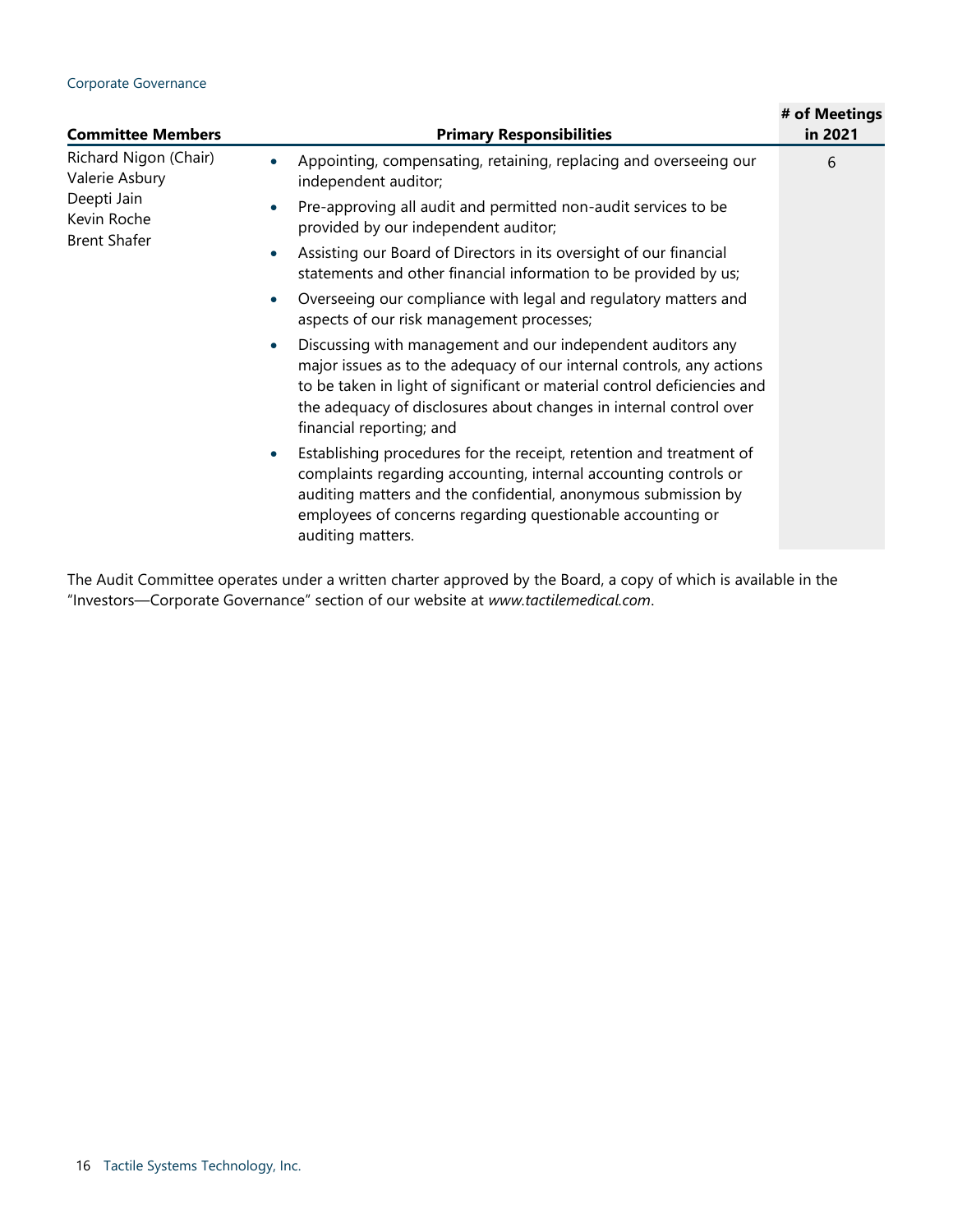| Committee Members | Primary Responsibilities | # of Meetings in 2021 |
|---|---|---|
| Richard Nigon (Chair)<br>Valerie Asbury<br>Deepti Jain<br>Kevin Roche<br>Brent Shafer | • Appointing, compensating, retaining, replacing and overseeing our independent auditor;<br>• Pre-approving all audit and permitted non-audit services to be provided by our independent auditor;<br>• Assisting our Board of Directors in its oversight of our financial statements and other financial information to be provided by us;<br>• Overseeing our compliance with legal and regulatory matters and aspects of our risk management processes;<br>• Discussing with management and our independent auditors any major issues as to the adequacy of our internal controls, any actions to be taken in light of significant or material control deficiencies and the adequacy of disclosures about changes in internal control over financial reporting; and<br>• Establishing procedures for the receipt, retention and treatment of complaints regarding accounting, internal accounting controls or auditing matters and the confidential, anonymous submission by employees of concerns regarding questionable accounting or auditing matters. | 6 |

The Audit Committee operates under a written charter approved by the Board, a copy of which is available in the "Investors—Corporate Governance" section of our website at *www.tactilemedical.com*.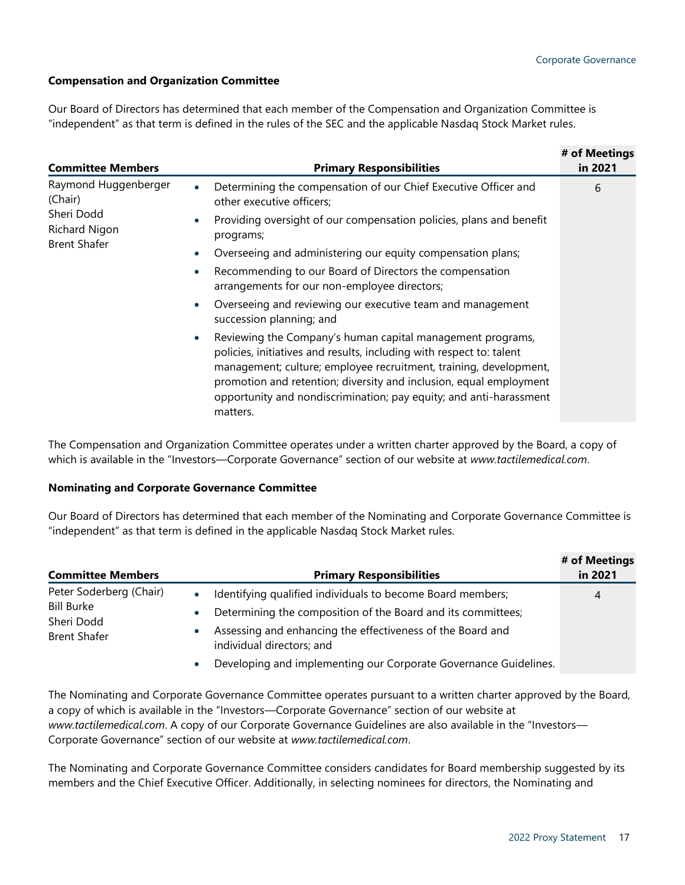### Compensation and Organization Committee

Our Board of Directors has determined that each member of the Compensation and Organization Committee is "independent" as that term is defined in the rules of the SEC and the applicable Nasdaq Stock Market rules.

| Committee Members | Primary Responsibilities | # of Meetings in 2021 |
|---|---|---|
| Raymond Huggenberger (Chair)<br>Sheri Dodd<br>Richard Nigon<br>Brent Shafer | • Determining the compensation of our Chief Executive Officer and other executive officers;<br>• Providing oversight of our compensation policies, plans and benefit programs;<br>• Overseeing and administering our equity compensation plans;<br>• Recommending to our Board of Directors the compensation arrangements for our non-employee directors;<br>• Overseeing and reviewing our executive team and management succession planning; and<br>• Reviewing the Company's human capital management programs, policies, initiatives and results, including with respect to: talent management; culture; employee recruitment, training, development, promotion and retention; diversity and inclusion, equal employment opportunity and nondiscrimination; pay equity; and anti-harassment matters. | 6 |

The Compensation and Organization Committee operates under a written charter approved by the Board, a copy of which is available in the "Investors—Corporate Governance" section of our website at *www.tactilemedical.com*.

### Nominating and Corporate Governance Committee

Our Board of Directors has determined that each member of the Nominating and Corporate Governance Committee is "independent" as that term is defined in the applicable Nasdaq Stock Market rules.

| Committee Members | Primary Responsibilities | # of Meetings in 2021 |
|---|---|---|
| Peter Soderberg (Chair)<br>Bill Burke<br>Sheri Dodd<br>Brent Shafer | • Identifying qualified individuals to become Board members;<br>• Determining the composition of the Board and its committees;<br>• Assessing and enhancing the effectiveness of the Board and individual directors; and<br>• Developing and implementing our Corporate Governance Guidelines. | 4 |

The Nominating and Corporate Governance Committee operates pursuant to a written charter approved by the Board, a copy of which is available in the "Investors—Corporate Governance" section of our website at *www.tactilemedical.com*. A copy of our Corporate Governance Guidelines are also available in the "Investors—Corporate Governance" section of our website at *www.tactilemedical.com*.

The Nominating and Corporate Governance Committee considers candidates for Board membership suggested by its members and the Chief Executive Officer. Additionally, in selecting nominees for directors, the Nominating and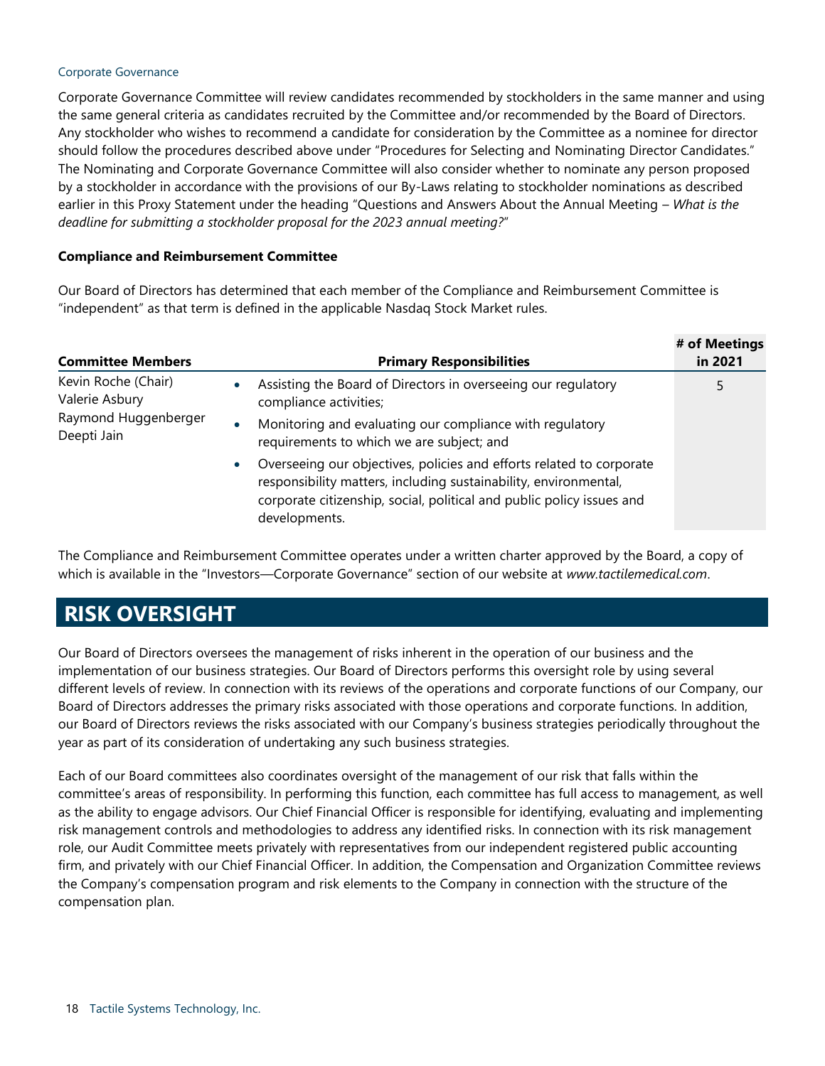Corporate Governance Committee will review candidates recommended by stockholders in the same manner and using the same general criteria as candidates recruited by the Committee and/or recommended by the Board of Directors. Any stockholder who wishes to recommend a candidate for consideration by the Committee as a nominee for director should follow the procedures described above under "Procedures for Selecting and Nominating Director Candidates." The Nominating and Corporate Governance Committee will also consider whether to nominate any person proposed by a stockholder in accordance with the provisions of our By-Laws relating to stockholder nominations as described earlier in this Proxy Statement under the heading "Questions and Answers About the Annual Meeting – *What is the deadline for submitting a stockholder proposal for the 2023 annual meeting?*"

### Compliance and Reimbursement Committee

Our Board of Directors has determined that each member of the Compliance and Reimbursement Committee is "independent" as that term is defined in the applicable Nasdaq Stock Market rules.

| Committee Members | Primary Responsibilities | # of Meetings in 2021 |
|---|---|---|
| Kevin Roche (Chair)<br>Valerie Asbury<br>Raymond Huggenberger<br>Deepti Jain | • Assisting the Board of Directors in overseeing our regulatory compliance activities;<br>• Monitoring and evaluating our compliance with regulatory requirements to which we are subject; and<br>• Overseeing our objectives, policies and efforts related to corporate responsibility matters, including sustainability, environmental, corporate citizenship, social, political and public policy issues and developments. | 5 |

The Compliance and Reimbursement Committee operates under a written charter approved by the Board, a copy of which is available in the "Investors—Corporate Governance" section of our website at *www.tactilemedical.com*.

## RISK OVERSIGHT

Our Board of Directors oversees the management of risks inherent in the operation of our business and the implementation of our business strategies. Our Board of Directors performs this oversight role by using several different levels of review. In connection with its reviews of the operations and corporate functions of our Company, our Board of Directors addresses the primary risks associated with those operations and corporate functions. In addition, our Board of Directors reviews the risks associated with our Company's business strategies periodically throughout the year as part of its consideration of undertaking any such business strategies.

Each of our Board committees also coordinates oversight of the management of our risk that falls within the committee's areas of responsibility. In performing this function, each committee has full access to management, as well as the ability to engage advisors. Our Chief Financial Officer is responsible for identifying, evaluating and implementing risk management controls and methodologies to address any identified risks. In connection with its risk management role, our Audit Committee meets privately with representatives from our independent registered public accounting firm, and privately with our Chief Financial Officer. In addition, the Compensation and Organization Committee reviews the Company's compensation program and risk elements to the Company in connection with the structure of the compensation plan.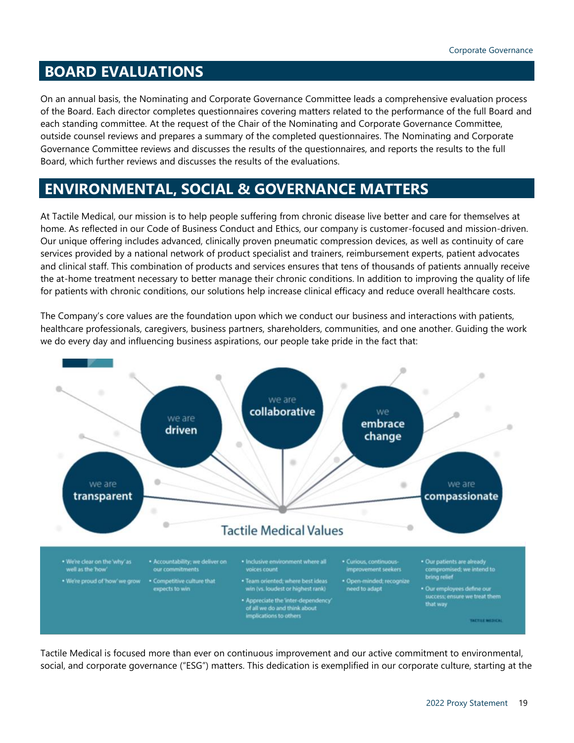## BOARD EVALUATIONS

On an annual basis, the Nominating and Corporate Governance Committee leads a comprehensive evaluation process of the Board. Each director completes questionnaires covering matters related to the performance of the full Board and each standing committee. At the request of the Chair of the Nominating and Corporate Governance Committee, outside counsel reviews and prepares a summary of the completed questionnaires. The Nominating and Corporate Governance Committee reviews and discusses the results of the questionnaires, and reports the results to the full Board, which further reviews and discusses the results of the evaluations.

## ENVIRONMENTAL, SOCIAL & GOVERNANCE MATTERS

At Tactile Medical, our mission is to help people suffering from chronic disease live better and care for themselves at home. As reflected in our Code of Business Conduct and Ethics, our company is customer-focused and mission-driven. Our unique offering includes advanced, clinically proven pneumatic compression devices, as well as continuity of care services provided by a national network of product specialist and trainers, reimbursement experts, patient advocates and clinical staff. This combination of products and services ensures that tens of thousands of patients annually receive the at-home treatment necessary to better manage their chronic conditions. In addition to improving the quality of life for patients with chronic conditions, our solutions help increase clinical efficacy and reduce overall healthcare costs.

The Company's core values are the foundation upon which we conduct our business and interactions with patients, healthcare professionals, caregivers, business partners, shareholders, communities, and one another. Guiding the work we do every day and influencing business aspirations, our people take pride in the fact that:

**Tactile Medical Values**

- **we are transparent**
  - We're clear on the 'why' as well as the 'how'
  - We're proud of 'how' we grow
- **we are driven**
  - Accountability; we deliver on our commitments
  - Competitive culture that expects to win
- **we are collaborative**
  - Inclusive environment where all voices count
  - Team oriented; where best ideas win (vs. loudest or highest rank)
  - Appreciate the 'inter-dependency' of all we do and think about implications to others
- **we embrace change**
  - Curious, continuous-improvement seekers
  - Open-minded; recognize need to adapt
- **we are compassionate**
  - Our patients are already compromised; we intend to bring relief
  - Our employees define our success; ensure we treat them that way

Tactile Medical is focused more than ever on continuous improvement and our active commitment to environmental, social, and corporate governance ("ESG") matters. This dedication is exemplified in our corporate culture, starting at the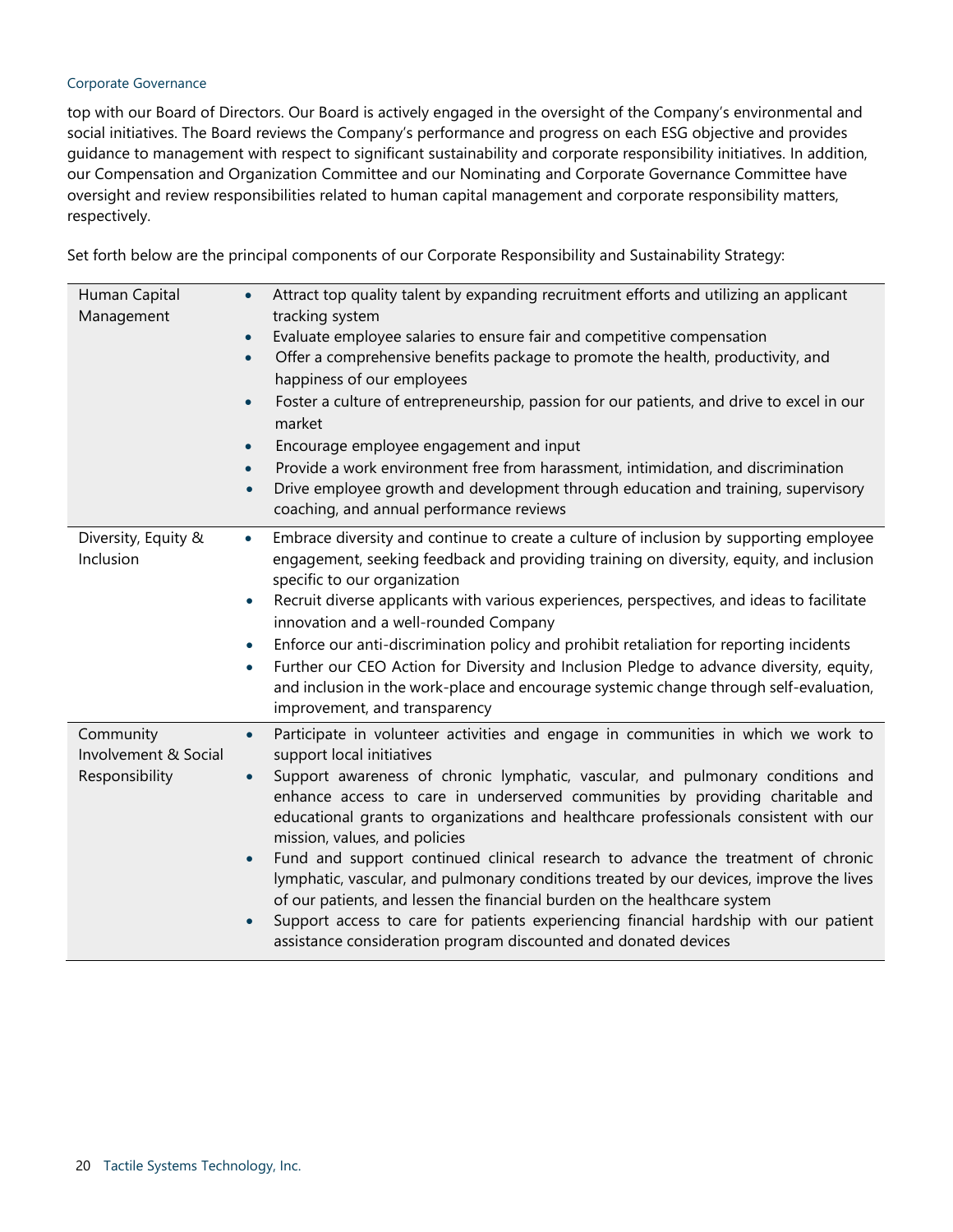top with our Board of Directors. Our Board is actively engaged in the oversight of the Company's environmental and social initiatives. The Board reviews the Company's performance and progress on each ESG objective and provides guidance to management with respect to significant sustainability and corporate responsibility initiatives. In addition, our Compensation and Organization Committee and our Nominating and Corporate Governance Committee have oversight and review responsibilities related to human capital management and corporate responsibility matters, respectively.

Set forth below are the principal components of our Corporate Responsibility and Sustainability Strategy:

| | |
|---|---|
| Human Capital Management | • Attract top quality talent by expanding recruitment efforts and utilizing an applicant tracking system<br>• Evaluate employee salaries to ensure fair and competitive compensation<br>• Offer a comprehensive benefits package to promote the health, productivity, and happiness of our employees<br>• Foster a culture of entrepreneurship, passion for our patients, and drive to excel in our market<br>• Encourage employee engagement and input<br>• Provide a work environment free from harassment, intimidation, and discrimination<br>• Drive employee growth and development through education and training, supervisory coaching, and annual performance reviews |
| Diversity, Equity & Inclusion | • Embrace diversity and continue to create a culture of inclusion by supporting employee engagement, seeking feedback and providing training on diversity, equity, and inclusion specific to our organization<br>• Recruit diverse applicants with various experiences, perspectives, and ideas to facilitate innovation and a well-rounded Company<br>• Enforce our anti-discrimination policy and prohibit retaliation for reporting incidents<br>• Further our CEO Action for Diversity and Inclusion Pledge to advance diversity, equity, and inclusion in the work-place and encourage systemic change through self-evaluation, improvement, and transparency |
| Community Involvement & Social Responsibility | • Participate in volunteer activities and engage in communities in which we work to support local initiatives<br>• Support awareness of chronic lymphatic, vascular, and pulmonary conditions and enhance access to care in underserved communities by providing charitable and educational grants to organizations and healthcare professionals consistent with our mission, values, and policies<br>• Fund and support continued clinical research to advance the treatment of chronic lymphatic, vascular, and pulmonary conditions treated by our devices, improve the lives of our patients, and lessen the financial burden on the healthcare system<br>• Support access to care for patients experiencing financial hardship with our patient assistance consideration program discounted and donated devices |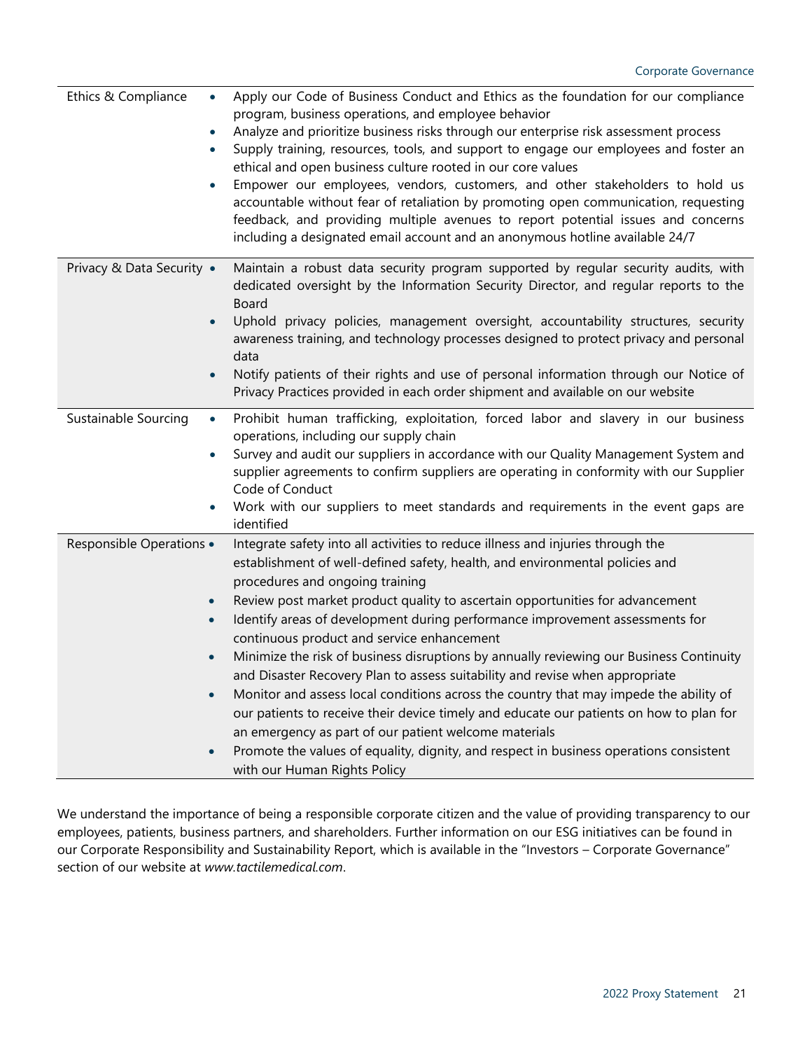| | |
|---|---|
| Ethics & Compliance | • Apply our Code of Business Conduct and Ethics as the foundation for our compliance program, business operations, and employee behavior<br>• Analyze and prioritize business risks through our enterprise risk assessment process<br>• Supply training, resources, tools, and support to engage our employees and foster an ethical and open business culture rooted in our core values<br>• Empower our employees, vendors, customers, and other stakeholders to hold us accountable without fear of retaliation by promoting open communication, requesting feedback, and providing multiple avenues to report potential issues and concerns including a designated email account and an anonymous hotline available 24/7 |
| Privacy & Data Security | • Maintain a robust data security program supported by regular security audits, with dedicated oversight by the Information Security Director, and regular reports to the Board<br>• Uphold privacy policies, management oversight, accountability structures, security awareness training, and technology processes designed to protect privacy and personal data<br>• Notify patients of their rights and use of personal information through our Notice of Privacy Practices provided in each order shipment and available on our website |
| Sustainable Sourcing | • Prohibit human trafficking, exploitation, forced labor and slavery in our business operations, including our supply chain<br>• Survey and audit our suppliers in accordance with our Quality Management System and supplier agreements to confirm suppliers are operating in conformity with our Supplier Code of Conduct<br>• Work with our suppliers to meet standards and requirements in the event gaps are identified |
| Responsible Operations | • Integrate safety into all activities to reduce illness and injuries through the establishment of well-defined safety, health, and environmental policies and procedures and ongoing training<br>• Review post market product quality to ascertain opportunities for advancement<br>• Identify areas of development during performance improvement assessments for continuous product and service enhancement<br>• Minimize the risk of business disruptions by annually reviewing our Business Continuity and Disaster Recovery Plan to assess suitability and revise when appropriate<br>• Monitor and assess local conditions across the country that may impede the ability of our patients to receive their device timely and educate our patients on how to plan for an emergency as part of our patient welcome materials<br>• Promote the values of equality, dignity, and respect in business operations consistent with our Human Rights Policy |

We understand the importance of being a responsible corporate citizen and the value of providing transparency to our employees, patients, business partners, and shareholders. Further information on our ESG initiatives can be found in our Corporate Responsibility and Sustainability Report, which is available in the "Investors – Corporate Governance" section of our website at *www.tactilemedical.com*.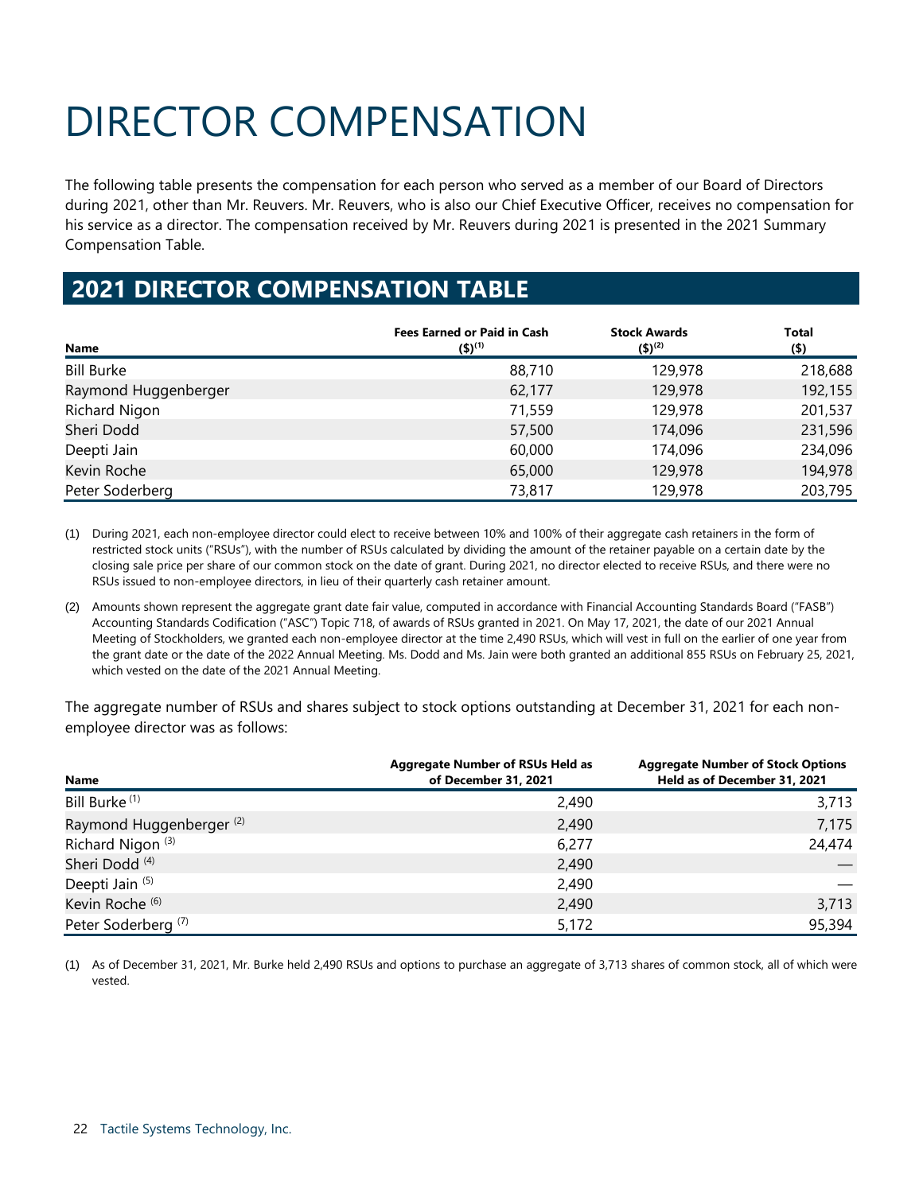# DIRECTOR COMPENSATION

The following table presents the compensation for each person who served as a member of our Board of Directors during 2021, other than Mr. Reuvers. Mr. Reuvers, who is also our Chief Executive Officer, receives no compensation for his service as a director. The compensation received by Mr. Reuvers during 2021 is presented in the 2021 Summary Compensation Table.

## 2021 DIRECTOR COMPENSATION TABLE

| Name | Fees Earned or Paid in Cash ($)[(1)] | Stock Awards ($)[(2)] | Total ($) |
|---|---|---|---|
| Bill Burke | 88,710 | 129,978 | 218,688 |
| Raymond Huggenberger | 62,177 | 129,978 | 192,155 |
| Richard Nigon | 71,559 | 129,978 | 201,537 |
| Sheri Dodd | 57,500 | 174,096 | 231,596 |
| Deepti Jain | 60,000 | 174,096 | 234,096 |
| Kevin Roche | 65,000 | 129,978 | 194,978 |
| Peter Soderberg | 73,817 | 129,978 | 203,795 |

(1) During 2021, each non-employee director could elect to receive between 10% and 100% of their aggregate cash retainers in the form of restricted stock units ("RSUs"), with the number of RSUs calculated by dividing the amount of the retainer payable on a certain date by the closing sale price per share of our common stock on the date of grant. During 2021, no director elected to receive RSUs, and there were no RSUs issued to non-employee directors, in lieu of their quarterly cash retainer amount.

(2) Amounts shown represent the aggregate grant date fair value, computed in accordance with Financial Accounting Standards Board ("FASB") Accounting Standards Codification ("ASC") Topic 718, of awards of RSUs granted in 2021. On May 17, 2021, the date of our 2021 Annual Meeting of Stockholders, we granted each non-employee director at the time 2,490 RSUs, which will vest in full on the earlier of one year from the grant date or the date of the 2022 Annual Meeting. Ms. Dodd and Ms. Jain were both granted an additional 855 RSUs on February 25, 2021, which vested on the date of the 2021 Annual Meeting.

The aggregate number of RSUs and shares subject to stock options outstanding at December 31, 2021 for each non-employee director was as follows:

| Name | Aggregate Number of RSUs Held as of December 31, 2021 | Aggregate Number of Stock Options Held as of December 31, 2021 |
|---|---|---|
| Bill Burke [(1)] | 2,490 | 3,713 |
| Raymond Huggenberger [(2)] | 2,490 | 7,175 |
| Richard Nigon [(3)] | 6,277 | 24,474 |
| Sheri Dodd [(4)] | 2,490 | — |
| Deepti Jain [(5)] | 2,490 | — |
| Kevin Roche [(6)] | 2,490 | 3,713 |
| Peter Soderberg [(7)] | 5,172 | 95,394 |

(1) As of December 31, 2021, Mr. Burke held 2,490 RSUs and options to purchase an aggregate of 3,713 shares of common stock, all of which were vested.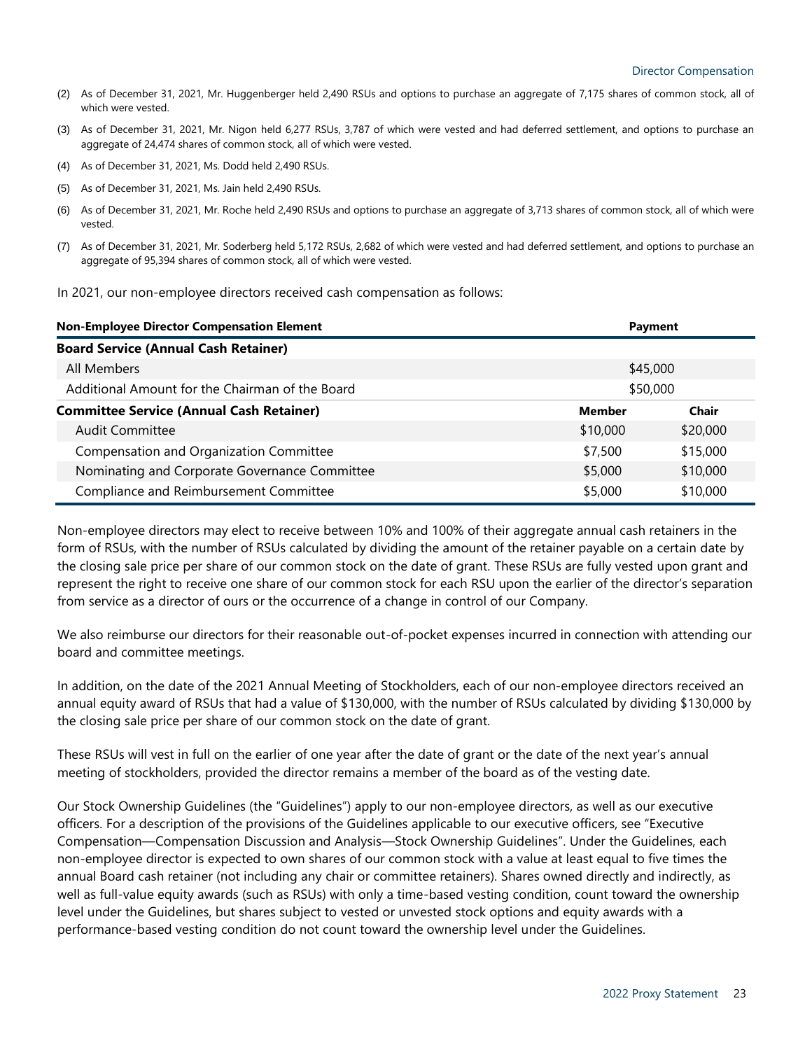(2) As of December 31, 2021, Mr. Huggenberger held 2,490 RSUs and options to purchase an aggregate of 7,175 shares of common stock, all of which were vested.

(3) As of December 31, 2021, Mr. Nigon held 6,277 RSUs, 3,787 of which were vested and had deferred settlement, and options to purchase an aggregate of 24,474 shares of common stock, all of which were vested.

(4) As of December 31, 2021, Ms. Dodd held 2,490 RSUs.

(5) As of December 31, 2021, Ms. Jain held 2,490 RSUs.

(6) As of December 31, 2021, Mr. Roche held 2,490 RSUs and options to purchase an aggregate of 3,713 shares of common stock, all of which were vested.

(7) As of December 31, 2021, Mr. Soderberg held 5,172 RSUs, 2,682 of which were vested and had deferred settlement, and options to purchase an aggregate of 95,394 shares of common stock, all of which were vested.

In 2021, our non-employee directors received cash compensation as follows:

| Non-Employee Director Compensation Element | Payment | |
|---|---|---|
| **Board Service (Annual Cash Retainer)** | | |
| All Members | $45,000 | |
| Additional Amount for the Chairman of the Board | $50,000 | |
| **Committee Service (Annual Cash Retainer)** | **Member** | **Chair** |
| Audit Committee | $10,000 | $20,000 |
| Compensation and Organization Committee | $7,500 | $15,000 |
| Nominating and Corporate Governance Committee | $5,000 | $10,000 |
| Compliance and Reimbursement Committee | $5,000 | $10,000 |

Non-employee directors may elect to receive between 10% and 100% of their aggregate annual cash retainers in the form of RSUs, with the number of RSUs calculated by dividing the amount of the retainer payable on a certain date by the closing sale price per share of our common stock on the date of grant. These RSUs are fully vested upon grant and represent the right to receive one share of our common stock for each RSU upon the earlier of the director's separation from service as a director of ours or the occurrence of a change in control of our Company.

We also reimburse our directors for their reasonable out-of-pocket expenses incurred in connection with attending our board and committee meetings.

In addition, on the date of the 2021 Annual Meeting of Stockholders, each of our non-employee directors received an annual equity award of RSUs that had a value of $130,000, with the number of RSUs calculated by dividing $130,000 by the closing sale price per share of our common stock on the date of grant.

These RSUs will vest in full on the earlier of one year after the date of grant or the date of the next year's annual meeting of stockholders, provided the director remains a member of the board as of the vesting date.

Our Stock Ownership Guidelines (the "Guidelines") apply to our non-employee directors, as well as our executive officers. For a description of the provisions of the Guidelines applicable to our executive officers, see "Executive Compensation—Compensation Discussion and Analysis—Stock Ownership Guidelines". Under the Guidelines, each non-employee director is expected to own shares of our common stock with a value at least equal to five times the annual Board cash retainer (not including any chair or committee retainers). Shares owned directly and indirectly, as well as full-value equity awards (such as RSUs) with only a time-based vesting condition, count toward the ownership level under the Guidelines, but shares subject to vested or unvested stock options and equity awards with a performance-based vesting condition do not count toward the ownership level under the Guidelines.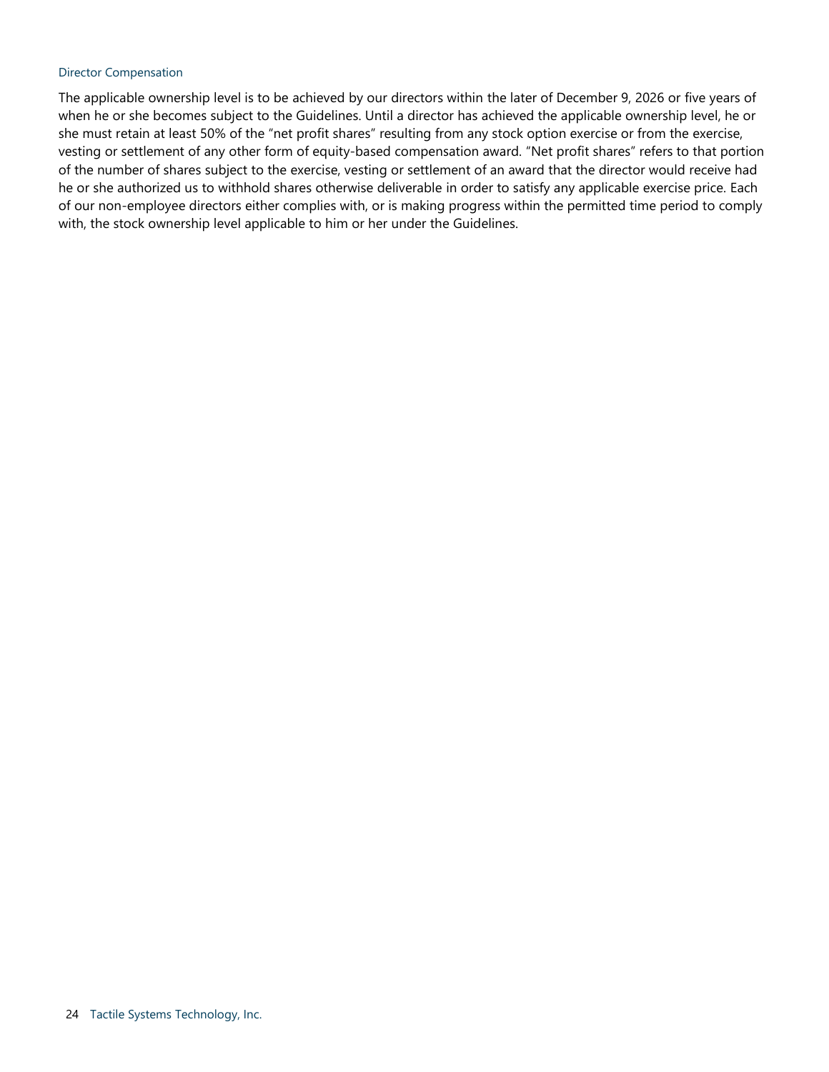The applicable ownership level is to be achieved by our directors within the later of December 9, 2026 or five years of when he or she becomes subject to the Guidelines. Until a director has achieved the applicable ownership level, he or she must retain at least 50% of the "net profit shares" resulting from any stock option exercise or from the exercise, vesting or settlement of any other form of equity-based compensation award. "Net profit shares" refers to that portion of the number of shares subject to the exercise, vesting or settlement of an award that the director would receive had he or she authorized us to withhold shares otherwise deliverable in order to satisfy any applicable exercise price. Each of our non-employee directors either complies with, or is making progress within the permitted time period to comply with, the stock ownership level applicable to him or her under the Guidelines.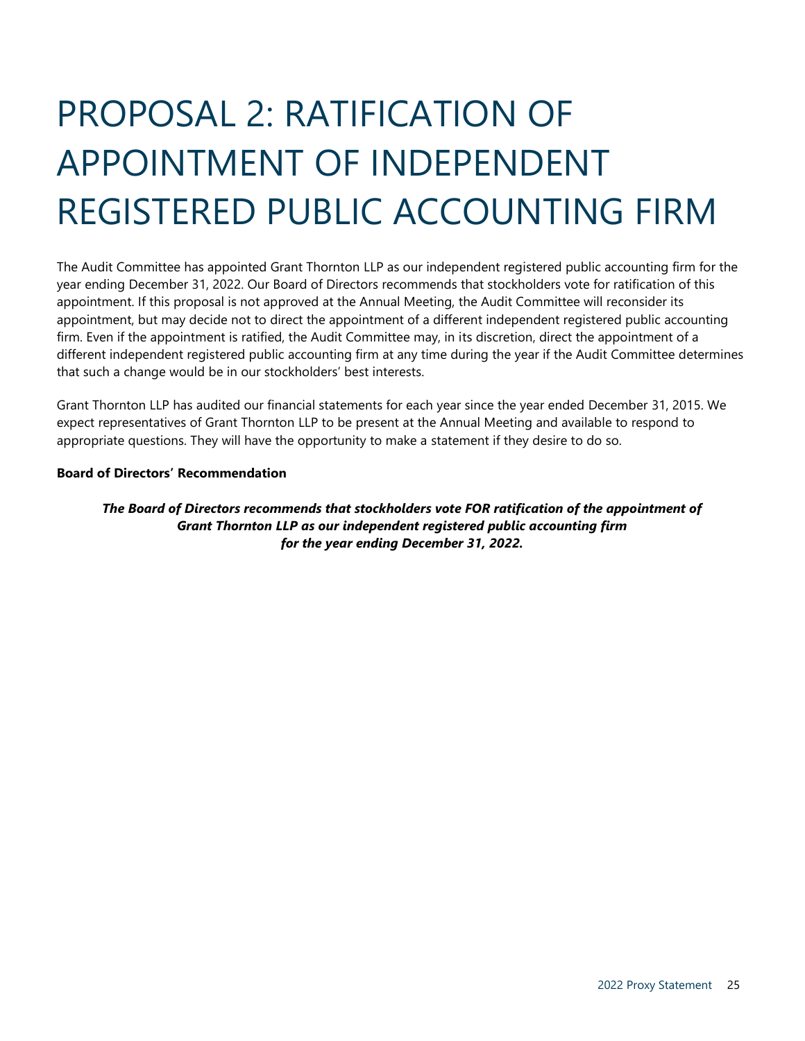# PROPOSAL 2: RATIFICATION OF APPOINTMENT OF INDEPENDENT REGISTERED PUBLIC ACCOUNTING FIRM

The Audit Committee has appointed Grant Thornton LLP as our independent registered public accounting firm for the year ending December 31, 2022. Our Board of Directors recommends that stockholders vote for ratification of this appointment. If this proposal is not approved at the Annual Meeting, the Audit Committee will reconsider its appointment, but may decide not to direct the appointment of a different independent registered public accounting firm. Even if the appointment is ratified, the Audit Committee may, in its discretion, direct the appointment of a different independent registered public accounting firm at any time during the year if the Audit Committee determines that such a change would be in our stockholders' best interests.

Grant Thornton LLP has audited our financial statements for each year since the year ended December 31, 2015. We expect representatives of Grant Thornton LLP to be present at the Annual Meeting and available to respond to appropriate questions. They will have the opportunity to make a statement if they desire to do so.

**Board of Directors' Recommendation**

***The Board of Directors recommends that stockholders vote FOR ratification of the appointment of Grant Thornton LLP as our independent registered public accounting firm for the year ending December 31, 2022.***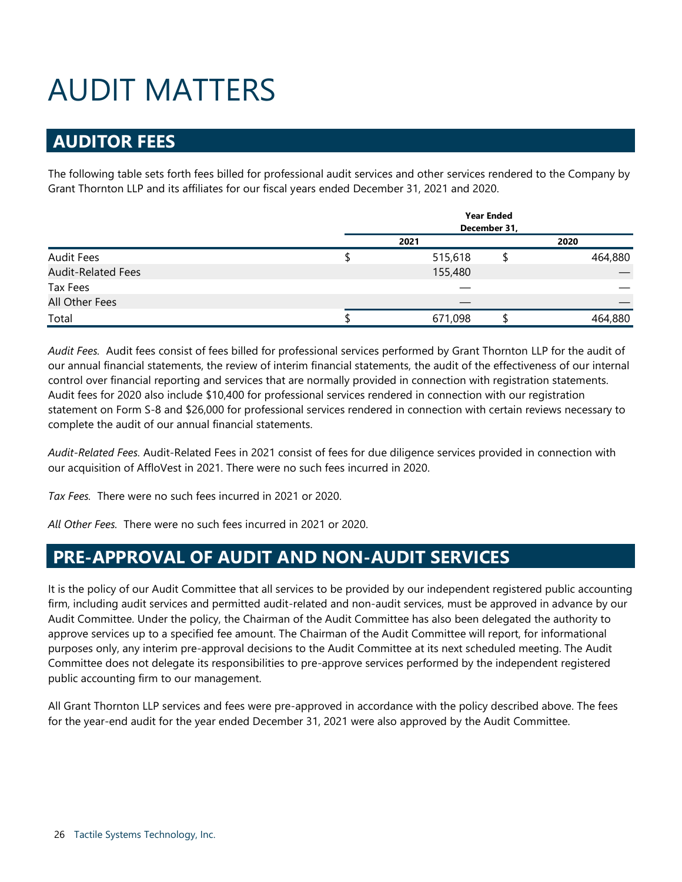# AUDIT MATTERS

## AUDITOR FEES

The following table sets forth fees billed for professional audit services and other services rendered to the Company by Grant Thornton LLP and its affiliates for our fiscal years ended December 31, 2021 and 2020.

| | Year Ended December 31, | |
|---|---|---|
| | 2021 | 2020 |
| Audit Fees | $ 515,618 | $ 464,880 |
| Audit-Related Fees | 155,480 | — |
| Tax Fees | — | — |
| All Other Fees | — | — |
| Total | $ 671,098 | $ 464,880 |

*Audit Fees.* Audit fees consist of fees billed for professional services performed by Grant Thornton LLP for the audit of our annual financial statements, the review of interim financial statements, the audit of the effectiveness of our internal control over financial reporting and services that are normally provided in connection with registration statements. Audit fees for 2020 also include $10,400 for professional services rendered in connection with our registration statement on Form S-8 and $26,000 for professional services rendered in connection with certain reviews necessary to complete the audit of our annual financial statements.

*Audit-Related Fees.* Audit-Related Fees in 2021 consist of fees for due diligence services provided in connection with our acquisition of AffloVest in 2021. There were no such fees incurred in 2020.

*Tax Fees.* There were no such fees incurred in 2021 or 2020.

*All Other Fees.* There were no such fees incurred in 2021 or 2020.

## PRE-APPROVAL OF AUDIT AND NON-AUDIT SERVICES

It is the policy of our Audit Committee that all services to be provided by our independent registered public accounting firm, including audit services and permitted audit-related and non-audit services, must be approved in advance by our Audit Committee. Under the policy, the Chairman of the Audit Committee has also been delegated the authority to approve services up to a specified fee amount. The Chairman of the Audit Committee will report, for informational purposes only, any interim pre-approval decisions to the Audit Committee at its next scheduled meeting. The Audit Committee does not delegate its responsibilities to pre-approve services performed by the independent registered public accounting firm to our management.

All Grant Thornton LLP services and fees were pre-approved in accordance with the policy described above. The fees for the year-end audit for the year ended December 31, 2021 were also approved by the Audit Committee.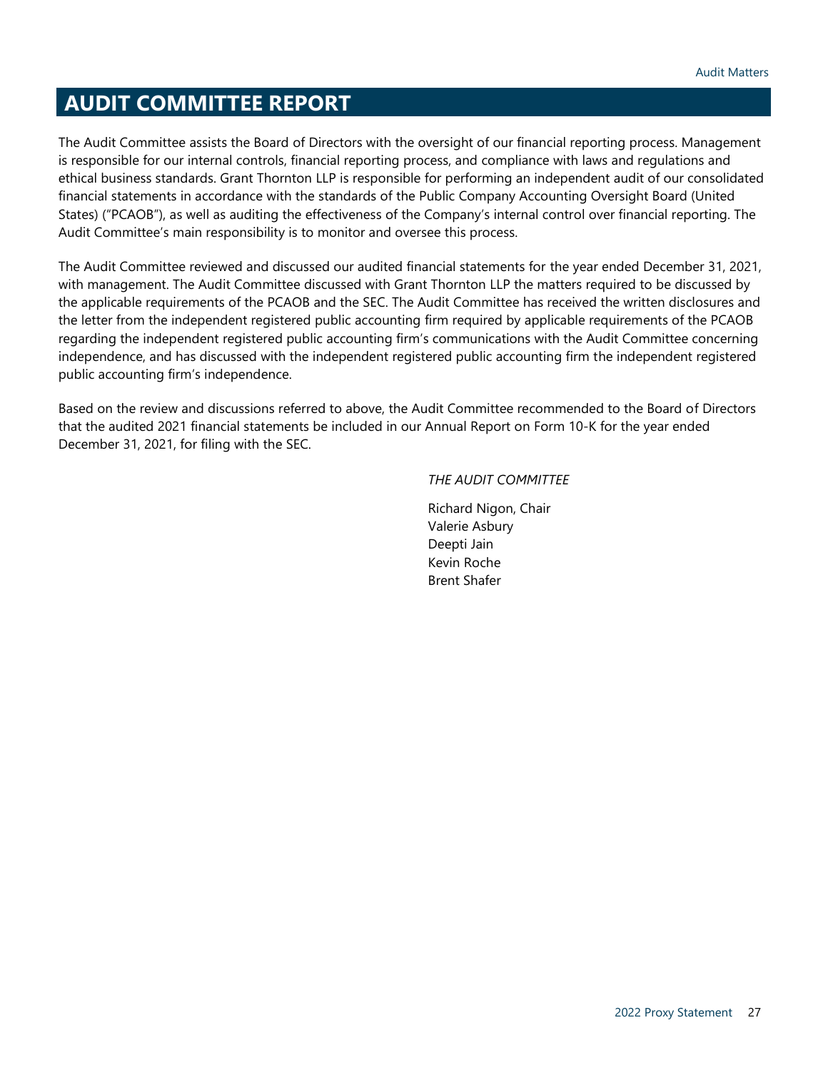# AUDIT COMMITTEE REPORT

The Audit Committee assists the Board of Directors with the oversight of our financial reporting process. Management is responsible for our internal controls, financial reporting process, and compliance with laws and regulations and ethical business standards. Grant Thornton LLP is responsible for performing an independent audit of our consolidated financial statements in accordance with the standards of the Public Company Accounting Oversight Board (United States) ("PCAOB"), as well as auditing the effectiveness of the Company's internal control over financial reporting. The Audit Committee's main responsibility is to monitor and oversee this process.

The Audit Committee reviewed and discussed our audited financial statements for the year ended December 31, 2021, with management. The Audit Committee discussed with Grant Thornton LLP the matters required to be discussed by the applicable requirements of the PCAOB and the SEC. The Audit Committee has received the written disclosures and the letter from the independent registered public accounting firm required by applicable requirements of the PCAOB regarding the independent registered public accounting firm's communications with the Audit Committee concerning independence, and has discussed with the independent registered public accounting firm the independent registered public accounting firm's independence.

Based on the review and discussions referred to above, the Audit Committee recommended to the Board of Directors that the audited 2021 financial statements be included in our Annual Report on Form 10-K for the year ended December 31, 2021, for filing with the SEC.

*THE AUDIT COMMITTEE*

Richard Nigon, Chair
Valerie Asbury
Deepti Jain
Kevin Roche
Brent Shafer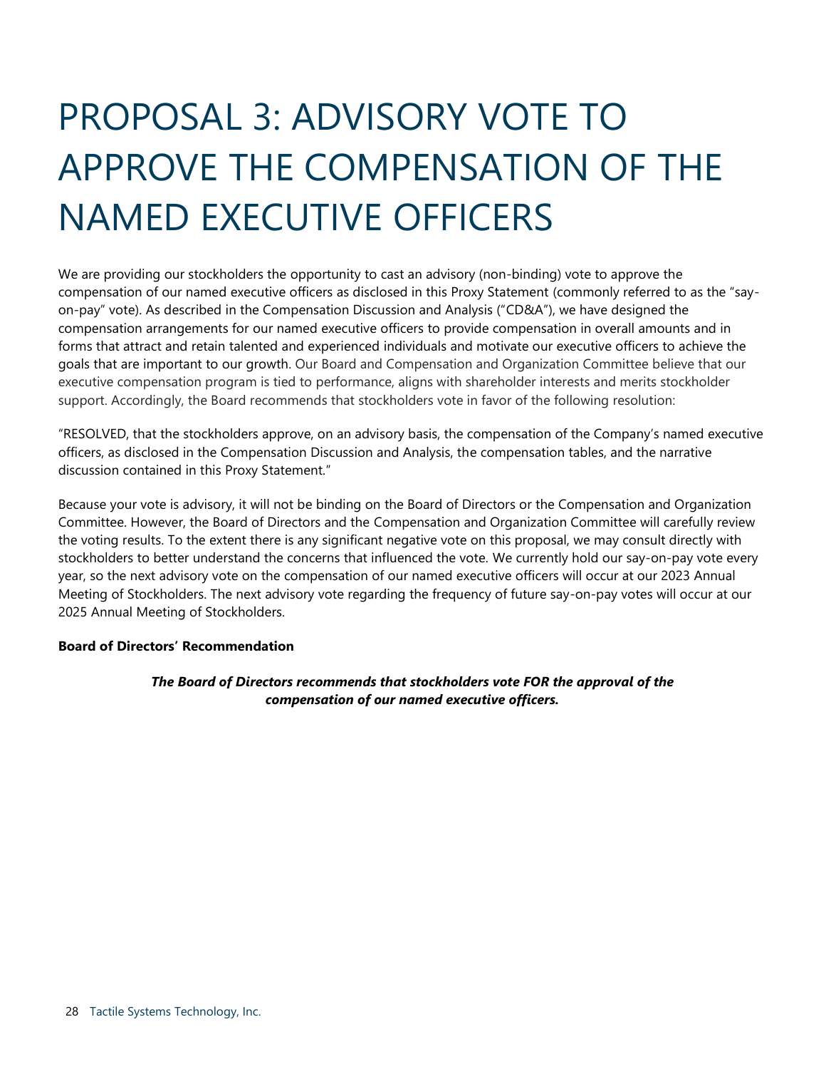# PROPOSAL 3: ADVISORY VOTE TO APPROVE THE COMPENSATION OF THE NAMED EXECUTIVE OFFICERS

We are providing our stockholders the opportunity to cast an advisory (non-binding) vote to approve the compensation of our named executive officers as disclosed in this Proxy Statement (commonly referred to as the "say-on-pay" vote). As described in the Compensation Discussion and Analysis ("CD&A"), we have designed the compensation arrangements for our named executive officers to provide compensation in overall amounts and in forms that attract and retain talented and experienced individuals and motivate our executive officers to achieve the goals that are important to our growth. Our Board and Compensation and Organization Committee believe that our executive compensation program is tied to performance, aligns with shareholder interests and merits stockholder support. Accordingly, the Board recommends that stockholders vote in favor of the following resolution:

"RESOLVED, that the stockholders approve, on an advisory basis, the compensation of the Company's named executive officers, as disclosed in the Compensation Discussion and Analysis, the compensation tables, and the narrative discussion contained in this Proxy Statement."

Because your vote is advisory, it will not be binding on the Board of Directors or the Compensation and Organization Committee. However, the Board of Directors and the Compensation and Organization Committee will carefully review the voting results. To the extent there is any significant negative vote on this proposal, we may consult directly with stockholders to better understand the concerns that influenced the vote. We currently hold our say-on-pay vote every year, so the next advisory vote on the compensation of our named executive officers will occur at our 2023 Annual Meeting of Stockholders. The next advisory vote regarding the frequency of future say-on-pay votes will occur at our 2025 Annual Meeting of Stockholders.

**Board of Directors' Recommendation**

***The Board of Directors recommends that stockholders vote FOR the approval of the compensation of our named executive officers.***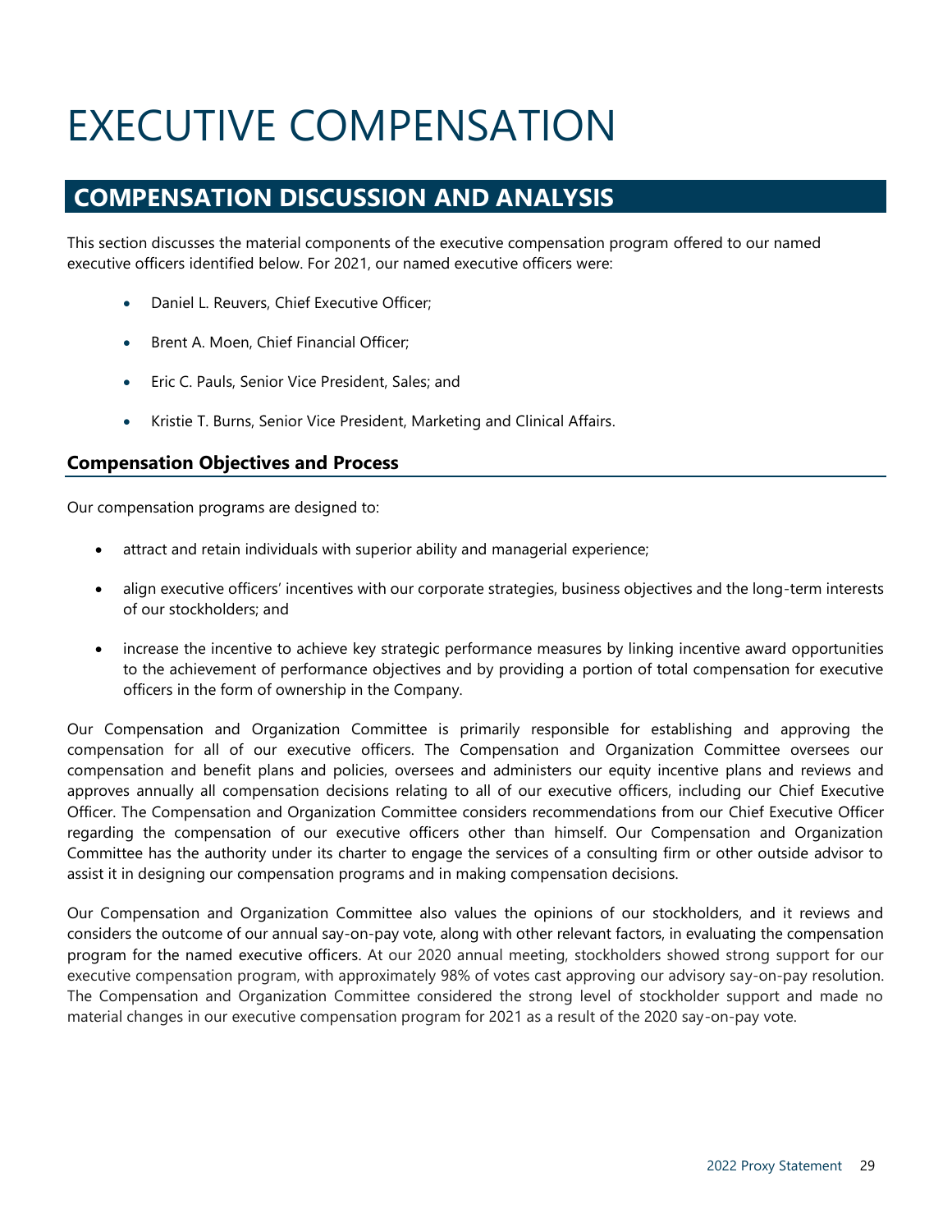# EXECUTIVE COMPENSATION

## COMPENSATION DISCUSSION AND ANALYSIS

This section discusses the material components of the executive compensation program offered to our named executive officers identified below. For 2021, our named executive officers were:

- Daniel L. Reuvers, Chief Executive Officer;
- Brent A. Moen, Chief Financial Officer;
- Eric C. Pauls, Senior Vice President, Sales; and
- Kristie T. Burns, Senior Vice President, Marketing and Clinical Affairs.

### Compensation Objectives and Process

Our compensation programs are designed to:

- attract and retain individuals with superior ability and managerial experience;
- align executive officers' incentives with our corporate strategies, business objectives and the long-term interests of our stockholders; and
- increase the incentive to achieve key strategic performance measures by linking incentive award opportunities to the achievement of performance objectives and by providing a portion of total compensation for executive officers in the form of ownership in the Company.

Our Compensation and Organization Committee is primarily responsible for establishing and approving the compensation for all of our executive officers. The Compensation and Organization Committee oversees our compensation and benefit plans and policies, oversees and administers our equity incentive plans and reviews and approves annually all compensation decisions relating to all of our executive officers, including our Chief Executive Officer. The Compensation and Organization Committee considers recommendations from our Chief Executive Officer regarding the compensation of our executive officers other than himself. Our Compensation and Organization Committee has the authority under its charter to engage the services of a consulting firm or other outside advisor to assist it in designing our compensation programs and in making compensation decisions.

Our Compensation and Organization Committee also values the opinions of our stockholders, and it reviews and considers the outcome of our annual say-on-pay vote, along with other relevant factors, in evaluating the compensation program for the named executive officers. At our 2020 annual meeting, stockholders showed strong support for our executive compensation program, with approximately 98% of votes cast approving our advisory say-on-pay resolution. The Compensation and Organization Committee considered the strong level of stockholder support and made no material changes in our executive compensation program for 2021 as a result of the 2020 say-on-pay vote.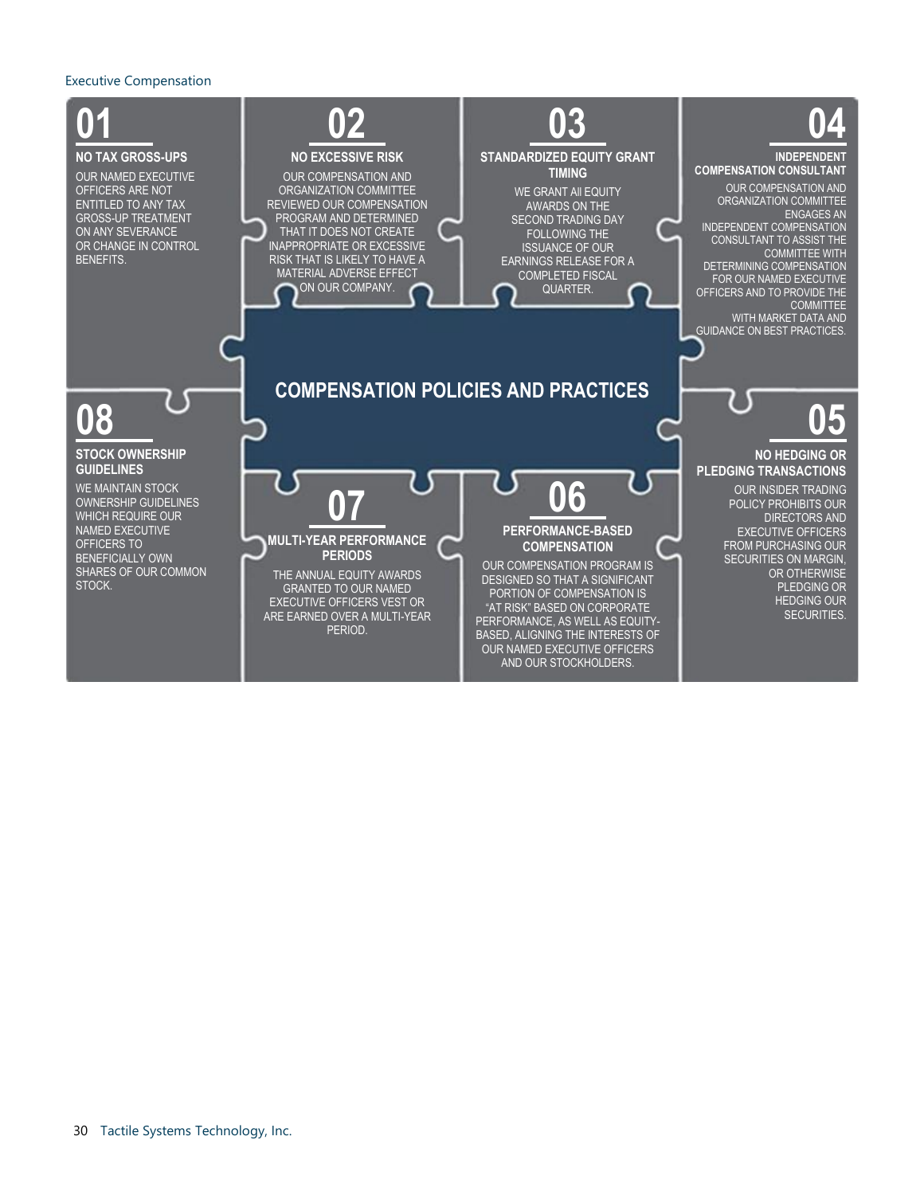## COMPENSATION POLICIES AND PRACTICES

**01**

**NO TAX GROSS-UPS**

OUR NAMED EXECUTIVE OFFICERS ARE NOT ENTITLED TO ANY TAX GROSS-UP TREATMENT ON ANY SEVERANCE OR CHANGE IN CONTROL BENEFITS.

**02**

**NO EXCESSIVE RISK**

OUR COMPENSATION AND ORGANIZATION COMMITTEE REVIEWED OUR COMPENSATION PROGRAM AND DETERMINED THAT IT DOES NOT CREATE INAPPROPRIATE OR EXCESSIVE RISK THAT IS LIKELY TO HAVE A MATERIAL ADVERSE EFFECT ON OUR COMPANY.

**03**

**STANDARDIZED EQUITY GRANT TIMING**

WE GRANT All EQUITY AWARDS ON THE SECOND TRADING DAY FOLLOWING THE ISSUANCE OF OUR EARNINGS RELEASE FOR A COMPLETED FISCAL QUARTER.

**04**

**INDEPENDENT COMPENSATION CONSULTANT**

OUR COMPENSATION AND ORGANIZATION COMMITTEE ENGAGES AN INDEPENDENT COMPENSATION CONSULTANT TO ASSIST THE COMMITTEE WITH DETERMINING COMPENSATION FOR OUR NAMED EXECUTIVE OFFICERS AND TO PROVIDE THE COMMITTEE WITH MARKET DATA AND GUIDANCE ON BEST PRACTICES.

**05**

**NO HEDGING OR PLEDGING TRANSACTIONS**

OUR INSIDER TRADING POLICY PROHIBITS OUR DIRECTORS AND EXECUTIVE OFFICERS FROM PURCHASING OUR SECURITIES ON MARGIN, OR OTHERWISE PLEDGING OR HEDGING OUR SECURITIES.

**06**

**PERFORMANCE-BASED COMPENSATION**

OUR COMPENSATION PROGRAM IS DESIGNED SO THAT A SIGNIFICANT PORTION OF COMPENSATION IS "AT RISK" BASED ON CORPORATE PERFORMANCE, AS WELL AS EQUITY-BASED, ALIGNING THE INTERESTS OF OUR NAMED EXECUTIVE OFFICERS AND OUR STOCKHOLDERS.

**07**

**MULTI-YEAR PERFORMANCE PERIODS**

THE ANNUAL EQUITY AWARDS GRANTED TO OUR NAMED EXECUTIVE OFFICERS VEST OR ARE EARNED OVER A MULTI-YEAR PERIOD.

**08**

**STOCK OWNERSHIP GUIDELINES**

WE MAINTAIN STOCK OWNERSHIP GUIDELINES WHICH REQUIRE OUR NAMED EXECUTIVE OFFICERS TO BENEFICIALLY OWN SHARES OF OUR COMMON STOCK.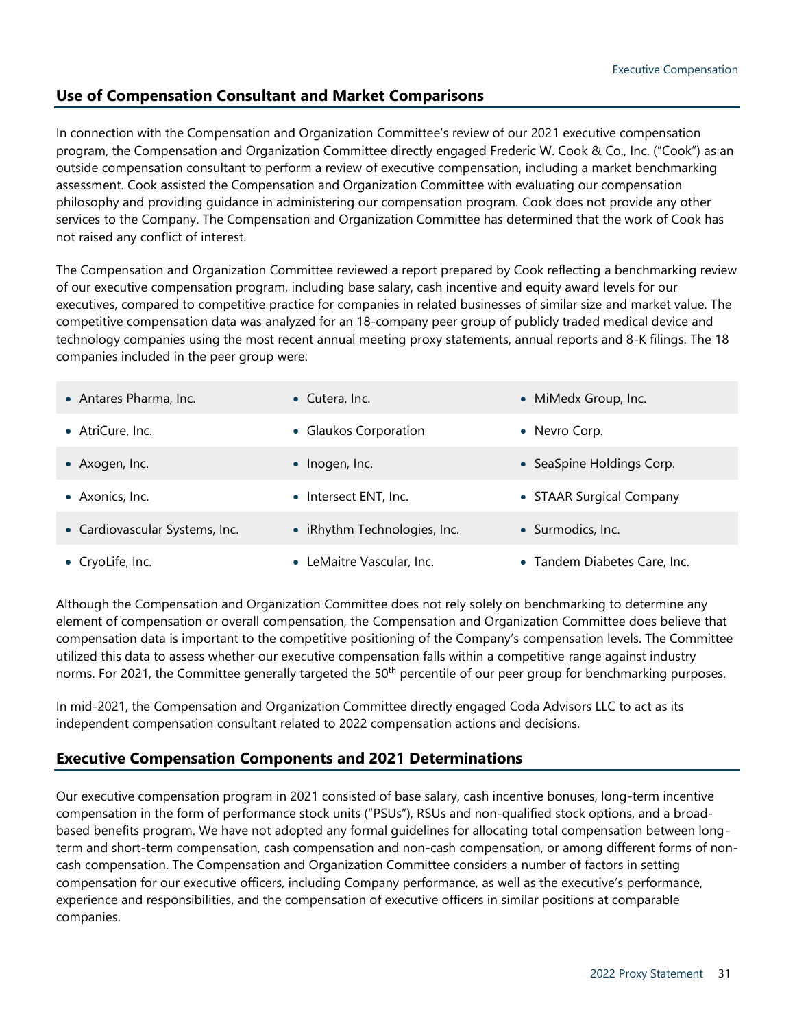## Use of Compensation Consultant and Market Comparisons

In connection with the Compensation and Organization Committee's review of our 2021 executive compensation program, the Compensation and Organization Committee directly engaged Frederic W. Cook & Co., Inc. ("Cook") as an outside compensation consultant to perform a review of executive compensation, including a market benchmarking assessment. Cook assisted the Compensation and Organization Committee with evaluating our compensation philosophy and providing guidance in administering our compensation program. Cook does not provide any other services to the Company. The Compensation and Organization Committee has determined that the work of Cook has not raised any conflict of interest.

The Compensation and Organization Committee reviewed a report prepared by Cook reflecting a benchmarking review of our executive compensation program, including base salary, cash incentive and equity award levels for our executives, compared to competitive practice for companies in related businesses of similar size and market value. The competitive compensation data was analyzed for an 18-company peer group of publicly traded medical device and technology companies using the most recent annual meeting proxy statements, annual reports and 8-K filings. The 18 companies included in the peer group were:

- Antares Pharma, Inc.
- AtriCure, Inc.
- Axogen, Inc.
- Axonics, Inc.
- Cardiovascular Systems, Inc.
- CryoLife, Inc.
- Cutera, Inc.
- Glaukos Corporation
- Inogen, Inc.
- Intersect ENT, Inc.
- iRhythm Technologies, Inc.
- LeMaitre Vascular, Inc.
- MiMedx Group, Inc.
- Nevro Corp.
- SeaSpine Holdings Corp.
- STAAR Surgical Company
- Surmodics, Inc.
- Tandem Diabetes Care, Inc.

Although the Compensation and Organization Committee does not rely solely on benchmarking to determine any element of compensation or overall compensation, the Compensation and Organization Committee does believe that compensation data is important to the competitive positioning of the Company's compensation levels. The Committee utilized this data to assess whether our executive compensation falls within a competitive range against industry norms. For 2021, the Committee generally targeted the 50th percentile of our peer group for benchmarking purposes.

In mid-2021, the Compensation and Organization Committee directly engaged Coda Advisors LLC to act as its independent compensation consultant related to 2022 compensation actions and decisions.

## Executive Compensation Components and 2021 Determinations

Our executive compensation program in 2021 consisted of base salary, cash incentive bonuses, long-term incentive compensation in the form of performance stock units ("PSUs"), RSUs and non-qualified stock options, and a broad-based benefits program. We have not adopted any formal guidelines for allocating total compensation between long-term and short-term compensation, cash compensation and non-cash compensation, or among different forms of non-cash compensation. The Compensation and Organization Committee considers a number of factors in setting compensation for our executive officers, including Company performance, as well as the executive's performance, experience and responsibilities, and the compensation of executive officers in similar positions at comparable companies.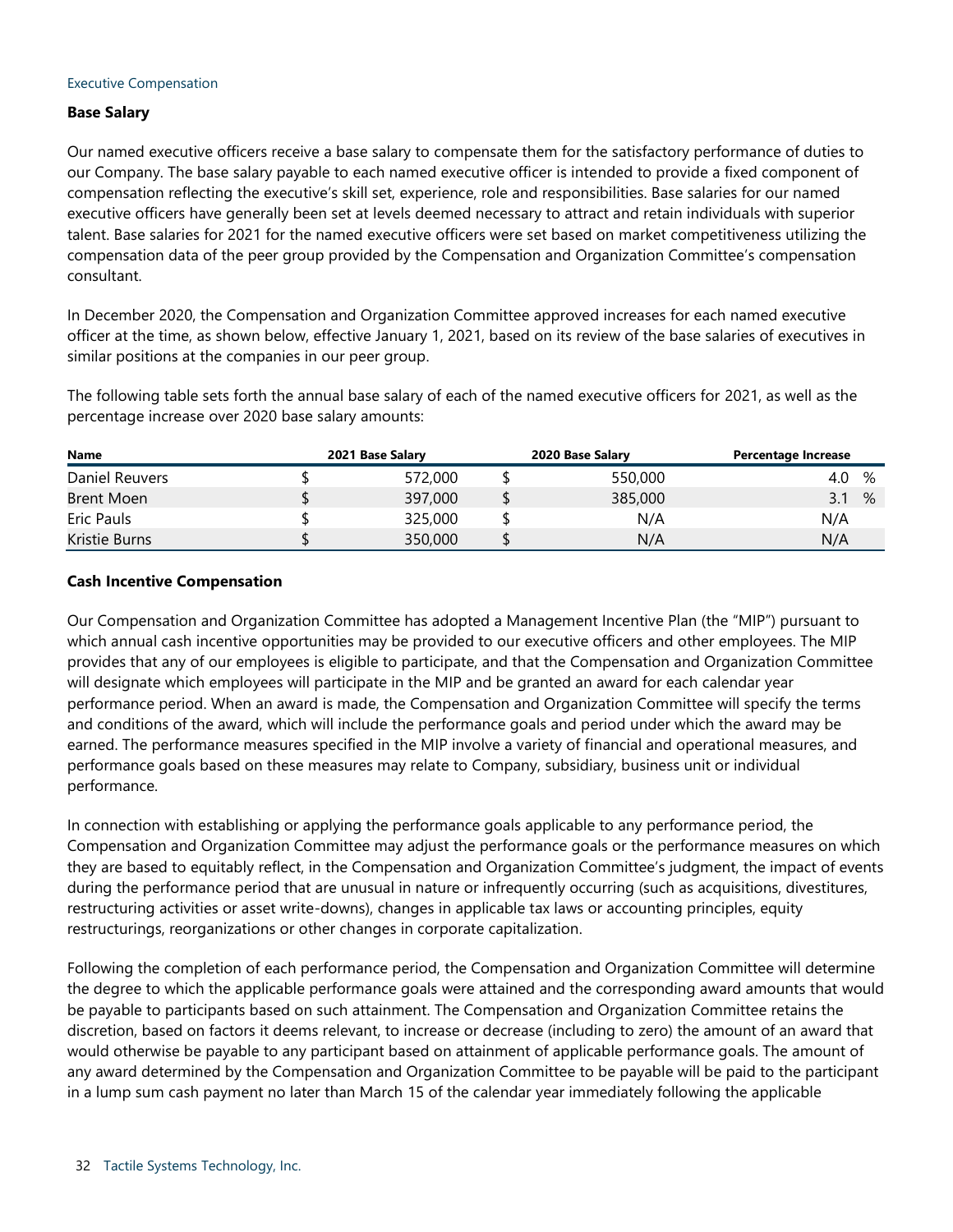Executive Compensation

**Base Salary**

Our named executive officers receive a base salary to compensate them for the satisfactory performance of duties to our Company. The base salary payable to each named executive officer is intended to provide a fixed component of compensation reflecting the executive's skill set, experience, role and responsibilities. Base salaries for our named executive officers have generally been set at levels deemed necessary to attract and retain individuals with superior talent. Base salaries for 2021 for the named executive officers were set based on market competitiveness utilizing the compensation data of the peer group provided by the Compensation and Organization Committee's compensation consultant.

In December 2020, the Compensation and Organization Committee approved increases for each named executive officer at the time, as shown below, effective January 1, 2021, based on its review of the base salaries of executives in similar positions at the companies in our peer group.

The following table sets forth the annual base salary of each of the named executive officers for 2021, as well as the percentage increase over 2020 base salary amounts:

| Name | 2021 Base Salary | 2020 Base Salary | Percentage Increase |
|---|---|---|---|
| Daniel Reuvers | $ 572,000 | $ 550,000 | 4.0 % |
| Brent Moen | $ 397,000 | $ 385,000 | 3.1 % |
| Eric Pauls | $ 325,000 | $ N/A | N/A |
| Kristie Burns | $ 350,000 | $ N/A | N/A |

**Cash Incentive Compensation**

Our Compensation and Organization Committee has adopted a Management Incentive Plan (the "MIP") pursuant to which annual cash incentive opportunities may be provided to our executive officers and other employees. The MIP provides that any of our employees is eligible to participate, and that the Compensation and Organization Committee will designate which employees will participate in the MIP and be granted an award for each calendar year performance period. When an award is made, the Compensation and Organization Committee will specify the terms and conditions of the award, which will include the performance goals and period under which the award may be earned. The performance measures specified in the MIP involve a variety of financial and operational measures, and performance goals based on these measures may relate to Company, subsidiary, business unit or individual performance.

In connection with establishing or applying the performance goals applicable to any performance period, the Compensation and Organization Committee may adjust the performance goals or the performance measures on which they are based to equitably reflect, in the Compensation and Organization Committee's judgment, the impact of events during the performance period that are unusual in nature or infrequently occurring (such as acquisitions, divestitures, restructuring activities or asset write-downs), changes in applicable tax laws or accounting principles, equity restructurings, reorganizations or other changes in corporate capitalization.

Following the completion of each performance period, the Compensation and Organization Committee will determine the degree to which the applicable performance goals were attained and the corresponding award amounts that would be payable to participants based on such attainment. The Compensation and Organization Committee retains the discretion, based on factors it deems relevant, to increase or decrease (including to zero) the amount of an award that would otherwise be payable to any participant based on attainment of applicable performance goals. The amount of any award determined by the Compensation and Organization Committee to be payable will be paid to the participant in a lump sum cash payment no later than March 15 of the calendar year immediately following the applicable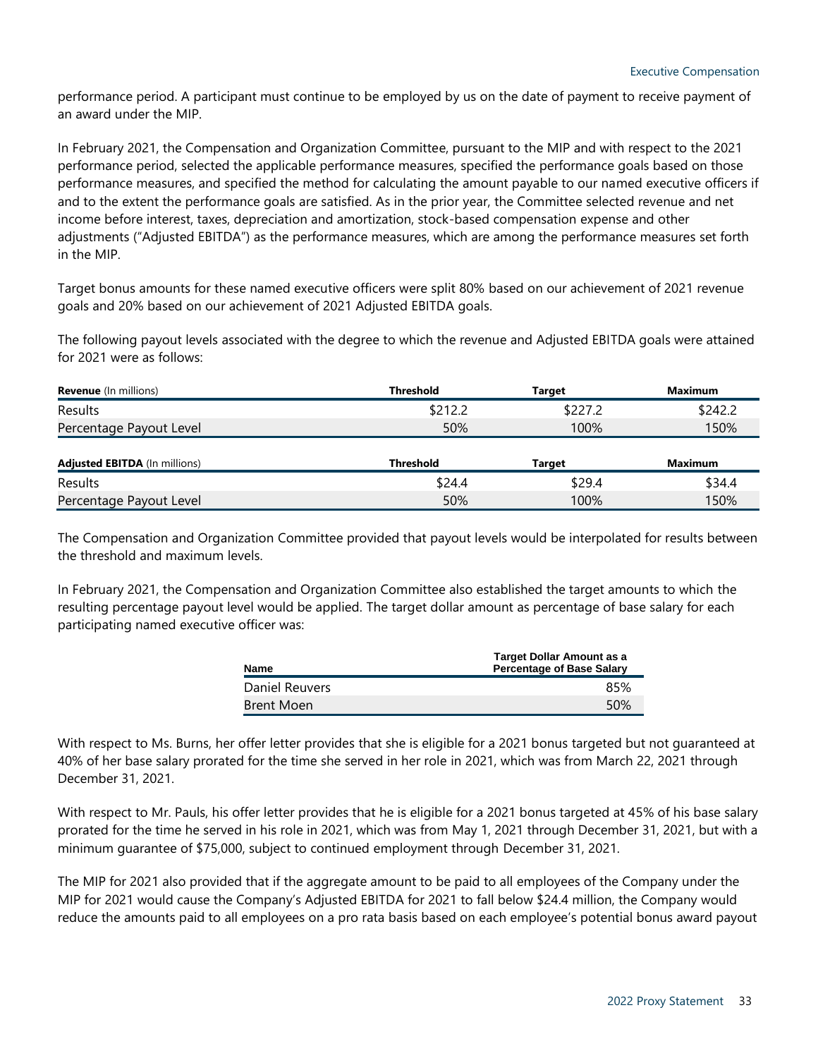performance period. A participant must continue to be employed by us on the date of payment to receive payment of an award under the MIP.

In February 2021, the Compensation and Organization Committee, pursuant to the MIP and with respect to the 2021 performance period, selected the applicable performance measures, specified the performance goals based on those performance measures, and specified the method for calculating the amount payable to our named executive officers if and to the extent the performance goals are satisfied. As in the prior year, the Committee selected revenue and net income before interest, taxes, depreciation and amortization, stock-based compensation expense and other adjustments ("Adjusted EBITDA") as the performance measures, which are among the performance measures set forth in the MIP.

Target bonus amounts for these named executive officers were split 80% based on our achievement of 2021 revenue goals and 20% based on our achievement of 2021 Adjusted EBITDA goals.

The following payout levels associated with the degree to which the revenue and Adjusted EBITDA goals were attained for 2021 were as follows:

| **Revenue** (In millions) | **Threshold** | **Target** | **Maximum** |
|---|---|---|---|
| Results | $212.2 | $227.2 | $242.2 |
| Percentage Payout Level | 50% | 100% | 150% |

| **Adjusted EBITDA** (In millions) | **Threshold** | **Target** | **Maximum** |
|---|---|---|---|
| Results | $24.4 | $29.4 | $34.4 |
| Percentage Payout Level | 50% | 100% | 150% |

The Compensation and Organization Committee provided that payout levels would be interpolated for results between the threshold and maximum levels.

In February 2021, the Compensation and Organization Committee also established the target amounts to which the resulting percentage payout level would be applied. The target dollar amount as percentage of base salary for each participating named executive officer was:

| Name | Target Dollar Amount as a Percentage of Base Salary |
|---|---|
| Daniel Reuvers | 85% |
| Brent Moen | 50% |

With respect to Ms. Burns, her offer letter provides that she is eligible for a 2021 bonus targeted but not guaranteed at 40% of her base salary prorated for the time she served in her role in 2021, which was from March 22, 2021 through December 31, 2021.

With respect to Mr. Pauls, his offer letter provides that he is eligible for a 2021 bonus targeted at 45% of his base salary prorated for the time he served in his role in 2021, which was from May 1, 2021 through December 31, 2021, but with a minimum guarantee of $75,000, subject to continued employment through December 31, 2021.

The MIP for 2021 also provided that if the aggregate amount to be paid to all employees of the Company under the MIP for 2021 would cause the Company's Adjusted EBITDA for 2021 to fall below $24.4 million, the Company would reduce the amounts paid to all employees on a pro rata basis based on each employee's potential bonus award payout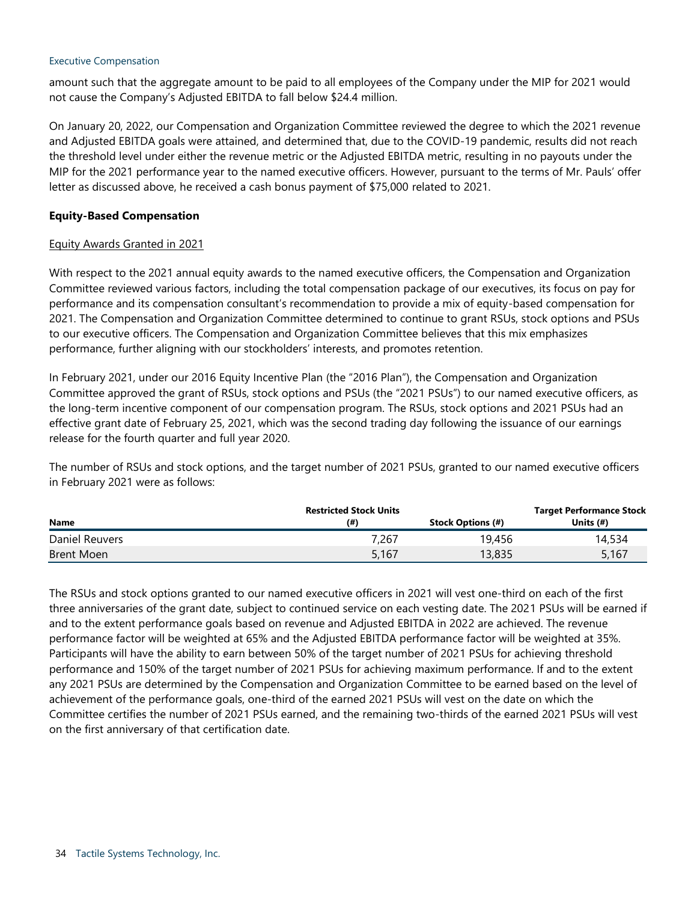amount such that the aggregate amount to be paid to all employees of the Company under the MIP for 2021 would not cause the Company's Adjusted EBITDA to fall below $24.4 million.

On January 20, 2022, our Compensation and Organization Committee reviewed the degree to which the 2021 revenue and Adjusted EBITDA goals were attained, and determined that, due to the COVID-19 pandemic, results did not reach the threshold level under either the revenue metric or the Adjusted EBITDA metric, resulting in no payouts under the MIP for the 2021 performance year to the named executive officers. However, pursuant to the terms of Mr. Pauls' offer letter as discussed above, he received a cash bonus payment of $75,000 related to 2021.

**Equity-Based Compensation**

Equity Awards Granted in 2021

With respect to the 2021 annual equity awards to the named executive officers, the Compensation and Organization Committee reviewed various factors, including the total compensation package of our executives, its focus on pay for performance and its compensation consultant's recommendation to provide a mix of equity-based compensation for 2021. The Compensation and Organization Committee determined to continue to grant RSUs, stock options and PSUs to our executive officers. The Compensation and Organization Committee believes that this mix emphasizes performance, further aligning with our stockholders' interests, and promotes retention.

In February 2021, under our 2016 Equity Incentive Plan (the "2016 Plan"), the Compensation and Organization Committee approved the grant of RSUs, stock options and PSUs (the "2021 PSUs") to our named executive officers, as the long-term incentive component of our compensation program. The RSUs, stock options and 2021 PSUs had an effective grant date of February 25, 2021, which was the second trading day following the issuance of our earnings release for the fourth quarter and full year 2020.

The number of RSUs and stock options, and the target number of 2021 PSUs, granted to our named executive officers in February 2021 were as follows:

| Name | Restricted Stock Units (#) | Stock Options (#) | Target Performance Stock Units (#) |
|---|---|---|---|
| Daniel Reuvers | 7,267 | 19,456 | 14,534 |
| Brent Moen | 5,167 | 13,835 | 5,167 |

The RSUs and stock options granted to our named executive officers in 2021 will vest one-third on each of the first three anniversaries of the grant date, subject to continued service on each vesting date. The 2021 PSUs will be earned if and to the extent performance goals based on revenue and Adjusted EBITDA in 2022 are achieved. The revenue performance factor will be weighted at 65% and the Adjusted EBITDA performance factor will be weighted at 35%. Participants will have the ability to earn between 50% of the target number of 2021 PSUs for achieving threshold performance and 150% of the target number of 2021 PSUs for achieving maximum performance. If and to the extent any 2021 PSUs are determined by the Compensation and Organization Committee to be earned based on the level of achievement of the performance goals, one-third of the earned 2021 PSUs will vest on the date on which the Committee certifies the number of 2021 PSUs earned, and the remaining two-thirds of the earned 2021 PSUs will vest on the first anniversary of that certification date.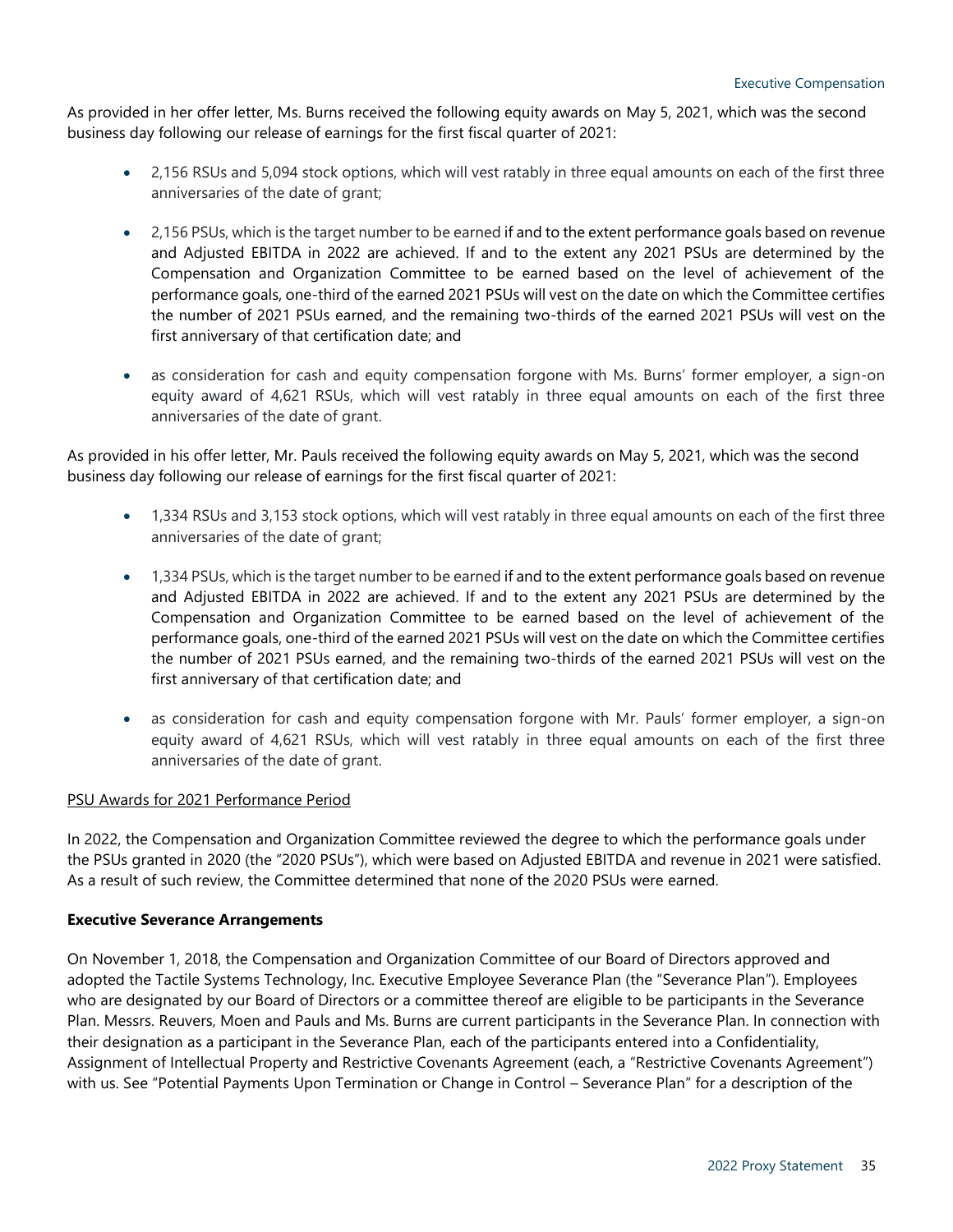As provided in her offer letter, Ms. Burns received the following equity awards on May 5, 2021, which was the second business day following our release of earnings for the first fiscal quarter of 2021:

- 2,156 RSUs and 5,094 stock options, which will vest ratably in three equal amounts on each of the first three anniversaries of the date of grant;
- 2,156 PSUs, which is the target number to be earned if and to the extent performance goals based on revenue and Adjusted EBITDA in 2022 are achieved. If and to the extent any 2021 PSUs are determined by the Compensation and Organization Committee to be earned based on the level of achievement of the performance goals, one-third of the earned 2021 PSUs will vest on the date on which the Committee certifies the number of 2021 PSUs earned, and the remaining two-thirds of the earned 2021 PSUs will vest on the first anniversary of that certification date; and
- as consideration for cash and equity compensation forgone with Ms. Burns' former employer, a sign-on equity award of 4,621 RSUs, which will vest ratably in three equal amounts on each of the first three anniversaries of the date of grant.

As provided in his offer letter, Mr. Pauls received the following equity awards on May 5, 2021, which was the second business day following our release of earnings for the first fiscal quarter of 2021:

- 1,334 RSUs and 3,153 stock options, which will vest ratably in three equal amounts on each of the first three anniversaries of the date of grant;
- 1,334 PSUs, which is the target number to be earned if and to the extent performance goals based on revenue and Adjusted EBITDA in 2022 are achieved. If and to the extent any 2021 PSUs are determined by the Compensation and Organization Committee to be earned based on the level of achievement of the performance goals, one-third of the earned 2021 PSUs will vest on the date on which the Committee certifies the number of 2021 PSUs earned, and the remaining two-thirds of the earned 2021 PSUs will vest on the first anniversary of that certification date; and
- as consideration for cash and equity compensation forgone with Mr. Pauls' former employer, a sign-on equity award of 4,621 RSUs, which will vest ratably in three equal amounts on each of the first three anniversaries of the date of grant.

PSU Awards for 2021 Performance Period

In 2022, the Compensation and Organization Committee reviewed the degree to which the performance goals under the PSUs granted in 2020 (the "2020 PSUs"), which were based on Adjusted EBITDA and revenue in 2021 were satisfied. As a result of such review, the Committee determined that none of the 2020 PSUs were earned.

**Executive Severance Arrangements**

On November 1, 2018, the Compensation and Organization Committee of our Board of Directors approved and adopted the Tactile Systems Technology, Inc. Executive Employee Severance Plan (the "Severance Plan"). Employees who are designated by our Board of Directors or a committee thereof are eligible to be participants in the Severance Plan. Messrs. Reuvers, Moen and Pauls and Ms. Burns are current participants in the Severance Plan. In connection with their designation as a participant in the Severance Plan, each of the participants entered into a Confidentiality, Assignment of Intellectual Property and Restrictive Covenants Agreement (each, a "Restrictive Covenants Agreement") with us. See "Potential Payments Upon Termination or Change in Control – Severance Plan" for a description of the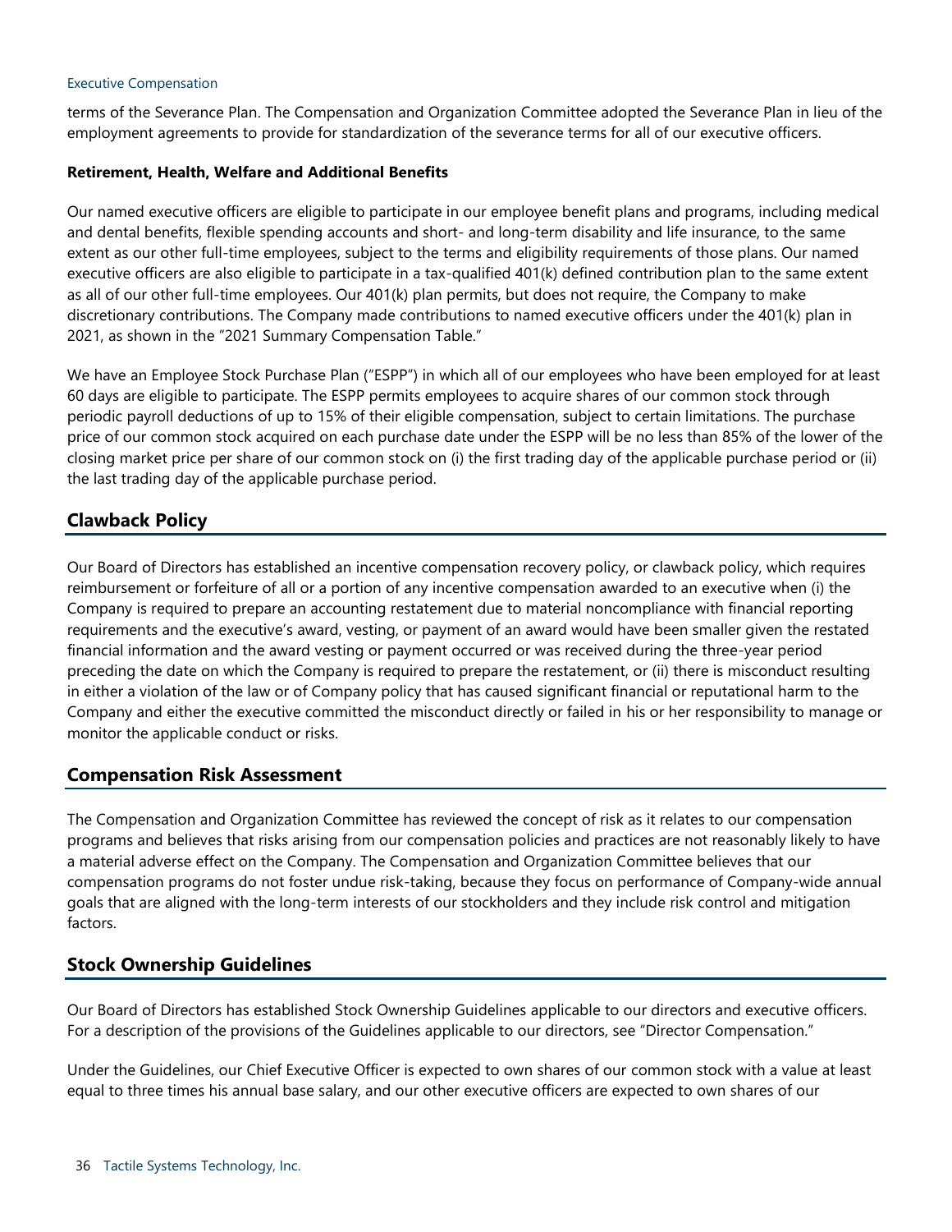terms of the Severance Plan. The Compensation and Organization Committee adopted the Severance Plan in lieu of the employment agreements to provide for standardization of the severance terms for all of our executive officers.

**Retirement, Health, Welfare and Additional Benefits**

Our named executive officers are eligible to participate in our employee benefit plans and programs, including medical and dental benefits, flexible spending accounts and short- and long-term disability and life insurance, to the same extent as our other full-time employees, subject to the terms and eligibility requirements of those plans. Our named executive officers are also eligible to participate in a tax-qualified 401(k) defined contribution plan to the same extent as all of our other full-time employees. Our 401(k) plan permits, but does not require, the Company to make discretionary contributions. The Company made contributions to named executive officers under the 401(k) plan in 2021, as shown in the "2021 Summary Compensation Table."

We have an Employee Stock Purchase Plan ("ESPP") in which all of our employees who have been employed for at least 60 days are eligible to participate. The ESPP permits employees to acquire shares of our common stock through periodic payroll deductions of up to 15% of their eligible compensation, subject to certain limitations. The purchase price of our common stock acquired on each purchase date under the ESPP will be no less than 85% of the lower of the closing market price per share of our common stock on (i) the first trading day of the applicable purchase period or (ii) the last trading day of the applicable purchase period.

## Clawback Policy

Our Board of Directors has established an incentive compensation recovery policy, or clawback policy, which requires reimbursement or forfeiture of all or a portion of any incentive compensation awarded to an executive when (i) the Company is required to prepare an accounting restatement due to material noncompliance with financial reporting requirements and the executive's award, vesting, or payment of an award would have been smaller given the restated financial information and the award vesting or payment occurred or was received during the three-year period preceding the date on which the Company is required to prepare the restatement, or (ii) there is misconduct resulting in either a violation of the law or of Company policy that has caused significant financial or reputational harm to the Company and either the executive committed the misconduct directly or failed in his or her responsibility to manage or monitor the applicable conduct or risks.

## Compensation Risk Assessment

The Compensation and Organization Committee has reviewed the concept of risk as it relates to our compensation programs and believes that risks arising from our compensation policies and practices are not reasonably likely to have a material adverse effect on the Company. The Compensation and Organization Committee believes that our compensation programs do not foster undue risk-taking, because they focus on performance of Company-wide annual goals that are aligned with the long-term interests of our stockholders and they include risk control and mitigation factors.

## Stock Ownership Guidelines

Our Board of Directors has established Stock Ownership Guidelines applicable to our directors and executive officers. For a description of the provisions of the Guidelines applicable to our directors, see "Director Compensation."

Under the Guidelines, our Chief Executive Officer is expected to own shares of our common stock with a value at least equal to three times his annual base salary, and our other executive officers are expected to own shares of our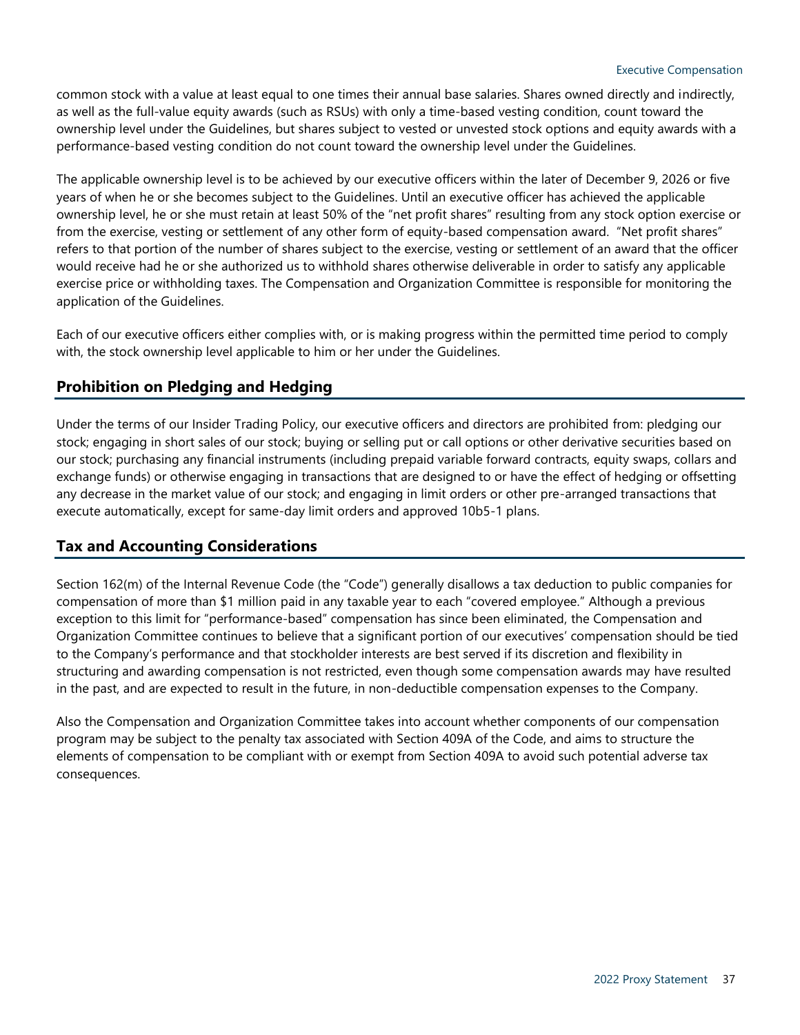common stock with a value at least equal to one times their annual base salaries. Shares owned directly and indirectly, as well as the full-value equity awards (such as RSUs) with only a time-based vesting condition, count toward the ownership level under the Guidelines, but shares subject to vested or unvested stock options and equity awards with a performance-based vesting condition do not count toward the ownership level under the Guidelines.

The applicable ownership level is to be achieved by our executive officers within the later of December 9, 2026 or five years of when he or she becomes subject to the Guidelines. Until an executive officer has achieved the applicable ownership level, he or she must retain at least 50% of the "net profit shares" resulting from any stock option exercise or from the exercise, vesting or settlement of any other form of equity-based compensation award. "Net profit shares" refers to that portion of the number of shares subject to the exercise, vesting or settlement of an award that the officer would receive had he or she authorized us to withhold shares otherwise deliverable in order to satisfy any applicable exercise price or withholding taxes. The Compensation and Organization Committee is responsible for monitoring the application of the Guidelines.

Each of our executive officers either complies with, or is making progress within the permitted time period to comply with, the stock ownership level applicable to him or her under the Guidelines.

## Prohibition on Pledging and Hedging

Under the terms of our Insider Trading Policy, our executive officers and directors are prohibited from: pledging our stock; engaging in short sales of our stock; buying or selling put or call options or other derivative securities based on our stock; purchasing any financial instruments (including prepaid variable forward contracts, equity swaps, collars and exchange funds) or otherwise engaging in transactions that are designed to or have the effect of hedging or offsetting any decrease in the market value of our stock; and engaging in limit orders or other pre-arranged transactions that execute automatically, except for same-day limit orders and approved 10b5-1 plans.

## Tax and Accounting Considerations

Section 162(m) of the Internal Revenue Code (the "Code") generally disallows a tax deduction to public companies for compensation of more than $1 million paid in any taxable year to each "covered employee." Although a previous exception to this limit for "performance-based" compensation has since been eliminated, the Compensation and Organization Committee continues to believe that a significant portion of our executives' compensation should be tied to the Company's performance and that stockholder interests are best served if its discretion and flexibility in structuring and awarding compensation is not restricted, even though some compensation awards may have resulted in the past, and are expected to result in the future, in non-deductible compensation expenses to the Company.

Also the Compensation and Organization Committee takes into account whether components of our compensation program may be subject to the penalty tax associated with Section 409A of the Code, and aims to structure the elements of compensation to be compliant with or exempt from Section 409A to avoid such potential adverse tax consequences.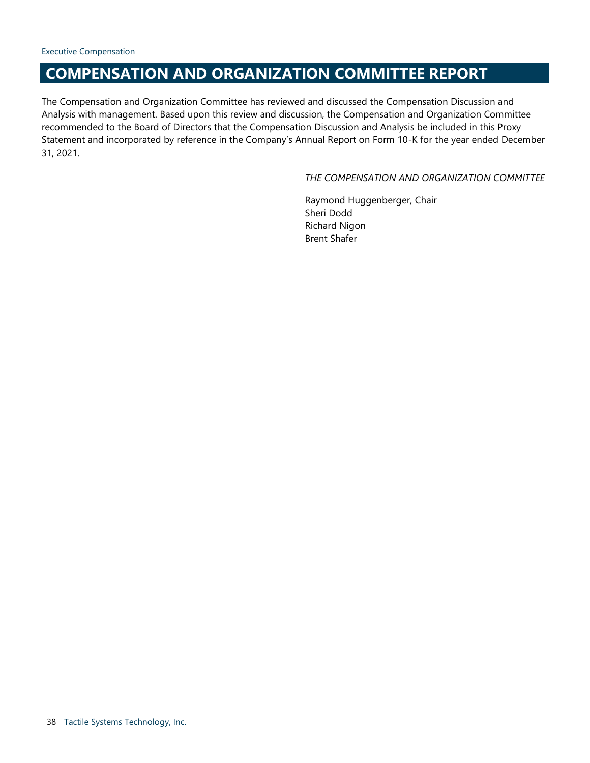# COMPENSATION AND ORGANIZATION COMMITTEE REPORT

The Compensation and Organization Committee has reviewed and discussed the Compensation Discussion and Analysis with management. Based upon this review and discussion, the Compensation and Organization Committee recommended to the Board of Directors that the Compensation Discussion and Analysis be included in this Proxy Statement and incorporated by reference in the Company's Annual Report on Form 10-K for the year ended December 31, 2021.

*THE COMPENSATION AND ORGANIZATION COMMITTEE*

Raymond Huggenberger, Chair
Sheri Dodd
Richard Nigon
Brent Shafer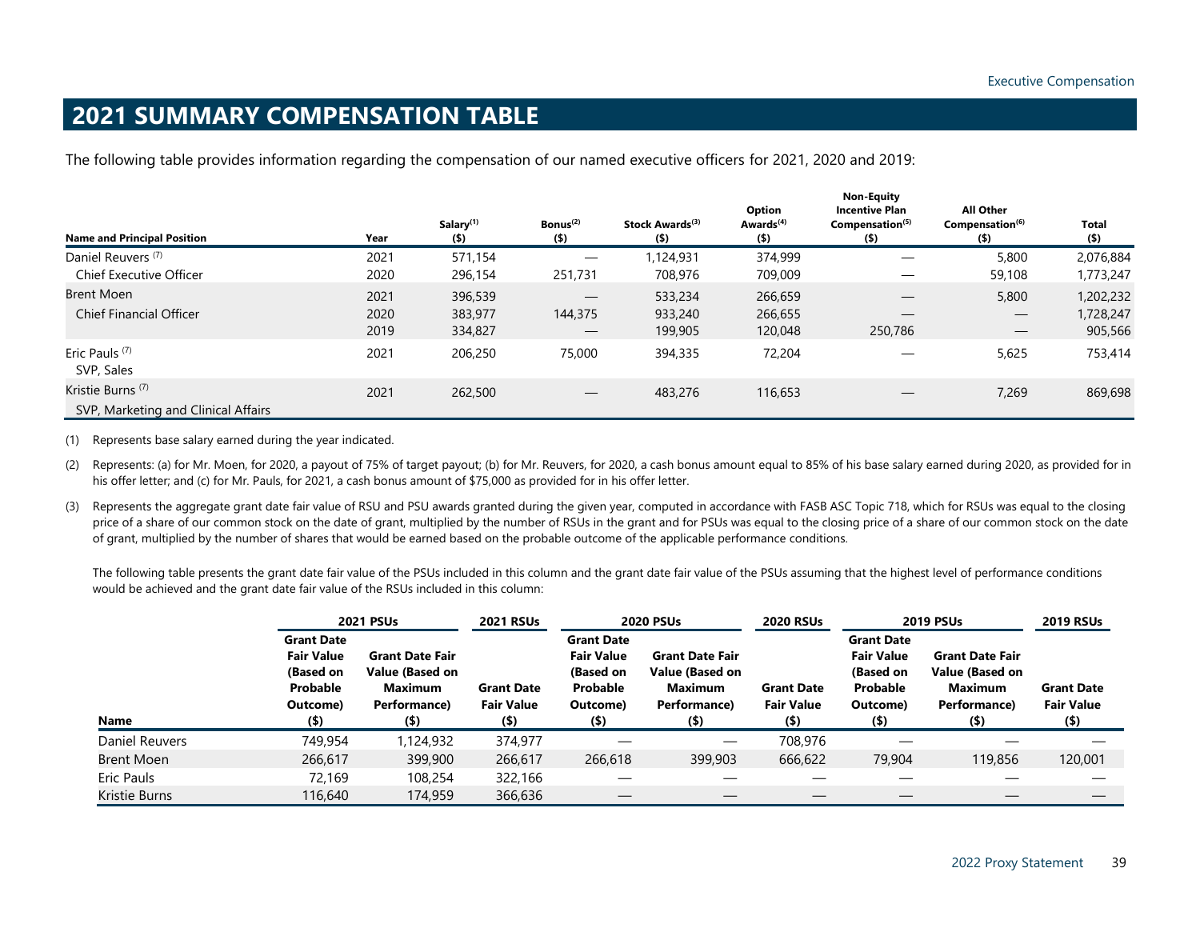## 2021 SUMMARY COMPENSATION TABLE

The following table provides information regarding the compensation of our named executive officers for 2021, 2020 and 2019:

| Name and Principal Position | Year | Salary[(1)] ($) | Bonus[(2)] ($) | Stock Awards[(3)] ($) | Option Awards[(4)] ($) | Non-Equity Incentive Plan Compensation[(5)] ($) | All Other Compensation[(6)] ($) | Total ($) |
|---|---|---|---|---|---|---|---|---|
| Daniel Reuvers [(7)] | 2021 | 571,154 | — | 1,124,931 | 374,999 | — | 5,800 | 2,076,884 |
| Chief Executive Officer | 2020 | 296,154 | 251,731 | 708,976 | 709,009 | — | 59,108 | 1,773,247 |
| Brent Moen | 2021 | 396,539 | — | 533,234 | 266,659 | — | 5,800 | 1,202,232 |
| Chief Financial Officer | 2020 | 383,977 | 144,375 | 933,240 | 266,655 | — | — | 1,728,247 |
| | 2019 | 334,827 | — | 199,905 | 120,048 | 250,786 | — | 905,566 |
| Eric Pauls [(7)] SVP, Sales | 2021 | 206,250 | 75,000 | 394,335 | 72,204 | — | 5,625 | 753,414 |
| Kristie Burns [(7)] SVP, Marketing and Clinical Affairs | 2021 | 262,500 | — | 483,276 | 116,653 | — | 7,269 | 869,698 |

(1) Represents base salary earned during the year indicated.

(2) Represents: (a) for Mr. Moen, for 2020, a payout of 75% of target payout; (b) for Mr. Reuvers, for 2020, a cash bonus amount equal to 85% of his base salary earned during 2020, as provided for in his offer letter; and (c) for Mr. Pauls, for 2021, a cash bonus amount of $75,000 as provided for in his offer letter.

(3) Represents the aggregate grant date fair value of RSU and PSU awards granted during the given year, computed in accordance with FASB ASC Topic 718, which for RSUs was equal to the closing price of a share of our common stock on the date of grant, multiplied by the number of RSUs in the grant and for PSUs was equal to the closing price of a share of our common stock on the date of grant, multiplied by the number of shares that would be earned based on the probable outcome of the applicable performance conditions.

The following table presents the grant date fair value of the PSUs included in this column and the grant date fair value of the PSUs assuming that the highest level of performance conditions would be achieved and the grant date fair value of the RSUs included in this column:

| | 2021 PSUs | | 2021 RSUs | 2020 PSUs | | 2020 RSUs | 2019 PSUs | | 2019 RSUs |
|---|---|---|---|---|---|---|---|---|---|
| Name | Grant Date Fair Value (Based on Probable Outcome) ($) | Grant Date Fair Value (Based on Maximum Performance) ($) | Grant Date Fair Value ($) | Grant Date Fair Value (Based on Probable Outcome) ($) | Grant Date Fair Value (Based on Maximum Performance) ($) | Grant Date Fair Value ($) | Grant Date Fair Value (Based on Probable Outcome) ($) | Grant Date Fair Value (Based on Maximum Performance) ($) | Grant Date Fair Value ($) |
| Daniel Reuvers | 749,954 | 1,124,932 | 374,977 | — | — | 708,976 | — | — | — |
| Brent Moen | 266,617 | 399,900 | 266,617 | 266,618 | 399,903 | 666,622 | 79,904 | 119,856 | 120,001 |
| Eric Pauls | 72,169 | 108,254 | 322,166 | — | — | — | — | — | — |
| Kristie Burns | 116,640 | 174,959 | 366,636 | — | — | — | — | — | — |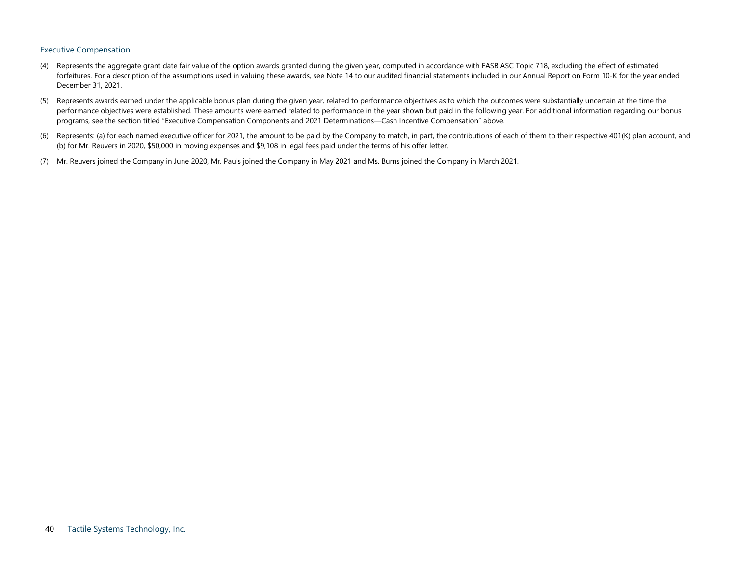(4) Represents the aggregate grant date fair value of the option awards granted during the given year, computed in accordance with FASB ASC Topic 718, excluding the effect of estimated forfeitures. For a description of the assumptions used in valuing these awards, see Note 14 to our audited financial statements included in our Annual Report on Form 10-K for the year ended December 31, 2021.

(5) Represents awards earned under the applicable bonus plan during the given year, related to performance objectives as to which the outcomes were substantially uncertain at the time the performance objectives were established. These amounts were earned related to performance in the year shown but paid in the following year. For additional information regarding our bonus programs, see the section titled "Executive Compensation Components and 2021 Determinations—Cash Incentive Compensation" above.

(6) Represents: (a) for each named executive officer for 2021, the amount to be paid by the Company to match, in part, the contributions of each of them to their respective 401(K) plan account, and (b) for Mr. Reuvers in 2020, $50,000 in moving expenses and $9,108 in legal fees paid under the terms of his offer letter.

(7) Mr. Reuvers joined the Company in June 2020, Mr. Pauls joined the Company in May 2021 and Ms. Burns joined the Company in March 2021.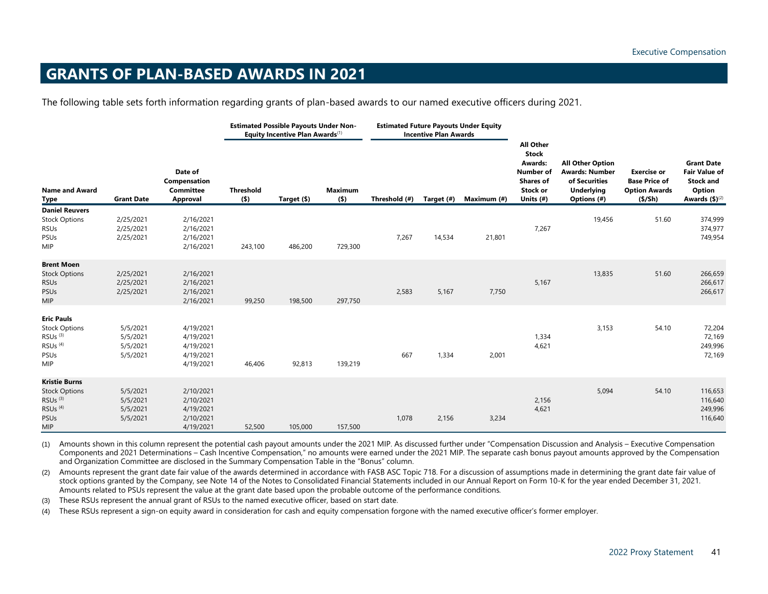# GRANTS OF PLAN-BASED AWARDS IN 2021

The following table sets forth information regarding grants of plan-based awards to our named executive officers during 2021.

| | | | Estimated Possible Payouts Under Non-Equity Incentive Plan Awards[(1)] | | | Estimated Future Payouts Under Equity Incentive Plan Awards | | | | | | |
|---|---|---|---|---|---|---|---|---|---|---|---|---|
| **Name and Award Type** | **Grant Date** | **Date of Compensation Committee Approval** | **Threshold ($)** | **Target ($)** | **Maximum ($)** | **Threshold (#)** | **Target (#)** | **Maximum (#)** | **All Other Stock Awards: Number of Shares of Stock or Units (#)** | **All Other Option Awards: Number of Securities Underlying Options (#)** | **Exercise or Base Price of Option Awards ($/Sh)** | **Grant Date Fair Value of Stock and Option Awards ($)[(2)]** |
| **Daniel Reuvers** | | | | | | | | | | | | |
| Stock Options | 2/25/2021 | 2/16/2021 | | | | | | | | 19,456 | 51.60 | 374,999 |
| RSUs | 2/25/2021 | 2/16/2021 | | | | | | | 7,267 | | | 374,977 |
| PSUs | 2/25/2021 | 2/16/2021 | | | | 7,267 | 14,534 | 21,801 | | | | 749,954 |
| MIP | | 2/16/2021 | 243,100 | 486,200 | 729,300 | | | | | | | |
| **Brent Moen** | | | | | | | | | | | | |
| Stock Options | 2/25/2021 | 2/16/2021 | | | | | | | | 13,835 | 51.60 | 266,659 |
| RSUs | 2/25/2021 | 2/16/2021 | | | | | | | 5,167 | | | 266,617 |
| PSUs | 2/25/2021 | 2/16/2021 | | | | 2,583 | 5,167 | 7,750 | | | | 266,617 |
| MIP | | 2/16/2021 | 99,250 | 198,500 | 297,750 | | | | | | | |
| **Eric Pauls** | | | | | | | | | | | | |
| Stock Options | 5/5/2021 | 4/19/2021 | | | | | | | | 3,153 | 54.10 | 72,204 |
| RSUs[(3)] | 5/5/2021 | 4/19/2021 | | | | | | | 1,334 | | | 72,169 |
| RSUs[(4)] | 5/5/2021 | 4/19/2021 | | | | | | | 4,621 | | | 249,996 |
| PSUs | 5/5/2021 | 4/19/2021 | | | | 667 | 1,334 | 2,001 | | | | 72,169 |
| MIP | | 4/19/2021 | 46,406 | 92,813 | 139,219 | | | | | | | |
| **Kristie Burns** | | | | | | | | | | | | |
| Stock Options | 5/5/2021 | 2/10/2021 | | | | | | | | 5,094 | 54.10 | 116,653 |
| RSUs[(3)] | 5/5/2021 | 2/10/2021 | | | | | | | 2,156 | | | 116,640 |
| RSUs[(4)] | 5/5/2021 | 4/19/2021 | | | | | | | 4,621 | | | 249,996 |
| PSUs | 5/5/2021 | 2/10/2021 | | | | 1,078 | 2,156 | 3,234 | | | | 116,640 |
| MIP | | 4/19/2021 | 52,500 | 105,000 | 157,500 | | | | | | | |

(1) Amounts shown in this column represent the potential cash payout amounts under the 2021 MIP. As discussed further under "Compensation Discussion and Analysis – Executive Compensation Components and 2021 Determinations – Cash Incentive Compensation," no amounts were earned under the 2021 MIP. The separate cash bonus payout amounts approved by the Compensation and Organization Committee are disclosed in the Summary Compensation Table in the "Bonus" column.

(2) Amounts represent the grant date fair value of the awards determined in accordance with FASB ASC Topic 718. For a discussion of assumptions made in determining the grant date fair value of stock options granted by the Company, see Note 14 of the Notes to Consolidated Financial Statements included in our Annual Report on Form 10-K for the year ended December 31, 2021. Amounts related to PSUs represent the value at the grant date based upon the probable outcome of the performance conditions.

(3) These RSUs represent the annual grant of RSUs to the named executive officer, based on start date.

(4) These RSUs represent a sign-on equity award in consideration for cash and equity compensation forgone with the named executive officer's former employer.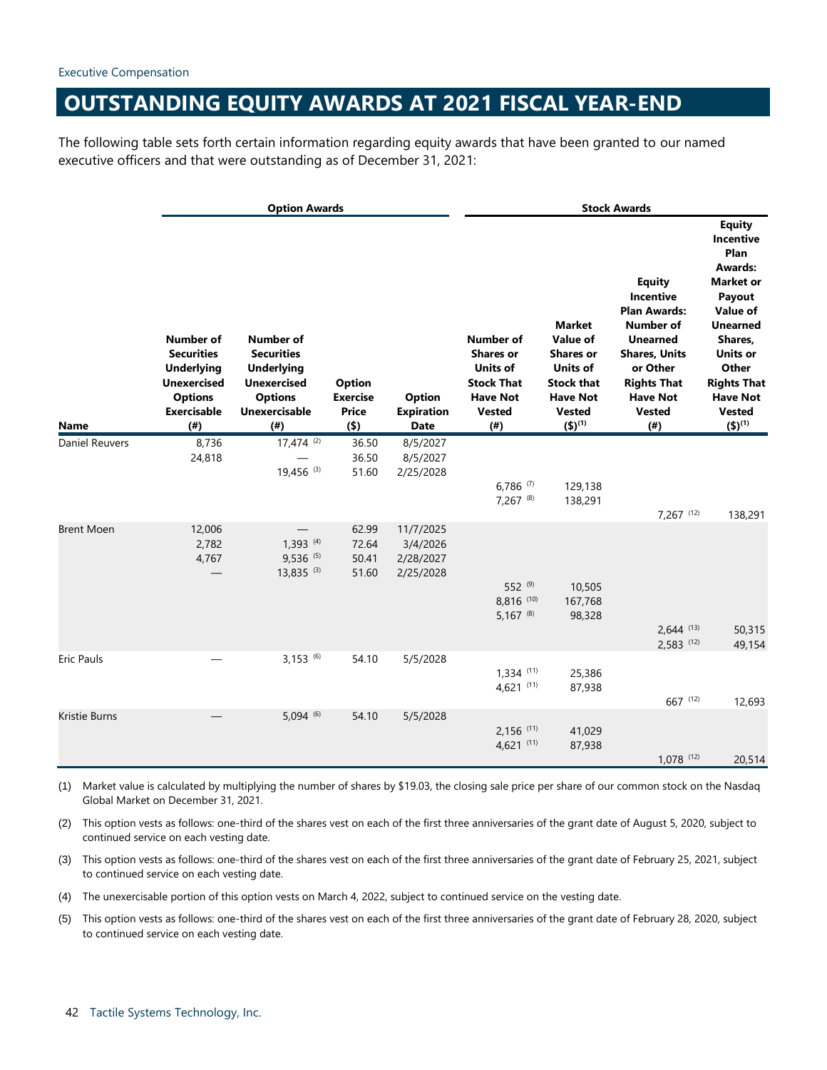# OUTSTANDING EQUITY AWARDS AT 2021 FISCAL YEAR-END

The following table sets forth certain information regarding equity awards that have been granted to our named executive officers and that were outstanding as of December 31, 2021:

| | Option Awards | | | | Stock Awards | | | |
|---|---|---|---|---|---|---|---|---|
| Name | Number of Securities Underlying Unexercised Options Exercisable (#) | Number of Securities Underlying Unexercised Options Unexercisable (#) | Option Exercise Price ($) | Option Expiration Date | Number of Shares or Units of Stock That Have Not Vested (#) | Market Value of Shares or Units of Stock that Have Not Vested ($)(1) | Equity Incentive Plan Awards: Number of Unearned Shares, Units or Other Rights That Have Not Vested (#) | Equity Incentive Plan Awards: Market or Payout Value of Unearned Shares, Units or Other Rights That Have Not Vested ($)(1) |
| Daniel Reuvers | 8,736 | 17,474 (2) | 36.50 | 8/5/2027 | | | | |
| | 24,818 | — | 36.50 | 8/5/2027 | | | | |
| | | 19,456 (3) | 51.60 | 2/25/2028 | | | | |
| | | | | | 6,786 (7) | 129,138 | | |
| | | | | | 7,267 (8) | 138,291 | | |
| | | | | | | | 7,267 (12) | 138,291 |
| Brent Moen | 12,006 | — | 62.99 | 11/7/2025 | | | | |
| | 2,782 | 1,393 (4) | 72.64 | 3/4/2026 | | | | |
| | 4,767 | 9,536 (5) | 50.41 | 2/28/2027 | | | | |
| | — | 13,835 (3) | 51.60 | 2/25/2028 | | | | |
| | | | | | 552 (9) | 10,505 | | |
| | | | | | 8,816 (10) | 167,768 | | |
| | | | | | 5,167 (8) | 98,328 | | |
| | | | | | | | 2,644 (13) | 50,315 |
| | | | | | | | 2,583 (12) | 49,154 |
| Eric Pauls | — | 3,153 (6) | 54.10 | 5/5/2028 | | | | |
| | | | | | 1,334 (11) | 25,386 | | |
| | | | | | 4,621 (11) | 87,938 | | |
| | | | | | | | 667 (12) | 12,693 |
| Kristie Burns | — | 5,094 (6) | 54.10 | 5/5/2028 | | | | |
| | | | | | 2,156 (11) | 41,029 | | |
| | | | | | 4,621 (11) | 87,938 | | |
| | | | | | | | 1,078 (12) | 20,514 |

(1) Market value is calculated by multiplying the number of shares by $19.03, the closing sale price per share of our common stock on the Nasdaq Global Market on December 31, 2021.

(2) This option vests as follows: one-third of the shares vest on each of the first three anniversaries of the grant date of August 5, 2020, subject to continued service on each vesting date.

(3) This option vests as follows: one-third of the shares vest on each of the first three anniversaries of the grant date of February 25, 2021, subject to continued service on each vesting date.

(4) The unexercisable portion of this option vests on March 4, 2022, subject to continued service on the vesting date.

(5) This option vests as follows: one-third of the shares vest on each of the first three anniversaries of the grant date of February 28, 2020, subject to continued service on each vesting date.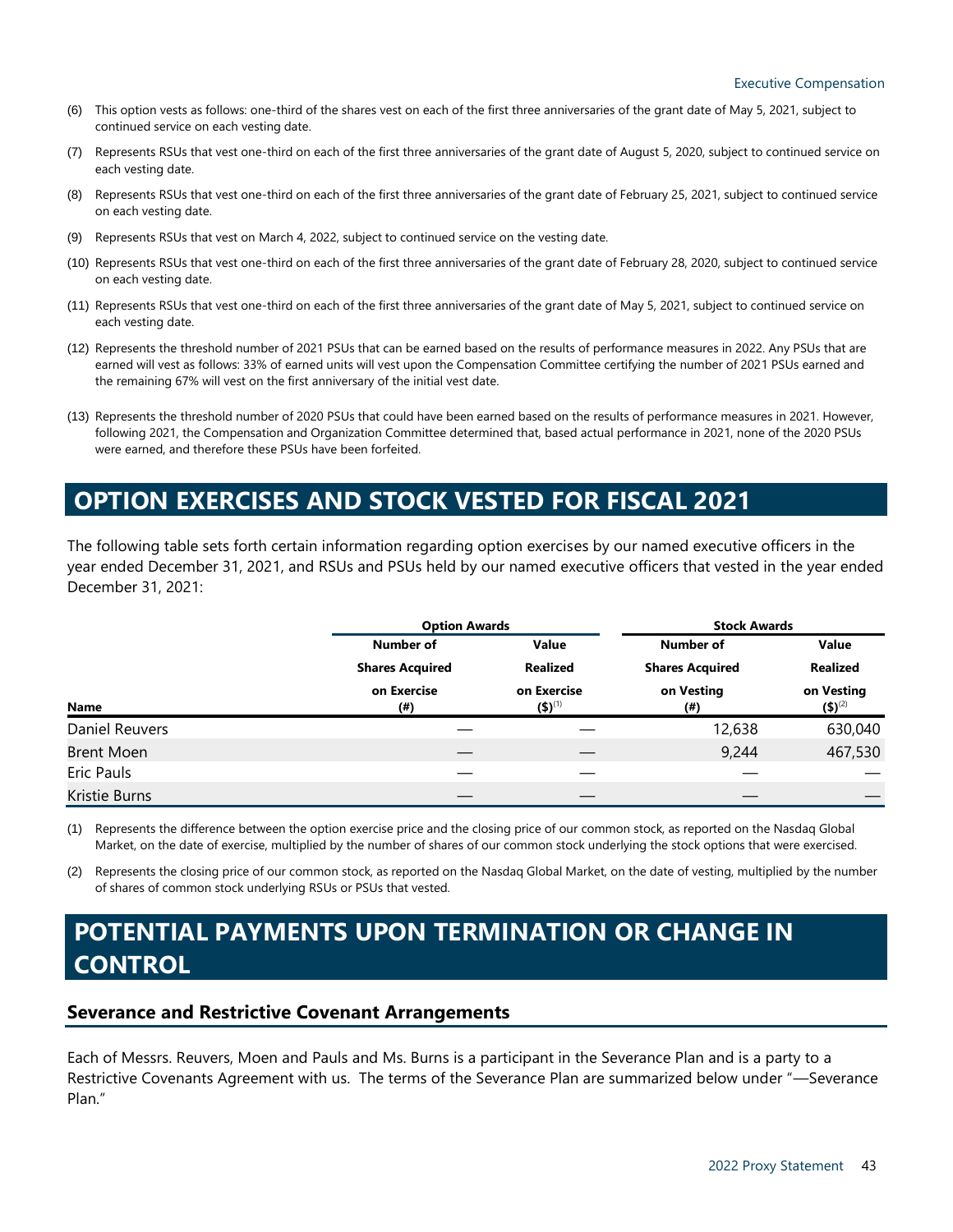(6) This option vests as follows: one-third of the shares vest on each of the first three anniversaries of the grant date of May 5, 2021, subject to continued service on each vesting date.

(7) Represents RSUs that vest one-third on each of the first three anniversaries of the grant date of August 5, 2020, subject to continued service on each vesting date.

(8) Represents RSUs that vest one-third on each of the first three anniversaries of the grant date of February 25, 2021, subject to continued service on each vesting date.

(9) Represents RSUs that vest on March 4, 2022, subject to continued service on the vesting date.

(10) Represents RSUs that vest one-third on each of the first three anniversaries of the grant date of February 28, 2020, subject to continued service on each vesting date.

(11) Represents RSUs that vest one-third on each of the first three anniversaries of the grant date of May 5, 2021, subject to continued service on each vesting date.

(12) Represents the threshold number of 2021 PSUs that can be earned based on the results of performance measures in 2022. Any PSUs that are earned will vest as follows: 33% of earned units will vest upon the Compensation Committee certifying the number of 2021 PSUs earned and the remaining 67% will vest on the first anniversary of the initial vest date.

(13) Represents the threshold number of 2020 PSUs that could have been earned based on the results of performance measures in 2021. However, following 2021, the Compensation and Organization Committee determined that, based actual performance in 2021, none of the 2020 PSUs were earned, and therefore these PSUs have been forfeited.

# OPTION EXERCISES AND STOCK VESTED FOR FISCAL 2021

The following table sets forth certain information regarding option exercises by our named executive officers in the year ended December 31, 2021, and RSUs and PSUs held by our named executive officers that vested in the year ended December 31, 2021:

| | Option Awards | | Stock Awards | |
|---|---|---|---|---|
| Name | Number of Shares Acquired on Exercise (#) | Value Realized on Exercise ($)[(1)] | Number of Shares Acquired on Vesting (#) | Value Realized on Vesting ($)[(2)] |
| Daniel Reuvers | — | — | 12,638 | 630,040 |
| Brent Moen | — | — | 9,244 | 467,530 |
| Eric Pauls | — | — | — | — |
| Kristie Burns | — | — | — | — |

(1) Represents the difference between the option exercise price and the closing price of our common stock, as reported on the Nasdaq Global Market, on the date of exercise, multiplied by the number of shares of our common stock underlying the stock options that were exercised.

(2) Represents the closing price of our common stock, as reported on the Nasdaq Global Market, on the date of vesting, multiplied by the number of shares of common stock underlying RSUs or PSUs that vested.

# POTENTIAL PAYMENTS UPON TERMINATION OR CHANGE IN CONTROL

## Severance and Restrictive Covenant Arrangements

Each of Messrs. Reuvers, Moen and Pauls and Ms. Burns is a participant in the Severance Plan and is a party to a Restrictive Covenants Agreement with us. The terms of the Severance Plan are summarized below under "—Severance Plan."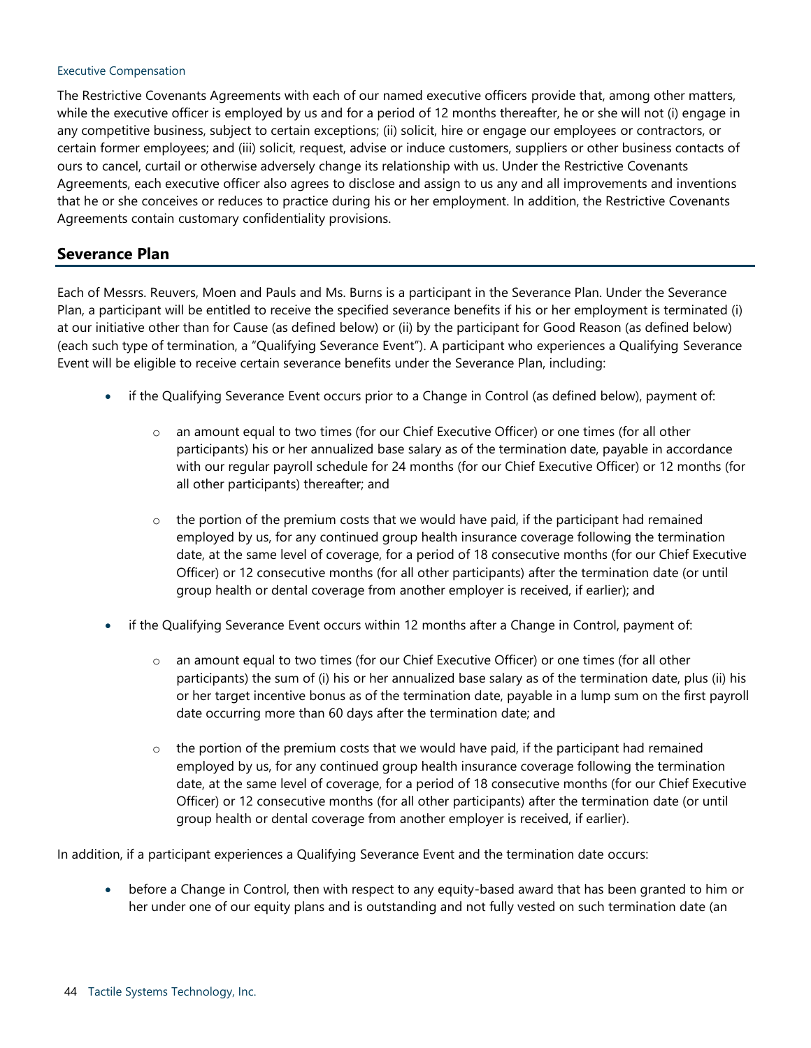The Restrictive Covenants Agreements with each of our named executive officers provide that, among other matters, while the executive officer is employed by us and for a period of 12 months thereafter, he or she will not (i) engage in any competitive business, subject to certain exceptions; (ii) solicit, hire or engage our employees or contractors, or certain former employees; and (iii) solicit, request, advise or induce customers, suppliers or other business contacts of ours to cancel, curtail or otherwise adversely change its relationship with us. Under the Restrictive Covenants Agreements, each executive officer also agrees to disclose and assign to us any and all improvements and inventions that he or she conceives or reduces to practice during his or her employment. In addition, the Restrictive Covenants Agreements contain customary confidentiality provisions.

## Severance Plan

Each of Messrs. Reuvers, Moen and Pauls and Ms. Burns is a participant in the Severance Plan. Under the Severance Plan, a participant will be entitled to receive the specified severance benefits if his or her employment is terminated (i) at our initiative other than for Cause (as defined below) or (ii) by the participant for Good Reason (as defined below) (each such type of termination, a "Qualifying Severance Event"). A participant who experiences a Qualifying Severance Event will be eligible to receive certain severance benefits under the Severance Plan, including:

- if the Qualifying Severance Event occurs prior to a Change in Control (as defined below), payment of:
  - an amount equal to two times (for our Chief Executive Officer) or one times (for all other participants) his or her annualized base salary as of the termination date, payable in accordance with our regular payroll schedule for 24 months (for our Chief Executive Officer) or 12 months (for all other participants) thereafter; and
  - the portion of the premium costs that we would have paid, if the participant had remained employed by us, for any continued group health insurance coverage following the termination date, at the same level of coverage, for a period of 18 consecutive months (for our Chief Executive Officer) or 12 consecutive months (for all other participants) after the termination date (or until group health or dental coverage from another employer is received, if earlier); and
- if the Qualifying Severance Event occurs within 12 months after a Change in Control, payment of:
  - an amount equal to two times (for our Chief Executive Officer) or one times (for all other participants) the sum of (i) his or her annualized base salary as of the termination date, plus (ii) his or her target incentive bonus as of the termination date, payable in a lump sum on the first payroll date occurring more than 60 days after the termination date; and
  - the portion of the premium costs that we would have paid, if the participant had remained employed by us, for any continued group health insurance coverage following the termination date, at the same level of coverage, for a period of 18 consecutive months (for our Chief Executive Officer) or 12 consecutive months (for all other participants) after the termination date (or until group health or dental coverage from another employer is received, if earlier).

In addition, if a participant experiences a Qualifying Severance Event and the termination date occurs:

- before a Change in Control, then with respect to any equity-based award that has been granted to him or her under one of our equity plans and is outstanding and not fully vested on such termination date (an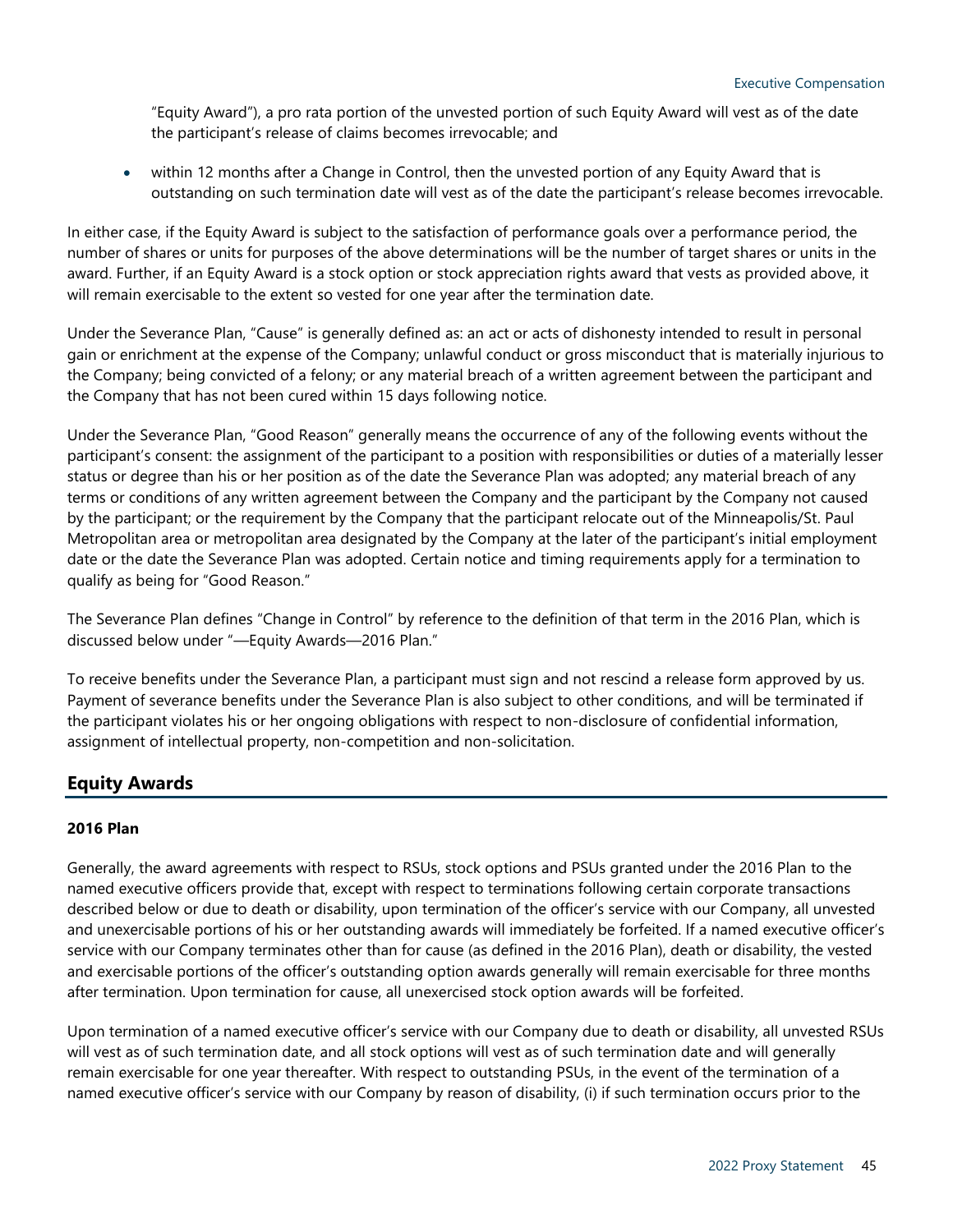"Equity Award"), a pro rata portion of the unvested portion of such Equity Award will vest as of the date the participant's release of claims becomes irrevocable; and

- within 12 months after a Change in Control, then the unvested portion of any Equity Award that is outstanding on such termination date will vest as of the date the participant's release becomes irrevocable.

In either case, if the Equity Award is subject to the satisfaction of performance goals over a performance period, the number of shares or units for purposes of the above determinations will be the number of target shares or units in the award. Further, if an Equity Award is a stock option or stock appreciation rights award that vests as provided above, it will remain exercisable to the extent so vested for one year after the termination date.

Under the Severance Plan, "Cause" is generally defined as: an act or acts of dishonesty intended to result in personal gain or enrichment at the expense of the Company; unlawful conduct or gross misconduct that is materially injurious to the Company; being convicted of a felony; or any material breach of a written agreement between the participant and the Company that has not been cured within 15 days following notice.

Under the Severance Plan, "Good Reason" generally means the occurrence of any of the following events without the participant's consent: the assignment of the participant to a position with responsibilities or duties of a materially lesser status or degree than his or her position as of the date the Severance Plan was adopted; any material breach of any terms or conditions of any written agreement between the Company and the participant by the Company not caused by the participant; or the requirement by the Company that the participant relocate out of the Minneapolis/St. Paul Metropolitan area or metropolitan area designated by the Company at the later of the participant's initial employment date or the date the Severance Plan was adopted. Certain notice and timing requirements apply for a termination to qualify as being for "Good Reason."

The Severance Plan defines "Change in Control" by reference to the definition of that term in the 2016 Plan, which is discussed below under "—Equity Awards—2016 Plan."

To receive benefits under the Severance Plan, a participant must sign and not rescind a release form approved by us. Payment of severance benefits under the Severance Plan is also subject to other conditions, and will be terminated if the participant violates his or her ongoing obligations with respect to non-disclosure of confidential information, assignment of intellectual property, non-competition and non-solicitation.

## Equity Awards

### 2016 Plan

Generally, the award agreements with respect to RSUs, stock options and PSUs granted under the 2016 Plan to the named executive officers provide that, except with respect to terminations following certain corporate transactions described below or due to death or disability, upon termination of the officer's service with our Company, all unvested and unexercisable portions of his or her outstanding awards will immediately be forfeited. If a named executive officer's service with our Company terminates other than for cause (as defined in the 2016 Plan), death or disability, the vested and exercisable portions of the officer's outstanding option awards generally will remain exercisable for three months after termination. Upon termination for cause, all unexercised stock option awards will be forfeited.

Upon termination of a named executive officer's service with our Company due to death or disability, all unvested RSUs will vest as of such termination date, and all stock options will vest as of such termination date and will generally remain exercisable for one year thereafter. With respect to outstanding PSUs, in the event of the termination of a named executive officer's service with our Company by reason of disability, (i) if such termination occurs prior to the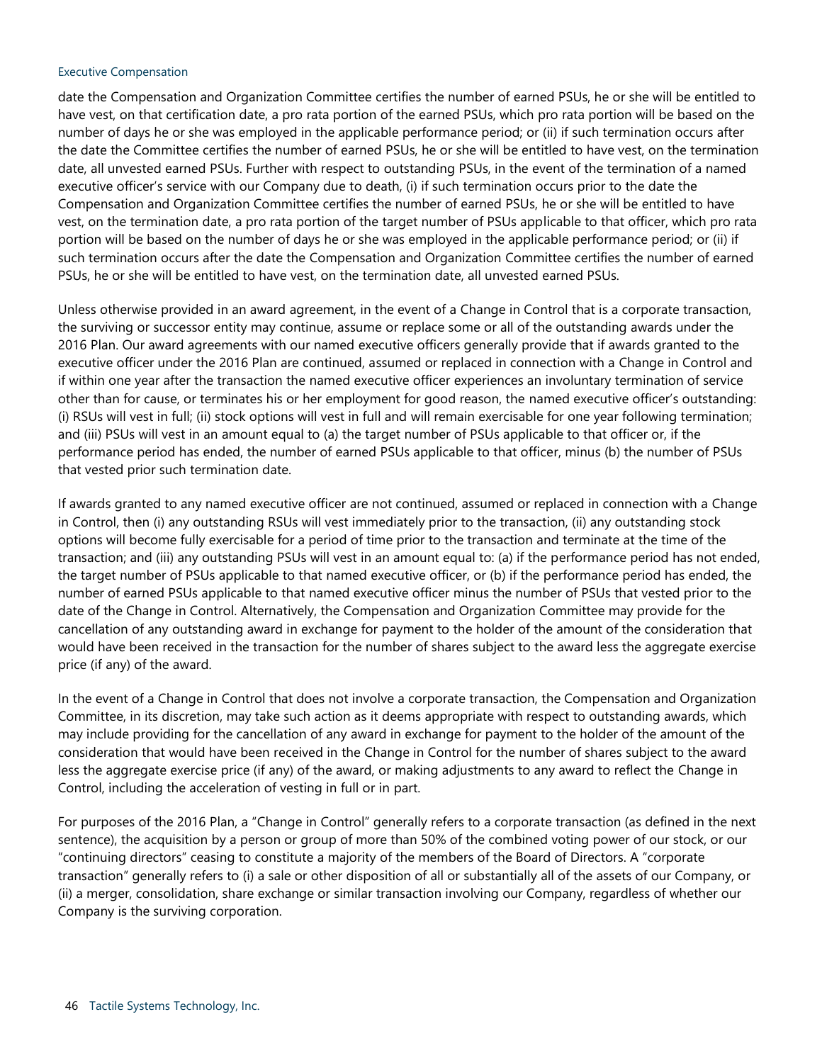date the Compensation and Organization Committee certifies the number of earned PSUs, he or she will be entitled to have vest, on that certification date, a pro rata portion of the earned PSUs, which pro rata portion will be based on the number of days he or she was employed in the applicable performance period; or (ii) if such termination occurs after the date the Committee certifies the number of earned PSUs, he or she will be entitled to have vest, on the termination date, all unvested earned PSUs. Further with respect to outstanding PSUs, in the event of the termination of a named executive officer's service with our Company due to death, (i) if such termination occurs prior to the date the Compensation and Organization Committee certifies the number of earned PSUs, he or she will be entitled to have vest, on the termination date, a pro rata portion of the target number of PSUs applicable to that officer, which pro rata portion will be based on the number of days he or she was employed in the applicable performance period; or (ii) if such termination occurs after the date the Compensation and Organization Committee certifies the number of earned PSUs, he or she will be entitled to have vest, on the termination date, all unvested earned PSUs.

Unless otherwise provided in an award agreement, in the event of a Change in Control that is a corporate transaction, the surviving or successor entity may continue, assume or replace some or all of the outstanding awards under the 2016 Plan. Our award agreements with our named executive officers generally provide that if awards granted to the executive officer under the 2016 Plan are continued, assumed or replaced in connection with a Change in Control and if within one year after the transaction the named executive officer experiences an involuntary termination of service other than for cause, or terminates his or her employment for good reason, the named executive officer's outstanding: (i) RSUs will vest in full; (ii) stock options will vest in full and will remain exercisable for one year following termination; and (iii) PSUs will vest in an amount equal to (a) the target number of PSUs applicable to that officer or, if the performance period has ended, the number of earned PSUs applicable to that officer, minus (b) the number of PSUs that vested prior such termination date.

If awards granted to any named executive officer are not continued, assumed or replaced in connection with a Change in Control, then (i) any outstanding RSUs will vest immediately prior to the transaction, (ii) any outstanding stock options will become fully exercisable for a period of time prior to the transaction and terminate at the time of the transaction; and (iii) any outstanding PSUs will vest in an amount equal to: (a) if the performance period has not ended, the target number of PSUs applicable to that named executive officer, or (b) if the performance period has ended, the number of earned PSUs applicable to that named executive officer minus the number of PSUs that vested prior to the date of the Change in Control. Alternatively, the Compensation and Organization Committee may provide for the cancellation of any outstanding award in exchange for payment to the holder of the amount of the consideration that would have been received in the transaction for the number of shares subject to the award less the aggregate exercise price (if any) of the award.

In the event of a Change in Control that does not involve a corporate transaction, the Compensation and Organization Committee, in its discretion, may take such action as it deems appropriate with respect to outstanding awards, which may include providing for the cancellation of any award in exchange for payment to the holder of the amount of the consideration that would have been received in the Change in Control for the number of shares subject to the award less the aggregate exercise price (if any) of the award, or making adjustments to any award to reflect the Change in Control, including the acceleration of vesting in full or in part.

For purposes of the 2016 Plan, a "Change in Control" generally refers to a corporate transaction (as defined in the next sentence), the acquisition by a person or group of more than 50% of the combined voting power of our stock, or our "continuing directors" ceasing to constitute a majority of the members of the Board of Directors. A "corporate transaction" generally refers to (i) a sale or other disposition of all or substantially all of the assets of our Company, or (ii) a merger, consolidation, share exchange or similar transaction involving our Company, regardless of whether our Company is the surviving corporation.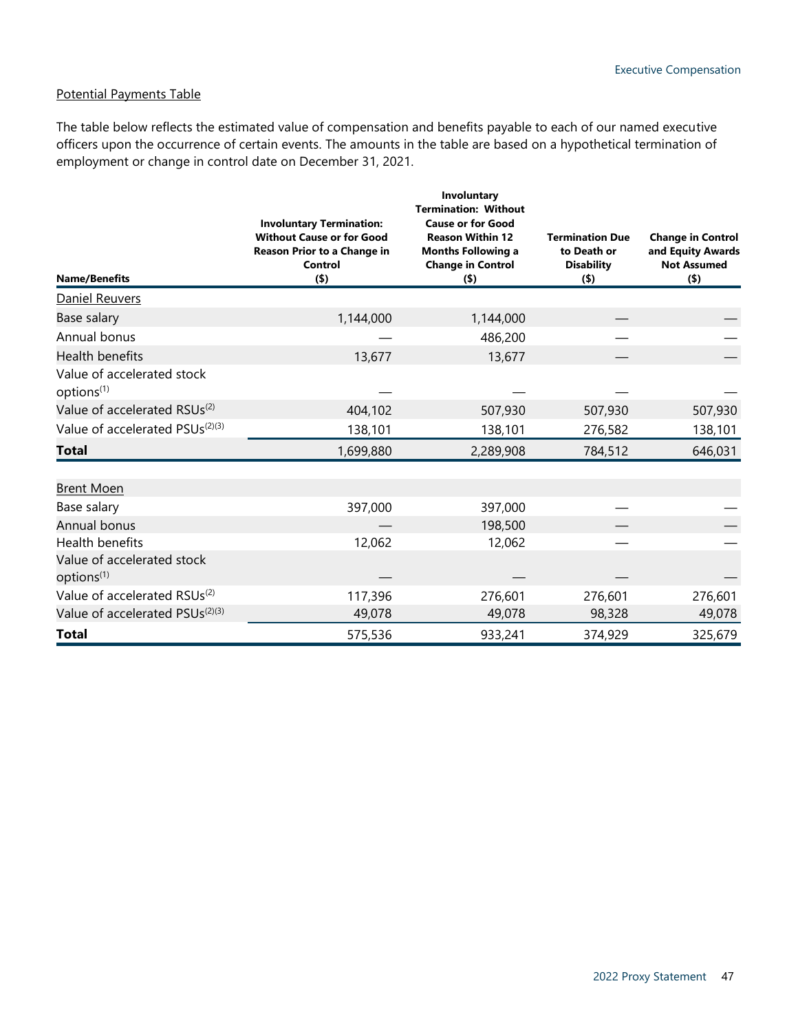Potential Payments Table

The table below reflects the estimated value of compensation and benefits payable to each of our named executive officers upon the occurrence of certain events. The amounts in the table are based on a hypothetical termination of employment or change in control date on December 31, 2021.

| Name/Benefits | Involuntary Termination: Without Cause or for Good Reason Prior to a Change in Control ($) | Involuntary Termination: Without Cause or for Good Reason Within 12 Months Following a Change in Control ($) | Termination Due to Death or Disability ($) | Change in Control and Equity Awards Not Assumed ($) |
|---|---|---|---|---|
| Daniel Reuvers | | | | |
| Base salary | 1,144,000 | 1,144,000 | — | — |
| Annual bonus | — | 486,200 | — | — |
| Health benefits | 13,677 | 13,677 | — | — |
| Value of accelerated stock options[(1)] | — | — | — | — |
| Value of accelerated RSUs[(2)] | 404,102 | 507,930 | 507,930 | 507,930 |
| Value of accelerated PSUs[(2)(3)] | 138,101 | 138,101 | 276,582 | 138,101 |
| **Total** | 1,699,880 | 2,289,908 | 784,512 | 646,031 |
| Brent Moen | | | | |
| Base salary | 397,000 | 397,000 | — | — |
| Annual bonus | — | 198,500 | — | — |
| Health benefits | 12,062 | 12,062 | — | — |
| Value of accelerated stock options[(1)] | — | — | — | — |
| Value of accelerated RSUs[(2)] | 117,396 | 276,601 | 276,601 | 276,601 |
| Value of accelerated PSUs[(2)(3)] | 49,078 | 49,078 | 98,328 | 49,078 |
| **Total** | 575,536 | 933,241 | 374,929 | 325,679 |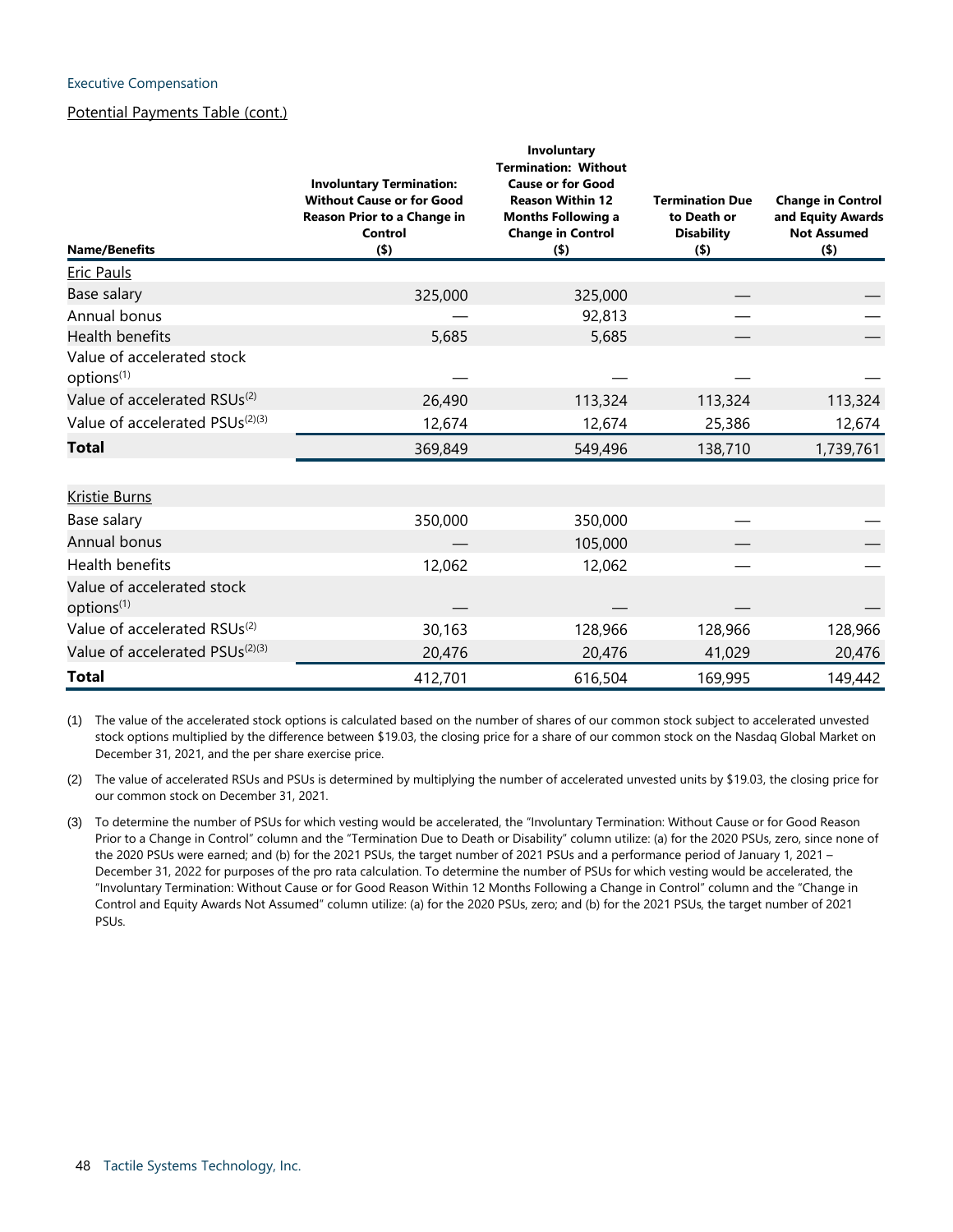Executive Compensation

Potential Payments Table (cont.)

| Name/Benefits | Involuntary Termination: Without Cause or for Good Reason Prior to a Change in Control ($) | Involuntary Termination: Without Cause or for Good Reason Within 12 Months Following a Change in Control ($) | Termination Due to Death or Disability ($) | Change in Control and Equity Awards Not Assumed ($) |
|---|---|---|---|---|
| Eric Pauls | | | | |
| Base salary | 325,000 | 325,000 | — | — |
| Annual bonus | — | 92,813 | — | — |
| Health benefits | 5,685 | 5,685 | — | — |
| Value of accelerated stock options[(1)] | — | — | — | — |
| Value of accelerated RSUs[(2)] | 26,490 | 113,324 | 113,324 | 113,324 |
| Value of accelerated PSUs[(2)(3)] | 12,674 | 12,674 | 25,386 | 12,674 |
| **Total** | 369,849 | 549,496 | 138,710 | 1,739,761 |
| Kristie Burns | | | | |
| Base salary | 350,000 | 350,000 | — | — |
| Annual bonus | — | 105,000 | — | — |
| Health benefits | 12,062 | 12,062 | — | — |
| Value of accelerated stock options[(1)] | — | — | — | — |
| Value of accelerated RSUs[(2)] | 30,163 | 128,966 | 128,966 | 128,966 |
| Value of accelerated PSUs[(2)(3)] | 20,476 | 20,476 | 41,029 | 20,476 |
| **Total** | 412,701 | 616,504 | 169,995 | 149,442 |

(1) The value of the accelerated stock options is calculated based on the number of shares of our common stock subject to accelerated unvested stock options multiplied by the difference between $19.03, the closing price for a share of our common stock on the Nasdaq Global Market on December 31, 2021, and the per share exercise price.

(2) The value of accelerated RSUs and PSUs is determined by multiplying the number of accelerated unvested units by $19.03, the closing price for our common stock on December 31, 2021.

(3) To determine the number of PSUs for which vesting would be accelerated, the "Involuntary Termination: Without Cause or for Good Reason Prior to a Change in Control" column and the "Termination Due to Death or Disability" column utilize: (a) for the 2020 PSUs, zero, since none of the 2020 PSUs were earned; and (b) for the 2021 PSUs, the target number of 2021 PSUs and a performance period of January 1, 2021 – December 31, 2022 for purposes of the pro rata calculation. To determine the number of PSUs for which vesting would be accelerated, the "Involuntary Termination: Without Cause or for Good Reason Within 12 Months Following a Change in Control" column and the "Change in Control and Equity Awards Not Assumed" column utilize: (a) for the 2020 PSUs, zero; and (b) for the 2021 PSUs, the target number of 2021 PSUs.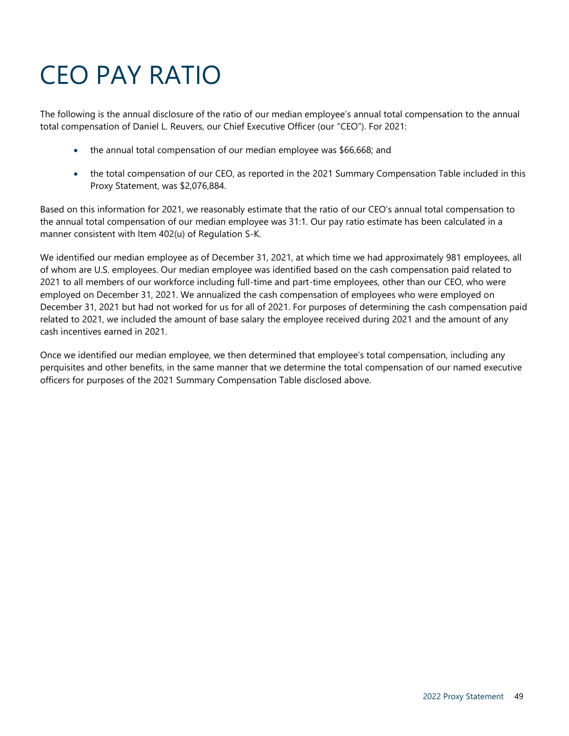# CEO PAY RATIO

The following is the annual disclosure of the ratio of our median employee's annual total compensation to the annual total compensation of Daniel L. Reuvers, our Chief Executive Officer (our "CEO"). For 2021:

- the annual total compensation of our median employee was $66,668; and
- the total compensation of our CEO, as reported in the 2021 Summary Compensation Table included in this Proxy Statement, was $2,076,884.

Based on this information for 2021, we reasonably estimate that the ratio of our CEO's annual total compensation to the annual total compensation of our median employee was 31:1. Our pay ratio estimate has been calculated in a manner consistent with Item 402(u) of Regulation S-K.

We identified our median employee as of December 31, 2021, at which time we had approximately 981 employees, all of whom are U.S. employees. Our median employee was identified based on the cash compensation paid related to 2021 to all members of our workforce including full-time and part-time employees, other than our CEO, who were employed on December 31, 2021. We annualized the cash compensation of employees who were employed on December 31, 2021 but had not worked for us for all of 2021. For purposes of determining the cash compensation paid related to 2021, we included the amount of base salary the employee received during 2021 and the amount of any cash incentives earned in 2021.

Once we identified our median employee, we then determined that employee's total compensation, including any perquisites and other benefits, in the same manner that we determine the total compensation of our named executive officers for purposes of the 2021 Summary Compensation Table disclosed above.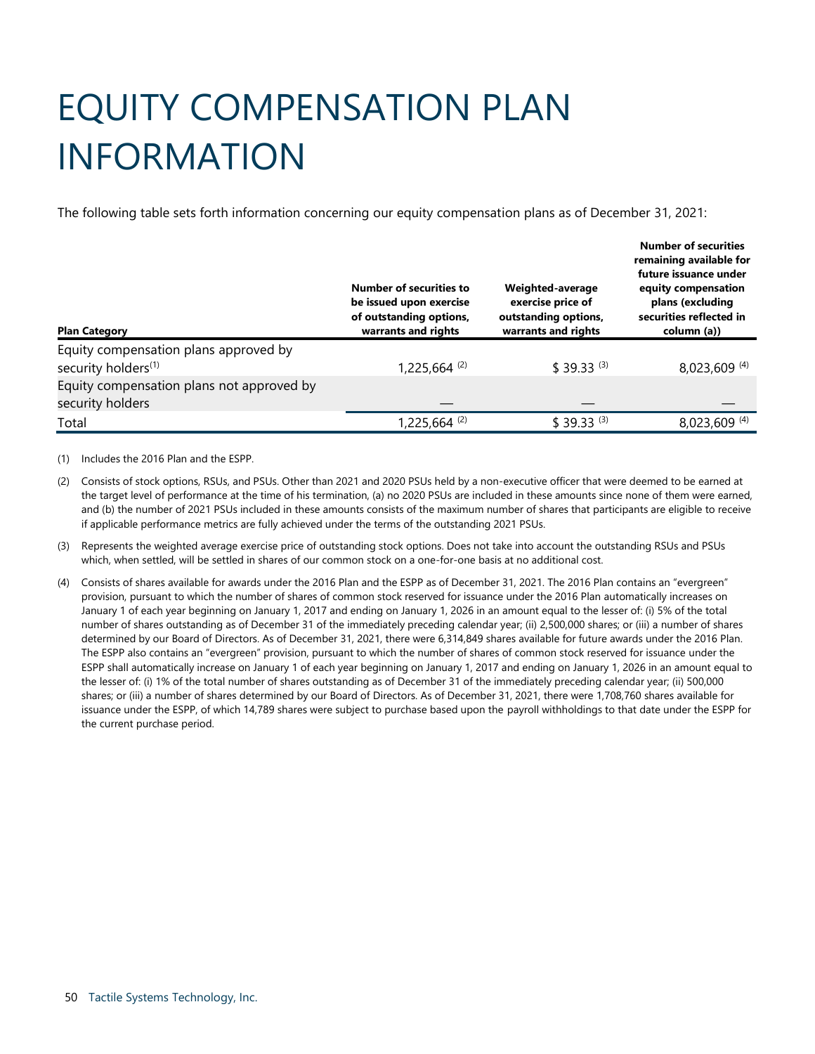# EQUITY COMPENSATION PLAN INFORMATION

The following table sets forth information concerning our equity compensation plans as of December 31, 2021:

| Plan Category | Number of securities to be issued upon exercise of outstanding options, warrants and rights | Weighted-average exercise price of outstanding options, warrants and rights | Number of securities remaining available for future issuance under equity compensation plans (excluding securities reflected in column (a)) |
|---|---|---|---|
| Equity compensation plans approved by security holders[(1)] | 1,225,664 [(2)] | $ 39.33 [(3)] | 8,023,609 [(4)] |
| Equity compensation plans not approved by security holders | — | — | — |
| Total | 1,225,664 [(2)] | $ 39.33 [(3)] | 8,023,609 [(4)] |

(1) Includes the 2016 Plan and the ESPP.

(2) Consists of stock options, RSUs, and PSUs. Other than 2021 and 2020 PSUs held by a non-executive officer that were deemed to be earned at the target level of performance at the time of his termination, (a) no 2020 PSUs are included in these amounts since none of them were earned, and (b) the number of 2021 PSUs included in these amounts consists of the maximum number of shares that participants are eligible to receive if applicable performance metrics are fully achieved under the terms of the outstanding 2021 PSUs.

(3) Represents the weighted average exercise price of outstanding stock options. Does not take into account the outstanding RSUs and PSUs which, when settled, will be settled in shares of our common stock on a one-for-one basis at no additional cost.

(4) Consists of shares available for awards under the 2016 Plan and the ESPP as of December 31, 2021. The 2016 Plan contains an "evergreen" provision, pursuant to which the number of shares of common stock reserved for issuance under the 2016 Plan automatically increases on January 1 of each year beginning on January 1, 2017 and ending on January 1, 2026 in an amount equal to the lesser of: (i) 5% of the total number of shares outstanding as of December 31 of the immediately preceding calendar year; (ii) 2,500,000 shares; or (iii) a number of shares determined by our Board of Directors. As of December 31, 2021, there were 6,314,849 shares available for future awards under the 2016 Plan. The ESPP also contains an "evergreen" provision, pursuant to which the number of shares of common stock reserved for issuance under the ESPP shall automatically increase on January 1 of each year beginning on January 1, 2017 and ending on January 1, 2026 in an amount equal to the lesser of: (i) 1% of the total number of shares outstanding as of December 31 of the immediately preceding calendar year; (ii) 500,000 shares; or (iii) a number of shares determined by our Board of Directors. As of December 31, 2021, there were 1,708,760 shares available for issuance under the ESPP, of which 14,789 shares were subject to purchase based upon the payroll withholdings to that date under the ESPP for the current purchase period.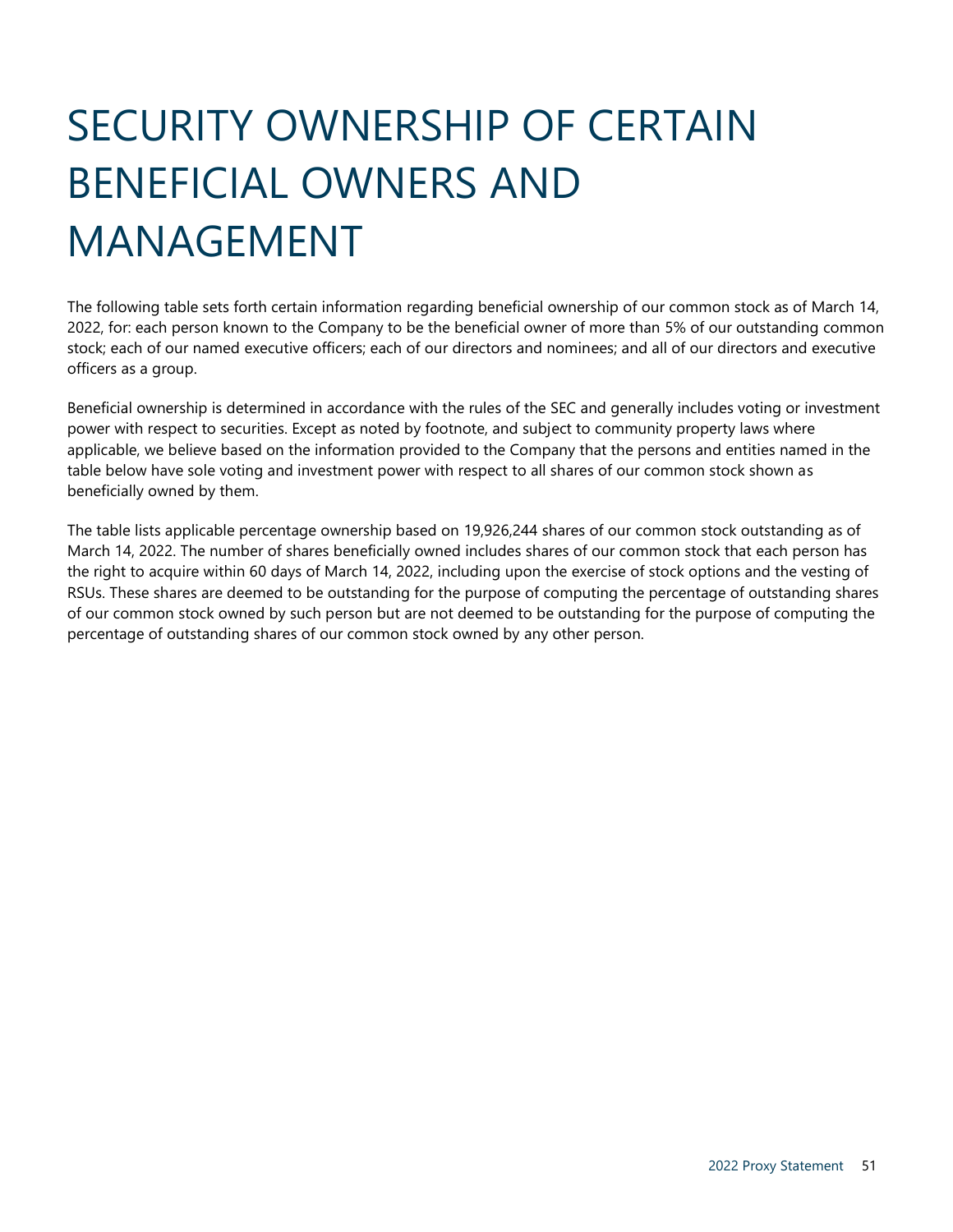# SECURITY OWNERSHIP OF CERTAIN BENEFICIAL OWNERS AND MANAGEMENT

The following table sets forth certain information regarding beneficial ownership of our common stock as of March 14, 2022, for: each person known to the Company to be the beneficial owner of more than 5% of our outstanding common stock; each of our named executive officers; each of our directors and nominees; and all of our directors and executive officers as a group.

Beneficial ownership is determined in accordance with the rules of the SEC and generally includes voting or investment power with respect to securities. Except as noted by footnote, and subject to community property laws where applicable, we believe based on the information provided to the Company that the persons and entities named in the table below have sole voting and investment power with respect to all shares of our common stock shown as beneficially owned by them.

The table lists applicable percentage ownership based on 19,926,244 shares of our common stock outstanding as of March 14, 2022. The number of shares beneficially owned includes shares of our common stock that each person has the right to acquire within 60 days of March 14, 2022, including upon the exercise of stock options and the vesting of RSUs. These shares are deemed to be outstanding for the purpose of computing the percentage of outstanding shares of our common stock owned by such person but are not deemed to be outstanding for the purpose of computing the percentage of outstanding shares of our common stock owned by any other person.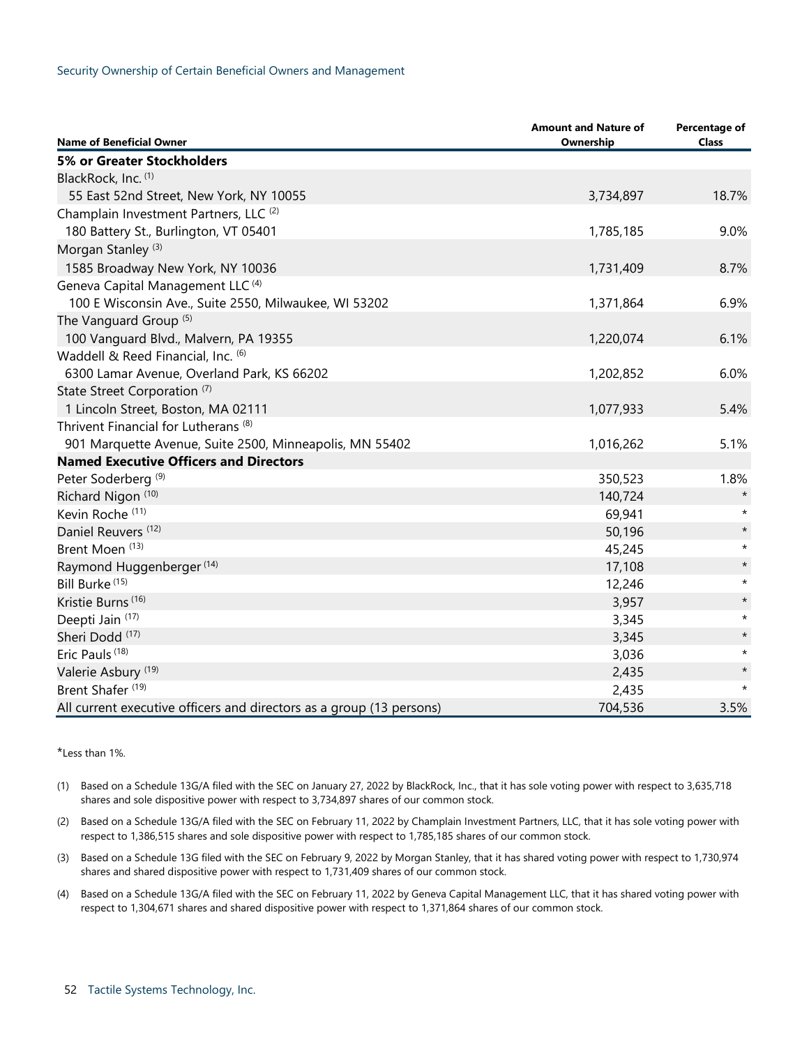Security Ownership of Certain Beneficial Owners and Management

| Name of Beneficial Owner | Amount and Nature of Ownership | Percentage of Class |
|---|---|---|
| **5% or Greater Stockholders** | | |
| BlackRock, Inc. (1) 55 East 52nd Street, New York, NY 10055 | 3,734,897 | 18.7% |
| Champlain Investment Partners, LLC (2) 180 Battery St., Burlington, VT 05401 | 1,785,185 | 9.0% |
| Morgan Stanley (3) 1585 Broadway New York, NY 10036 | 1,731,409 | 8.7% |
| Geneva Capital Management LLC (4) 100 E Wisconsin Ave., Suite 2550, Milwaukee, WI 53202 | 1,371,864 | 6.9% |
| The Vanguard Group (5) 100 Vanguard Blvd., Malvern, PA 19355 | 1,220,074 | 6.1% |
| Waddell & Reed Financial, Inc. (6) 6300 Lamar Avenue, Overland Park, KS 66202 | 1,202,852 | 6.0% |
| State Street Corporation (7) 1 Lincoln Street, Boston, MA 02111 | 1,077,933 | 5.4% |
| Thrivent Financial for Lutherans (8) 901 Marquette Avenue, Suite 2500, Minneapolis, MN 55402 | 1,016,262 | 5.1% |
| **Named Executive Officers and Directors** | | |
| Peter Soderberg (9) | 350,523 | 1.8% |
| Richard Nigon (10) | 140,724 | * |
| Kevin Roche (11) | 69,941 | * |
| Daniel Reuvers (12) | 50,196 | * |
| Brent Moen (13) | 45,245 | * |
| Raymond Huggenberger (14) | 17,108 | * |
| Bill Burke (15) | 12,246 | * |
| Kristie Burns (16) | 3,957 | * |
| Deepti Jain (17) | 3,345 | * |
| Sheri Dodd (17) | 3,345 | * |
| Eric Pauls (18) | 3,036 | * |
| Valerie Asbury (19) | 2,435 | * |
| Brent Shafer (19) | 2,435 | * |
| All current executive officers and directors as a group (13 persons) | 704,536 | 3.5% |

*Less than 1%.

(1) Based on a Schedule 13G/A filed with the SEC on January 27, 2022 by BlackRock, Inc., that it has sole voting power with respect to 3,635,718 shares and sole dispositive power with respect to 3,734,897 shares of our common stock.

(2) Based on a Schedule 13G/A filed with the SEC on February 11, 2022 by Champlain Investment Partners, LLC, that it has sole voting power with respect to 1,386,515 shares and sole dispositive power with respect to 1,785,185 shares of our common stock.

(3) Based on a Schedule 13G filed with the SEC on February 9, 2022 by Morgan Stanley, that it has shared voting power with respect to 1,730,974 shares and shared dispositive power with respect to 1,731,409 shares of our common stock.

(4) Based on a Schedule 13G/A filed with the SEC on February 11, 2022 by Geneva Capital Management LLC, that it has shared voting power with respect to 1,304,671 shares and shared dispositive power with respect to 1,371,864 shares of our common stock.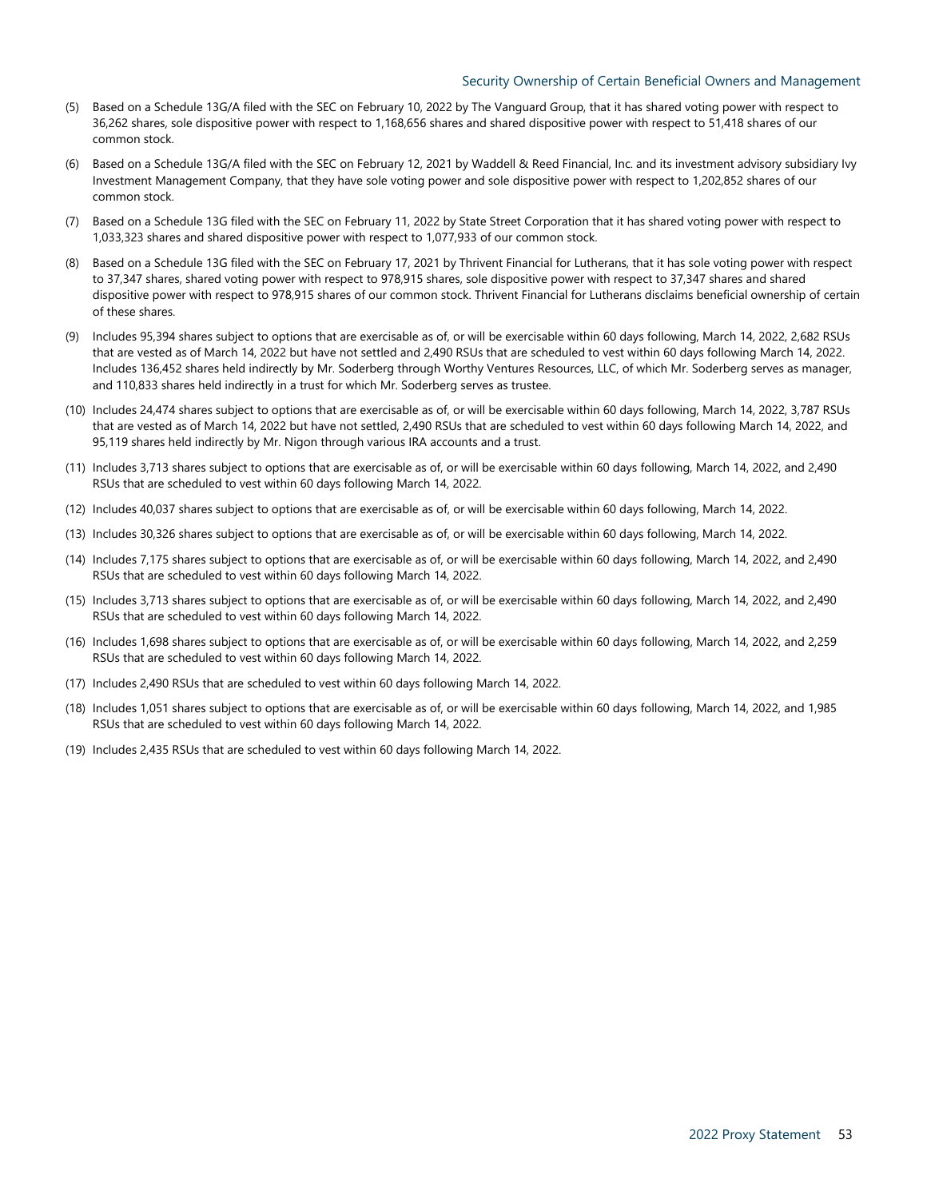(5) Based on a Schedule 13G/A filed with the SEC on February 10, 2022 by The Vanguard Group, that it has shared voting power with respect to 36,262 shares, sole dispositive power with respect to 1,168,656 shares and shared dispositive power with respect to 51,418 shares of our common stock.

(6) Based on a Schedule 13G/A filed with the SEC on February 12, 2021 by Waddell & Reed Financial, Inc. and its investment advisory subsidiary Ivy Investment Management Company, that they have sole voting power and sole dispositive power with respect to 1,202,852 shares of our common stock.

(7) Based on a Schedule 13G filed with the SEC on February 11, 2022 by State Street Corporation that it has shared voting power with respect to 1,033,323 shares and shared dispositive power with respect to 1,077,933 of our common stock.

(8) Based on a Schedule 13G filed with the SEC on February 17, 2021 by Thrivent Financial for Lutherans, that it has sole voting power with respect to 37,347 shares, shared voting power with respect to 978,915 shares, sole dispositive power with respect to 37,347 shares and shared dispositive power with respect to 978,915 shares of our common stock. Thrivent Financial for Lutherans disclaims beneficial ownership of certain of these shares.

(9) Includes 95,394 shares subject to options that are exercisable as of, or will be exercisable within 60 days following, March 14, 2022, 2,682 RSUs that are vested as of March 14, 2022 but have not settled and 2,490 RSUs that are scheduled to vest within 60 days following March 14, 2022. Includes 136,452 shares held indirectly by Mr. Soderberg through Worthy Ventures Resources, LLC, of which Mr. Soderberg serves as manager, and 110,833 shares held indirectly in a trust for which Mr. Soderberg serves as trustee.

(10) Includes 24,474 shares subject to options that are exercisable as of, or will be exercisable within 60 days following, March 14, 2022, 3,787 RSUs that are vested as of March 14, 2022 but have not settled, 2,490 RSUs that are scheduled to vest within 60 days following March 14, 2022, and 95,119 shares held indirectly by Mr. Nigon through various IRA accounts and a trust.

(11) Includes 3,713 shares subject to options that are exercisable as of, or will be exercisable within 60 days following, March 14, 2022, and 2,490 RSUs that are scheduled to vest within 60 days following March 14, 2022.

(12) Includes 40,037 shares subject to options that are exercisable as of, or will be exercisable within 60 days following, March 14, 2022.

(13) Includes 30,326 shares subject to options that are exercisable as of, or will be exercisable within 60 days following, March 14, 2022.

(14) Includes 7,175 shares subject to options that are exercisable as of, or will be exercisable within 60 days following, March 14, 2022, and 2,490 RSUs that are scheduled to vest within 60 days following March 14, 2022.

(15) Includes 3,713 shares subject to options that are exercisable as of, or will be exercisable within 60 days following, March 14, 2022, and 2,490 RSUs that are scheduled to vest within 60 days following March 14, 2022.

(16) Includes 1,698 shares subject to options that are exercisable as of, or will be exercisable within 60 days following, March 14, 2022, and 2,259 RSUs that are scheduled to vest within 60 days following March 14, 2022.

(17) Includes 2,490 RSUs that are scheduled to vest within 60 days following March 14, 2022.

(18) Includes 1,051 shares subject to options that are exercisable as of, or will be exercisable within 60 days following, March 14, 2022, and 1,985 RSUs that are scheduled to vest within 60 days following March 14, 2022.

(19) Includes 2,435 RSUs that are scheduled to vest within 60 days following March 14, 2022.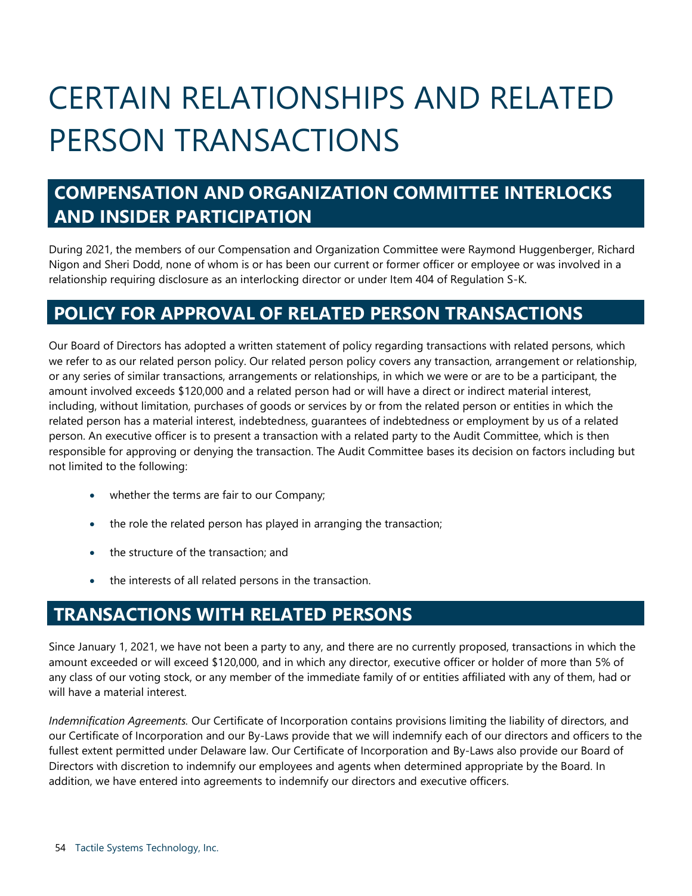# CERTAIN RELATIONSHIPS AND RELATED PERSON TRANSACTIONS

## COMPENSATION AND ORGANIZATION COMMITTEE INTERLOCKS AND INSIDER PARTICIPATION

During 2021, the members of our Compensation and Organization Committee were Raymond Huggenberger, Richard Nigon and Sheri Dodd, none of whom is or has been our current or former officer or employee or was involved in a relationship requiring disclosure as an interlocking director or under Item 404 of Regulation S-K.

## POLICY FOR APPROVAL OF RELATED PERSON TRANSACTIONS

Our Board of Directors has adopted a written statement of policy regarding transactions with related persons, which we refer to as our related person policy. Our related person policy covers any transaction, arrangement or relationship, or any series of similar transactions, arrangements or relationships, in which we were or are to be a participant, the amount involved exceeds $120,000 and a related person had or will have a direct or indirect material interest, including, without limitation, purchases of goods or services by or from the related person or entities in which the related person has a material interest, indebtedness, guarantees of indebtedness or employment by us of a related person. An executive officer is to present a transaction with a related party to the Audit Committee, which is then responsible for approving or denying the transaction. The Audit Committee bases its decision on factors including but not limited to the following:

- whether the terms are fair to our Company;
- the role the related person has played in arranging the transaction;
- the structure of the transaction; and
- the interests of all related persons in the transaction.

## TRANSACTIONS WITH RELATED PERSONS

Since January 1, 2021, we have not been a party to any, and there are no currently proposed, transactions in which the amount exceeded or will exceed $120,000, and in which any director, executive officer or holder of more than 5% of any class of our voting stock, or any member of the immediate family of or entities affiliated with any of them, had or will have a material interest.

*Indemnification Agreements.* Our Certificate of Incorporation contains provisions limiting the liability of directors, and our Certificate of Incorporation and our By-Laws provide that we will indemnify each of our directors and officers to the fullest extent permitted under Delaware law. Our Certificate of Incorporation and By-Laws also provide our Board of Directors with discretion to indemnify our employees and agents when determined appropriate by the Board. In addition, we have entered into agreements to indemnify our directors and executive officers.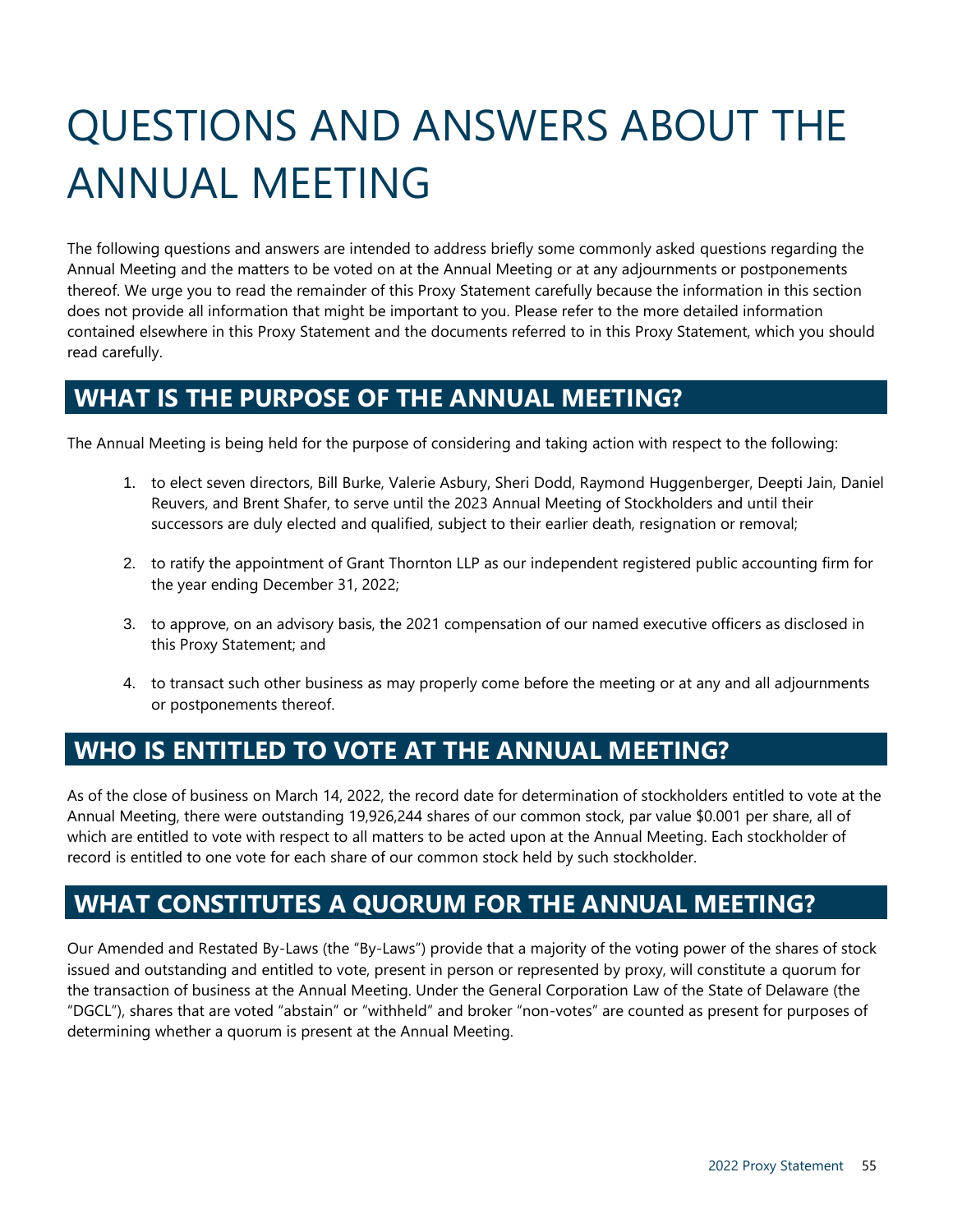# QUESTIONS AND ANSWERS ABOUT THE ANNUAL MEETING

The following questions and answers are intended to address briefly some commonly asked questions regarding the Annual Meeting and the matters to be voted on at the Annual Meeting or at any adjournments or postponements thereof. We urge you to read the remainder of this Proxy Statement carefully because the information in this section does not provide all information that might be important to you. Please refer to the more detailed information contained elsewhere in this Proxy Statement and the documents referred to in this Proxy Statement, which you should read carefully.

## WHAT IS THE PURPOSE OF THE ANNUAL MEETING?

The Annual Meeting is being held for the purpose of considering and taking action with respect to the following:

1. to elect seven directors, Bill Burke, Valerie Asbury, Sheri Dodd, Raymond Huggenberger, Deepti Jain, Daniel Reuvers, and Brent Shafer, to serve until the 2023 Annual Meeting of Stockholders and until their successors are duly elected and qualified, subject to their earlier death, resignation or removal;

2. to ratify the appointment of Grant Thornton LLP as our independent registered public accounting firm for the year ending December 31, 2022;

3. to approve, on an advisory basis, the 2021 compensation of our named executive officers as disclosed in this Proxy Statement; and

4. to transact such other business as may properly come before the meeting or at any and all adjournments or postponements thereof.

## WHO IS ENTITLED TO VOTE AT THE ANNUAL MEETING?

As of the close of business on March 14, 2022, the record date for determination of stockholders entitled to vote at the Annual Meeting, there were outstanding 19,926,244 shares of our common stock, par value $0.001 per share, all of which are entitled to vote with respect to all matters to be acted upon at the Annual Meeting. Each stockholder of record is entitled to one vote for each share of our common stock held by such stockholder.

## WHAT CONSTITUTES A QUORUM FOR THE ANNUAL MEETING?

Our Amended and Restated By-Laws (the "By-Laws") provide that a majority of the voting power of the shares of stock issued and outstanding and entitled to vote, present in person or represented by proxy, will constitute a quorum for the transaction of business at the Annual Meeting. Under the General Corporation Law of the State of Delaware (the "DGCL"), shares that are voted "abstain" or "withheld" and broker "non-votes" are counted as present for purposes of determining whether a quorum is present at the Annual Meeting.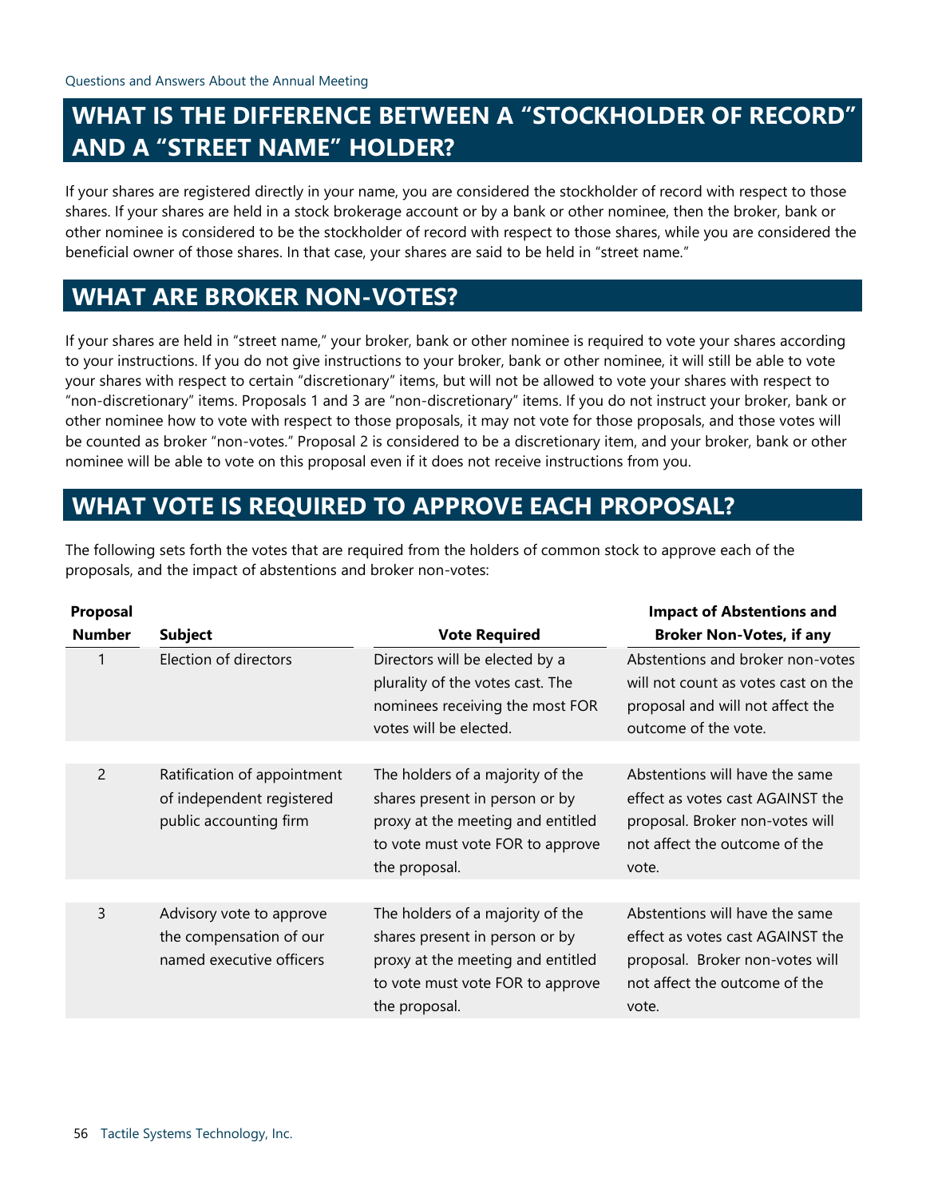## WHAT IS THE DIFFERENCE BETWEEN A "STOCKHOLDER OF RECORD" AND A "STREET NAME" HOLDER?

If your shares are registered directly in your name, you are considered the stockholder of record with respect to those shares. If your shares are held in a stock brokerage account or by a bank or other nominee, then the broker, bank or other nominee is considered to be the stockholder of record with respect to those shares, while you are considered the beneficial owner of those shares. In that case, your shares are said to be held in "street name."

## WHAT ARE BROKER NON-VOTES?

If your shares are held in "street name," your broker, bank or other nominee is required to vote your shares according to your instructions. If you do not give instructions to your broker, bank or other nominee, it will still be able to vote your shares with respect to certain "discretionary" items, but will not be allowed to vote your shares with respect to "non-discretionary" items. Proposals 1 and 3 are "non-discretionary" items. If you do not instruct your broker, bank or other nominee how to vote with respect to those proposals, it may not vote for those proposals, and those votes will be counted as broker "non-votes." Proposal 2 is considered to be a discretionary item, and your broker, bank or other nominee will be able to vote on this proposal even if it does not receive instructions from you.

## WHAT VOTE IS REQUIRED TO APPROVE EACH PROPOSAL?

The following sets forth the votes that are required from the holders of common stock to approve each of the proposals, and the impact of abstentions and broker non-votes:

| Proposal Number | Subject | Vote Required | Impact of Abstentions and Broker Non-Votes, if any |
|---|---|---|---|
| 1 | Election of directors | Directors will be elected by a plurality of the votes cast. The nominees receiving the most FOR votes will be elected. | Abstentions and broker non-votes will not count as votes cast on the proposal and will not affect the outcome of the vote. |
| 2 | Ratification of appointment of independent registered public accounting firm | The holders of a majority of the shares present in person or by proxy at the meeting and entitled to vote must vote FOR to approve the proposal. | Abstentions will have the same effect as votes cast AGAINST the proposal. Broker non-votes will not affect the outcome of the vote. |
| 3 | Advisory vote to approve the compensation of our named executive officers | The holders of a majority of the shares present in person or by proxy at the meeting and entitled to vote must vote FOR to approve the proposal. | Abstentions will have the same effect as votes cast AGAINST the proposal. Broker non-votes will not affect the outcome of the vote. |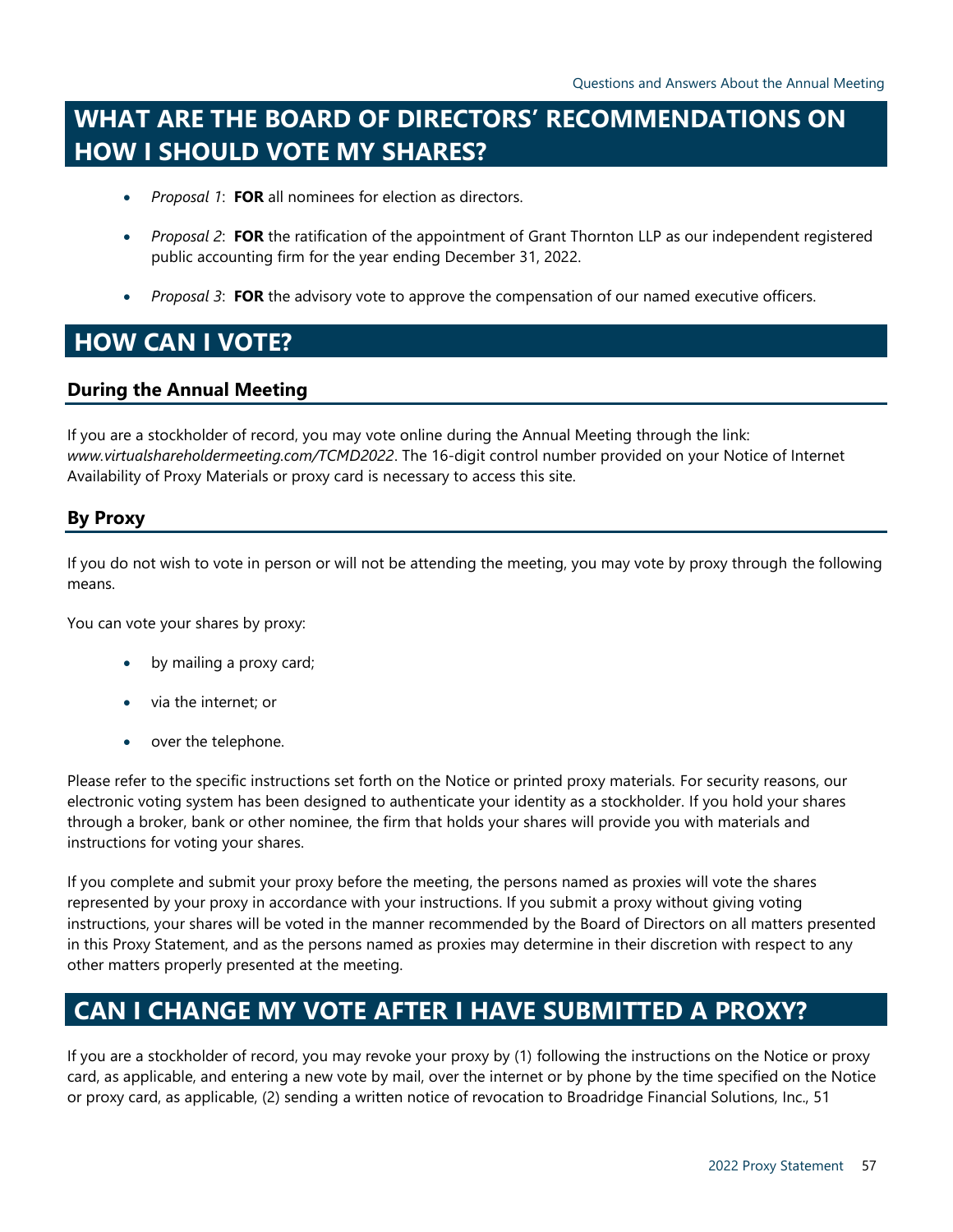## WHAT ARE THE BOARD OF DIRECTORS' RECOMMENDATIONS ON HOW I SHOULD VOTE MY SHARES?

- *Proposal 1*: **FOR** all nominees for election as directors.
- *Proposal 2*: **FOR** the ratification of the appointment of Grant Thornton LLP as our independent registered public accounting firm for the year ending December 31, 2022.
- *Proposal 3*: **FOR** the advisory vote to approve the compensation of our named executive officers.

## HOW CAN I VOTE?

### During the Annual Meeting

If you are a stockholder of record, you may vote online during the Annual Meeting through the link: *www.virtualshareholdermeeting.com/TCMD2022*. The 16-digit control number provided on your Notice of Internet Availability of Proxy Materials or proxy card is necessary to access this site.

### By Proxy

If you do not wish to vote in person or will not be attending the meeting, you may vote by proxy through the following means.

You can vote your shares by proxy:

- by mailing a proxy card;
- via the internet; or
- over the telephone.

Please refer to the specific instructions set forth on the Notice or printed proxy materials. For security reasons, our electronic voting system has been designed to authenticate your identity as a stockholder. If you hold your shares through a broker, bank or other nominee, the firm that holds your shares will provide you with materials and instructions for voting your shares.

If you complete and submit your proxy before the meeting, the persons named as proxies will vote the shares represented by your proxy in accordance with your instructions. If you submit a proxy without giving voting instructions, your shares will be voted in the manner recommended by the Board of Directors on all matters presented in this Proxy Statement, and as the persons named as proxies may determine in their discretion with respect to any other matters properly presented at the meeting.

## CAN I CHANGE MY VOTE AFTER I HAVE SUBMITTED A PROXY?

If you are a stockholder of record, you may revoke your proxy by (1) following the instructions on the Notice or proxy card, as applicable, and entering a new vote by mail, over the internet or by phone by the time specified on the Notice or proxy card, as applicable, (2) sending a written notice of revocation to Broadridge Financial Solutions, Inc., 51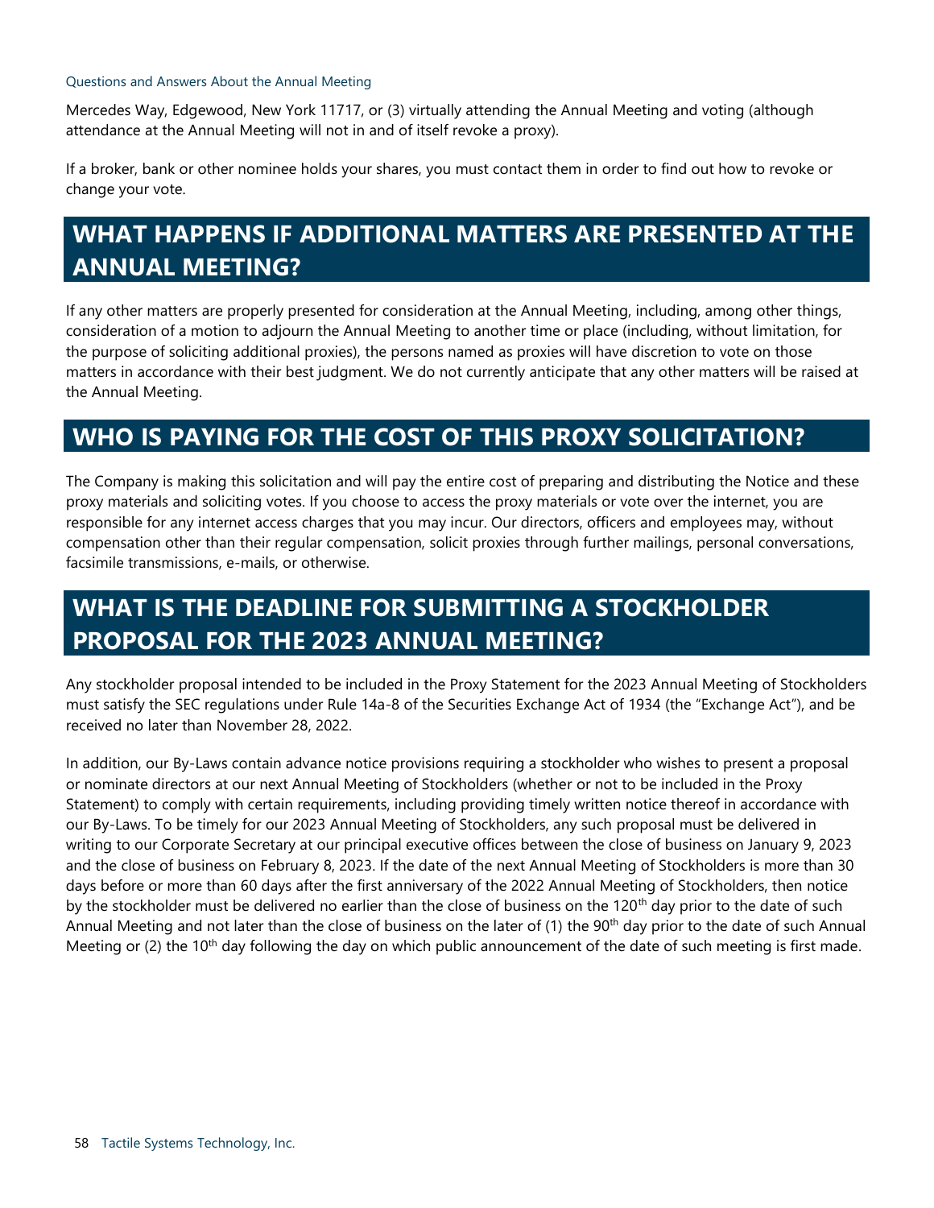Mercedes Way, Edgewood, New York 11717, or (3) virtually attending the Annual Meeting and voting (although attendance at the Annual Meeting will not in and of itself revoke a proxy).

If a broker, bank or other nominee holds your shares, you must contact them in order to find out how to revoke or change your vote.

## WHAT HAPPENS IF ADDITIONAL MATTERS ARE PRESENTED AT THE ANNUAL MEETING?

If any other matters are properly presented for consideration at the Annual Meeting, including, among other things, consideration of a motion to adjourn the Annual Meeting to another time or place (including, without limitation, for the purpose of soliciting additional proxies), the persons named as proxies will have discretion to vote on those matters in accordance with their best judgment. We do not currently anticipate that any other matters will be raised at the Annual Meeting.

## WHO IS PAYING FOR THE COST OF THIS PROXY SOLICITATION?

The Company is making this solicitation and will pay the entire cost of preparing and distributing the Notice and these proxy materials and soliciting votes. If you choose to access the proxy materials or vote over the internet, you are responsible for any internet access charges that you may incur. Our directors, officers and employees may, without compensation other than their regular compensation, solicit proxies through further mailings, personal conversations, facsimile transmissions, e-mails, or otherwise.

## WHAT IS THE DEADLINE FOR SUBMITTING A STOCKHOLDER PROPOSAL FOR THE 2023 ANNUAL MEETING?

Any stockholder proposal intended to be included in the Proxy Statement for the 2023 Annual Meeting of Stockholders must satisfy the SEC regulations under Rule 14a-8 of the Securities Exchange Act of 1934 (the "Exchange Act"), and be received no later than November 28, 2022.

In addition, our By-Laws contain advance notice provisions requiring a stockholder who wishes to present a proposal or nominate directors at our next Annual Meeting of Stockholders (whether or not to be included in the Proxy Statement) to comply with certain requirements, including providing timely written notice thereof in accordance with our By-Laws. To be timely for our 2023 Annual Meeting of Stockholders, any such proposal must be delivered in writing to our Corporate Secretary at our principal executive offices between the close of business on January 9, 2023 and the close of business on February 8, 2023. If the date of the next Annual Meeting of Stockholders is more than 30 days before or more than 60 days after the first anniversary of the 2022 Annual Meeting of Stockholders, then notice by the stockholder must be delivered no earlier than the close of business on the 120th day prior to the date of such Annual Meeting and not later than the close of business on the later of (1) the 90th day prior to the date of such Annual Meeting or (2) the 10th day following the day on which public announcement of the date of such meeting is first made.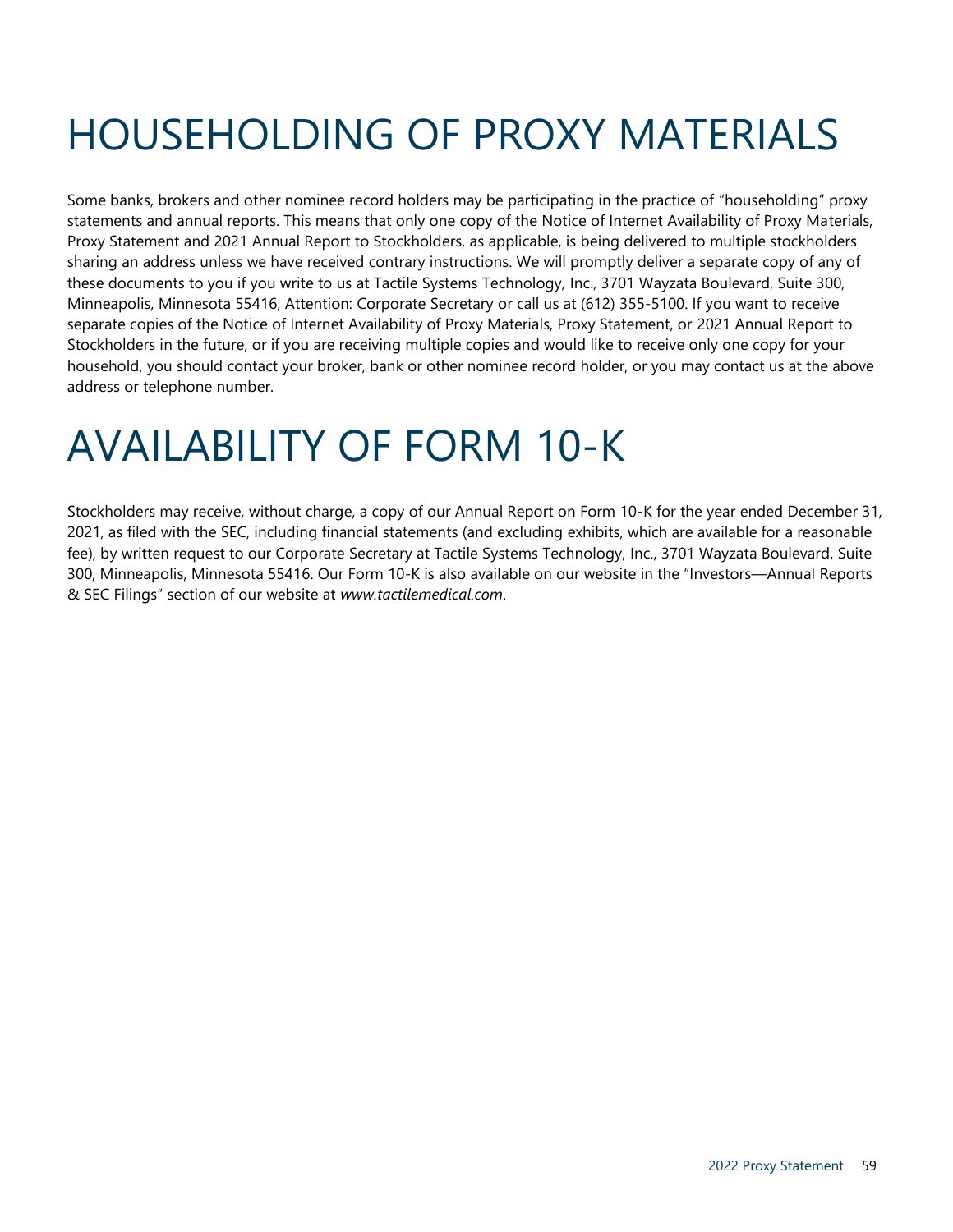# HOUSEHOLDING OF PROXY MATERIALS

Some banks, brokers and other nominee record holders may be participating in the practice of "householding" proxy statements and annual reports. This means that only one copy of the Notice of Internet Availability of Proxy Materials, Proxy Statement and 2021 Annual Report to Stockholders, as applicable, is being delivered to multiple stockholders sharing an address unless we have received contrary instructions. We will promptly deliver a separate copy of any of these documents to you if you write to us at Tactile Systems Technology, Inc., 3701 Wayzata Boulevard, Suite 300, Minneapolis, Minnesota 55416, Attention: Corporate Secretary or call us at (612) 355-5100. If you want to receive separate copies of the Notice of Internet Availability of Proxy Materials, Proxy Statement, or 2021 Annual Report to Stockholders in the future, or if you are receiving multiple copies and would like to receive only one copy for your household, you should contact your broker, bank or other nominee record holder, or you may contact us at the above address or telephone number.

# AVAILABILITY OF FORM 10-K

Stockholders may receive, without charge, a copy of our Annual Report on Form 10-K for the year ended December 31, 2021, as filed with the SEC, including financial statements (and excluding exhibits, which are available for a reasonable fee), by written request to our Corporate Secretary at Tactile Systems Technology, Inc., 3701 Wayzata Boulevard, Suite 300, Minneapolis, Minnesota 55416. Our Form 10-K is also available on our website in the "Investors—Annual Reports & SEC Filings" section of our website at *www.tactilemedical.com*.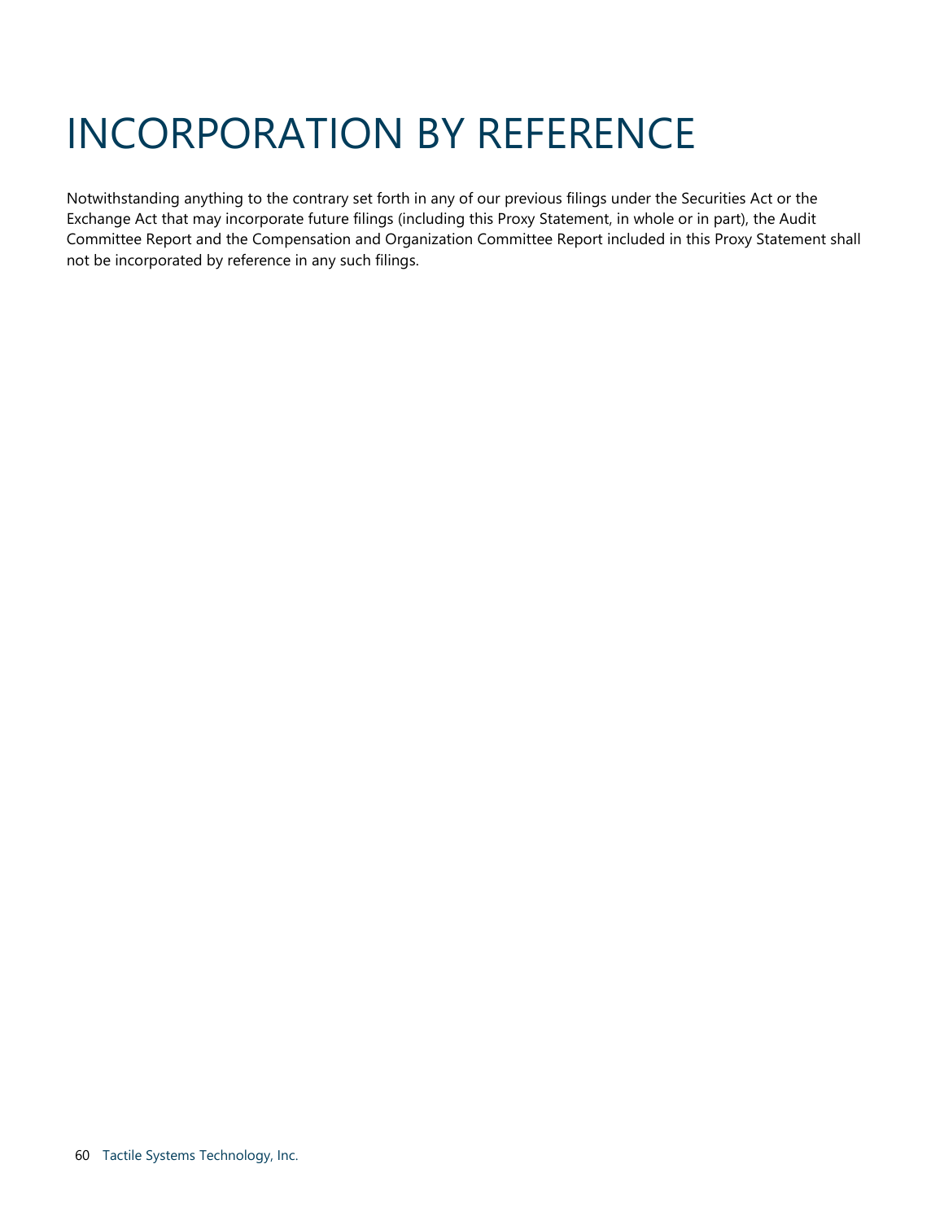# INCORPORATION BY REFERENCE

Notwithstanding anything to the contrary set forth in any of our previous filings under the Securities Act or the Exchange Act that may incorporate future filings (including this Proxy Statement, in whole or in part), the Audit Committee Report and the Compensation and Organization Committee Report included in this Proxy Statement shall not be incorporated by reference in any such filings.